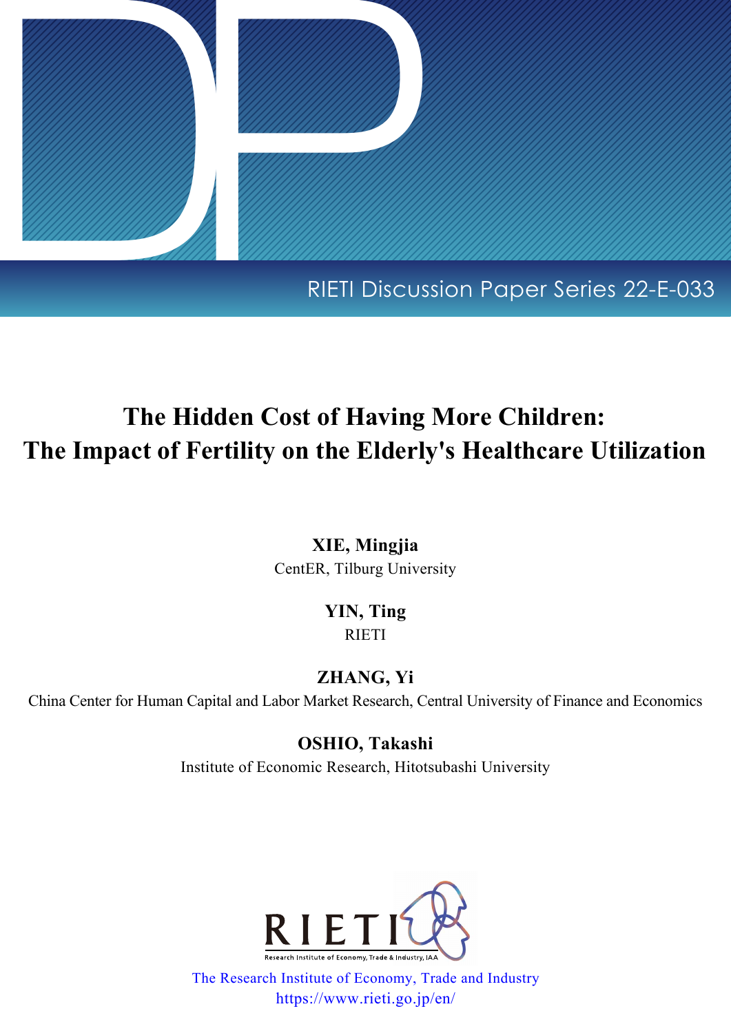RIETI Discussion Paper Series 22-E-033

# The Hidden Cost of Having More Children: The Impact of Fertility on the Elderly's Healthcare Utilization

**XIE, Mingjia**
CentER, Tilburg University

**YIN, Ting**
RIETI

**ZHANG, Yi**
China Center for Human Capital and Labor Market Research, Central University of Finance and Economics

**OSHIO, Takashi**
Institute of Economic Research, Hitotsubashi University

RIETI
Research Institute of Economy, Trade & Industry, IAA

The Research Institute of Economy, Trade and Industry
https://www.rieti.go.jp/en/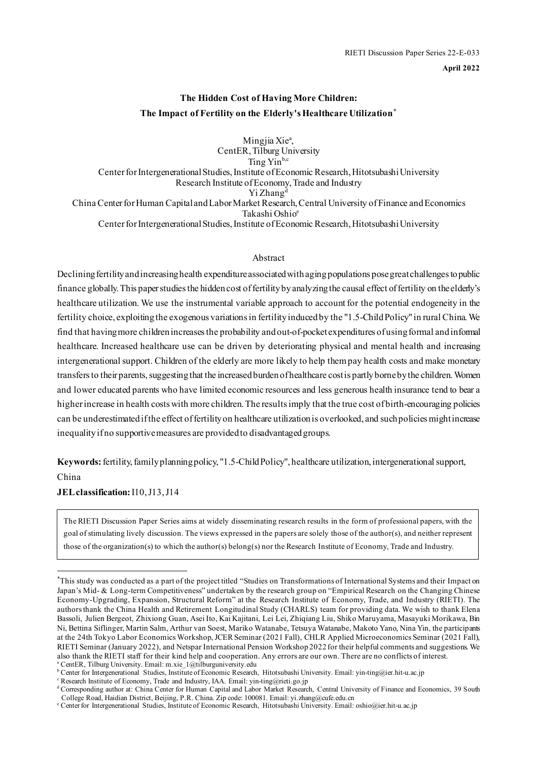RIETI Discussion Paper Series 22-E-033

**April 2022**

**The Hidden Cost of Having More Children:**
**The Impact of Fertility on the Elderly's Healthcare Utilization***

Mingjia Xie[a],
CentER, Tilburg University
Ting Yin[b,c]
Center for Intergenerational Studies, Institute of Economic Research, Hitotsubashi University
Research Institute of Economy, Trade and Industry
Yi Zhang[d]
China Center for Human Capital and Labor Market Research, Central University of Finance and Economics
Takashi Oshio[e]
Center for Intergenerational Studies, Institute of Economic Research, Hitotsubashi University

## Abstract

Declining fertility and increasing health expenditure associated with aging populations pose great challenges to public finance globally. This paper studies the hidden cost of fertility by analyzing the causal effect of fertility on the elderly's healthcare utilization. We use the instrumental variable approach to account for the potential endogeneity in the fertility choice, exploiting the exogenous variations in fertility induced by the "1.5-Child Policy" in rural China. We find that having more children increases the probability and out-of-pocket expenditures of using formal and informal healthcare. Increased healthcare use can be driven by deteriorating physical and mental health and increasing intergenerational support. Children of the elderly are more likely to help them pay health costs and make monetary transfers to their parents, suggesting that the increased burden of healthcare cost is partly borne by the children. Women and lower educated parents who have limited economic resources and less generous health insurance tend to bear a higher increase in health costs with more children. The results imply that the true cost of birth-encouraging policies can be underestimated if the effect of fertility on healthcare utilization is overlooked, and such policies might increase inequality if no supportive measures are provided to disadvantaged groups.

**Keywords:** fertility, family planning policy, "1.5-Child Policy", healthcare utilization, intergenerational support, China

**JEL classification:** I10, J13, J14

The RIETI Discussion Paper Series aims at widely disseminating research results in the form of professional papers, with the goal of stimulating lively discussion. The views expressed in the papers are solely those of the author(s), and neither represent those of the organization(s) to which the author(s) belong(s) nor the Research Institute of Economy, Trade and Industry.

---

*This study was conducted as a part of the project titled "Studies on Transformations of International Systems and their Impact on Japan's Mid- & Long-term Competitiveness" undertaken by the research group on "Empirical Research on the Changing Chinese Economy-Upgrading, Expansion, Structural Reform" at the Research Institute of Economy, Trade, and Industry (RIETI). The authors thank the China Health and Retirement Longitudinal Study (CHARLS) team for providing data. We wish to thank Elena Bassoli, Julien Bergeot, Zhixiong Guan, Asei Ito, Kai Kajitani, Lei Lei, Zhiqiang Liu, Shiko Maruyama, Masayuki Morikawa, Bin Ni, Bettina Siflinger, Martin Salm, Arthur van Soest, Mariko Watanabe, Tetsuya Watanabe, Makoto Yano, Nina Yin, the participants at the 24th Tokyo Labor Economics Workshop, JCER Seminar (2021 Fall), CHLR Applied Microeconomics Seminar (2021 Fall), RIETI Seminar (January 2022), and Netspar International Pension Workshop 2022 for their helpful comments and suggestions. We also thank the RIETI staff for their kind help and cooperation. Any errors are our own. There are no conflicts of interest.

[a] CentER, Tilburg University. Email: m.xie_1@tilburguniversity.edu

[b] Center for Intergenerational Studies, Institute of Economic Research, Hitotsubashi University. Email: yin-ting@ier.hit-u.ac.jp

[c] Research Institute of Economy, Trade and Industry, IAA. Email: yin-ting@rieti.go.jp

[d] Corresponding author at: China Center for Human Capital and Labor Market Research, Central University of Finance and Economics, 39 South College Road, Haidian District, Beijing, P.R. China. Zip code: 100081. Email: yi.zhang@cufe.edu.cn

[e] Center for Intergenerational Studies, Institute of Economic Research, Hitotsubashi University. Email: oshio@ier.hit-u.ac.jp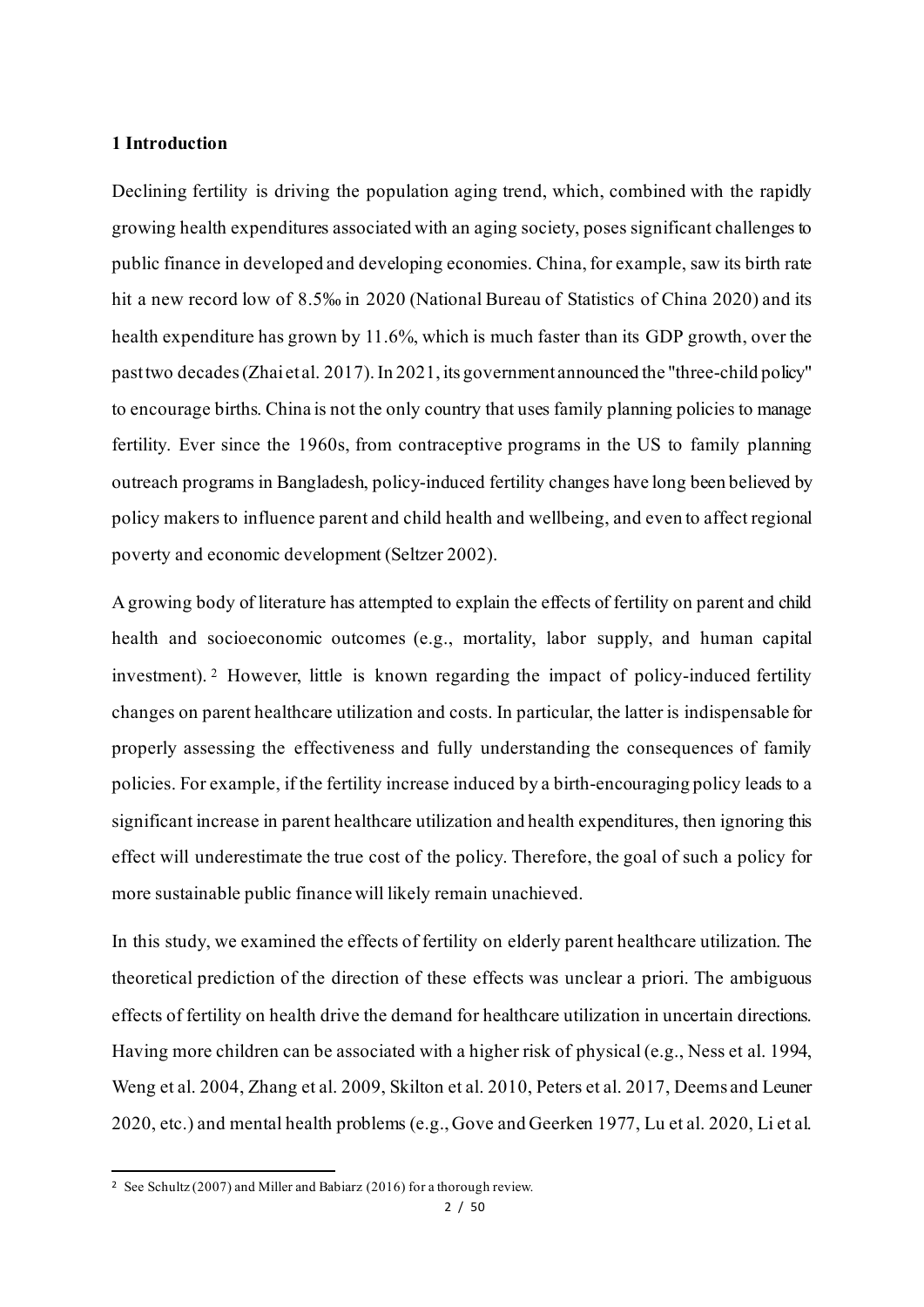## 1 Introduction

Declining fertility is driving the population aging trend, which, combined with the rapidly growing health expenditures associated with an aging society, poses significant challenges to public finance in developed and developing economies. China, for example, saw its birth rate hit a new record low of 8.5‰ in 2020 (National Bureau of Statistics of China 2020) and its health expenditure has grown by 11.6%, which is much faster than its GDP growth, over the past two decades (Zhai et al. 2017). In 2021, its government announced the "three-child policy" to encourage births. China is not the only country that uses family planning policies to manage fertility. Ever since the 1960s, from contraceptive programs in the US to family planning outreach programs in Bangladesh, policy-induced fertility changes have long been believed by policy makers to influence parent and child health and wellbeing, and even to affect regional poverty and economic development (Seltzer 2002).

A growing body of literature has attempted to explain the effects of fertility on parent and child health and socioeconomic outcomes (e.g., mortality, labor supply, and human capital investment). [2] However, little is known regarding the impact of policy-induced fertility changes on parent healthcare utilization and costs. In particular, the latter is indispensable for properly assessing the effectiveness and fully understanding the consequences of family policies. For example, if the fertility increase induced by a birth-encouraging policy leads to a significant increase in parent healthcare utilization and health expenditures, then ignoring this effect will underestimate the true cost of the policy. Therefore, the goal of such a policy for more sustainable public finance will likely remain unachieved.

In this study, we examined the effects of fertility on elderly parent healthcare utilization. The theoretical prediction of the direction of these effects was unclear a priori. The ambiguous effects of fertility on health drive the demand for healthcare utilization in uncertain directions. Having more children can be associated with a higher risk of physical (e.g., Ness et al. 1994, Weng et al. 2004, Zhang et al. 2009, Skilton et al. 2010, Peters et al. 2017, Deems and Leuner 2020, etc.) and mental health problems (e.g., Gove and Geerken 1977, Lu et al. 2020, Li et al.

[2] See Schultz (2007) and Miller and Babiarz (2016) for a thorough review.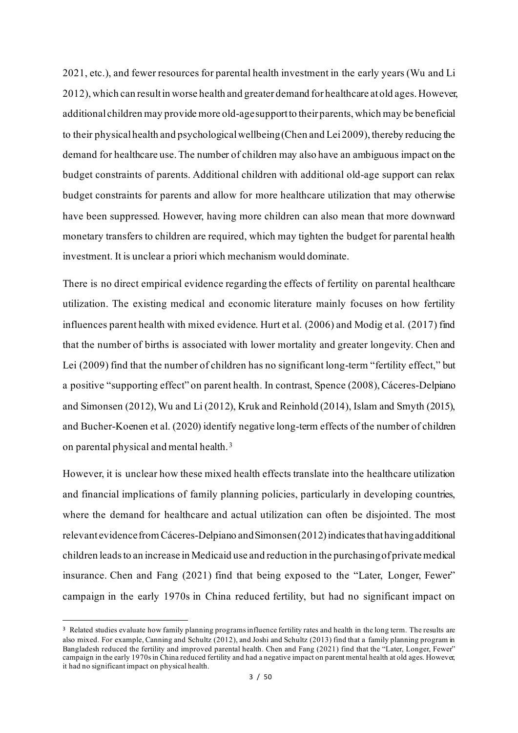2021, etc.), and fewer resources for parental health investment in the early years (Wu and Li 2012), which can result in worse health and greater demand for healthcare at old ages. However, additional children may provide more old-age support to their parents, which may be beneficial to their physical health and psychological wellbeing (Chen and Lei 2009), thereby reducing the demand for healthcare use. The number of children may also have an ambiguous impact on the budget constraints of parents. Additional children with additional old-age support can relax budget constraints for parents and allow for more healthcare utilization that may otherwise have been suppressed. However, having more children can also mean that more downward monetary transfers to children are required, which may tighten the budget for parental health investment. It is unclear a priori which mechanism would dominate.

There is no direct empirical evidence regarding the effects of fertility on parental healthcare utilization. The existing medical and economic literature mainly focuses on how fertility influences parent health with mixed evidence. Hurt et al. (2006) and Modig et al. (2017) find that the number of births is associated with lower mortality and greater longevity. Chen and Lei (2009) find that the number of children has no significant long-term "fertility effect," but a positive "supporting effect" on parent health. In contrast, Spence (2008), Cáceres-Delpiano and Simonsen (2012), Wu and Li (2012), Kruk and Reinhold (2014), Islam and Smyth (2015), and Bucher-Koenen et al. (2020) identify negative long-term effects of the number of children on parental physical and mental health.[3]

However, it is unclear how these mixed health effects translate into the healthcare utilization and financial implications of family planning policies, particularly in developing countries, where the demand for healthcare and actual utilization can often be disjointed. The most relevant evidence from Cáceres-Delpiano and Simonsen (2012) indicates that having additional children leads to an increase in Medicaid use and reduction in the purchasing of private medical insurance. Chen and Fang (2021) find that being exposed to the "Later, Longer, Fewer" campaign in the early 1970s in China reduced fertility, but had no significant impact on

[3] Related studies evaluate how family planning programs influence fertility rates and health in the long term. The results are also mixed. For example, Canning and Schultz (2012), and Joshi and Schultz (2013) find that a family planning program in Bangladesh reduced the fertility and improved parental health. Chen and Fang (2021) find that the "Later, Longer, Fewer" campaign in the early 1970s in China reduced fertility and had a negative impact on parent mental health at old ages. However, it had no significant impact on physical health.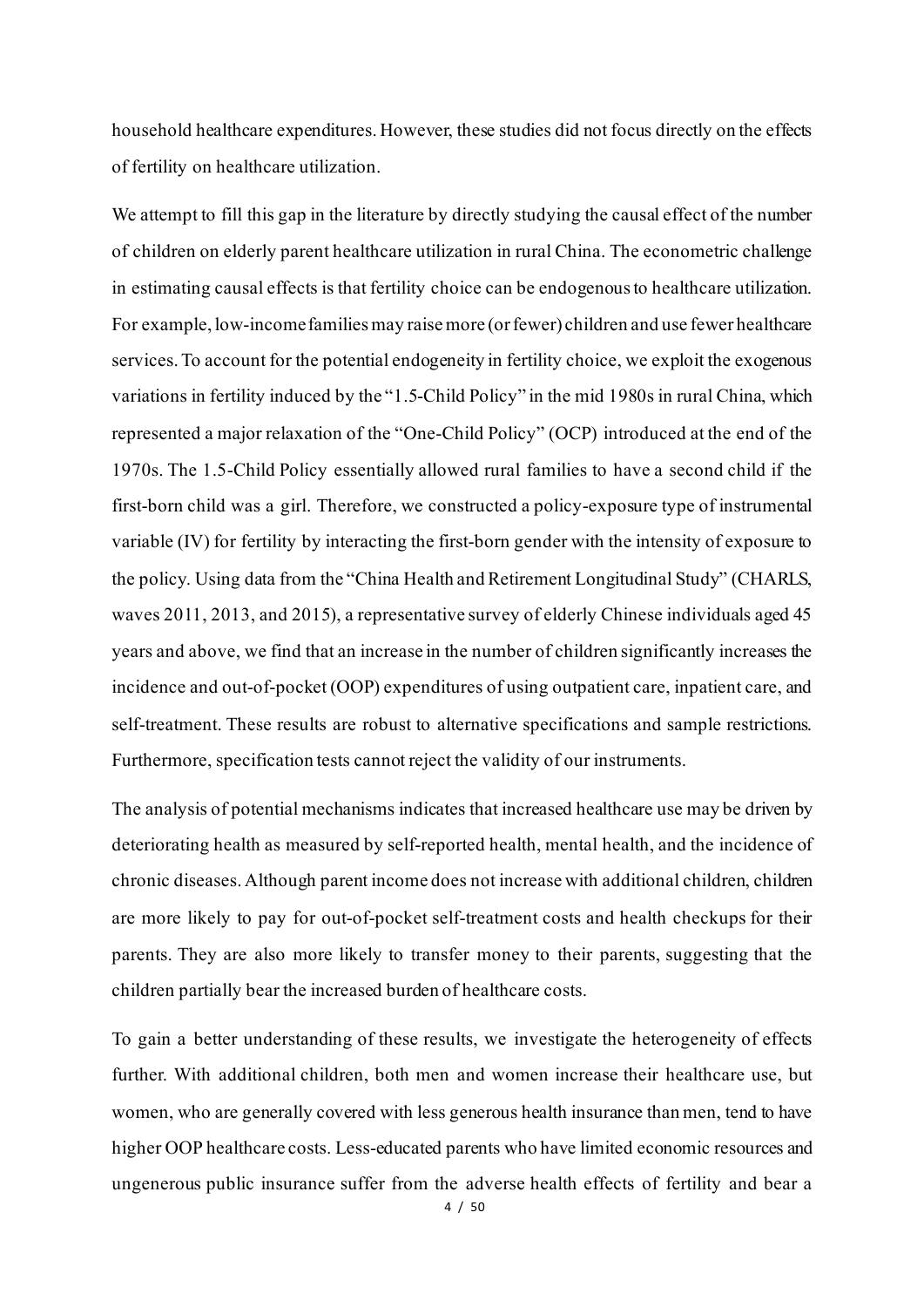household healthcare expenditures. However, these studies did not focus directly on the effects of fertility on healthcare utilization.

We attempt to fill this gap in the literature by directly studying the causal effect of the number of children on elderly parent healthcare utilization in rural China. The econometric challenge in estimating causal effects is that fertility choice can be endogenous to healthcare utilization. For example, low-income families may raise more (or fewer) children and use fewer healthcare services. To account for the potential endogeneity in fertility choice, we exploit the exogenous variations in fertility induced by the "1.5-Child Policy" in the mid 1980s in rural China, which represented a major relaxation of the "One-Child Policy" (OCP) introduced at the end of the 1970s. The 1.5-Child Policy essentially allowed rural families to have a second child if the first-born child was a girl. Therefore, we constructed a policy-exposure type of instrumental variable (IV) for fertility by interacting the first-born gender with the intensity of exposure to the policy. Using data from the "China Health and Retirement Longitudinal Study" (CHARLS, waves 2011, 2013, and 2015), a representative survey of elderly Chinese individuals aged 45 years and above, we find that an increase in the number of children significantly increases the incidence and out-of-pocket (OOP) expenditures of using outpatient care, inpatient care, and self-treatment. These results are robust to alternative specifications and sample restrictions. Furthermore, specification tests cannot reject the validity of our instruments.

The analysis of potential mechanisms indicates that increased healthcare use may be driven by deteriorating health as measured by self-reported health, mental health, and the incidence of chronic diseases. Although parent income does not increase with additional children, children are more likely to pay for out-of-pocket self-treatment costs and health checkups for their parents. They are also more likely to transfer money to their parents, suggesting that the children partially bear the increased burden of healthcare costs.

To gain a better understanding of these results, we investigate the heterogeneity of effects further. With additional children, both men and women increase their healthcare use, but women, who are generally covered with less generous health insurance than men, tend to have higher OOP healthcare costs. Less-educated parents who have limited economic resources and ungenerous public insurance suffer from the adverse health effects of fertility and bear a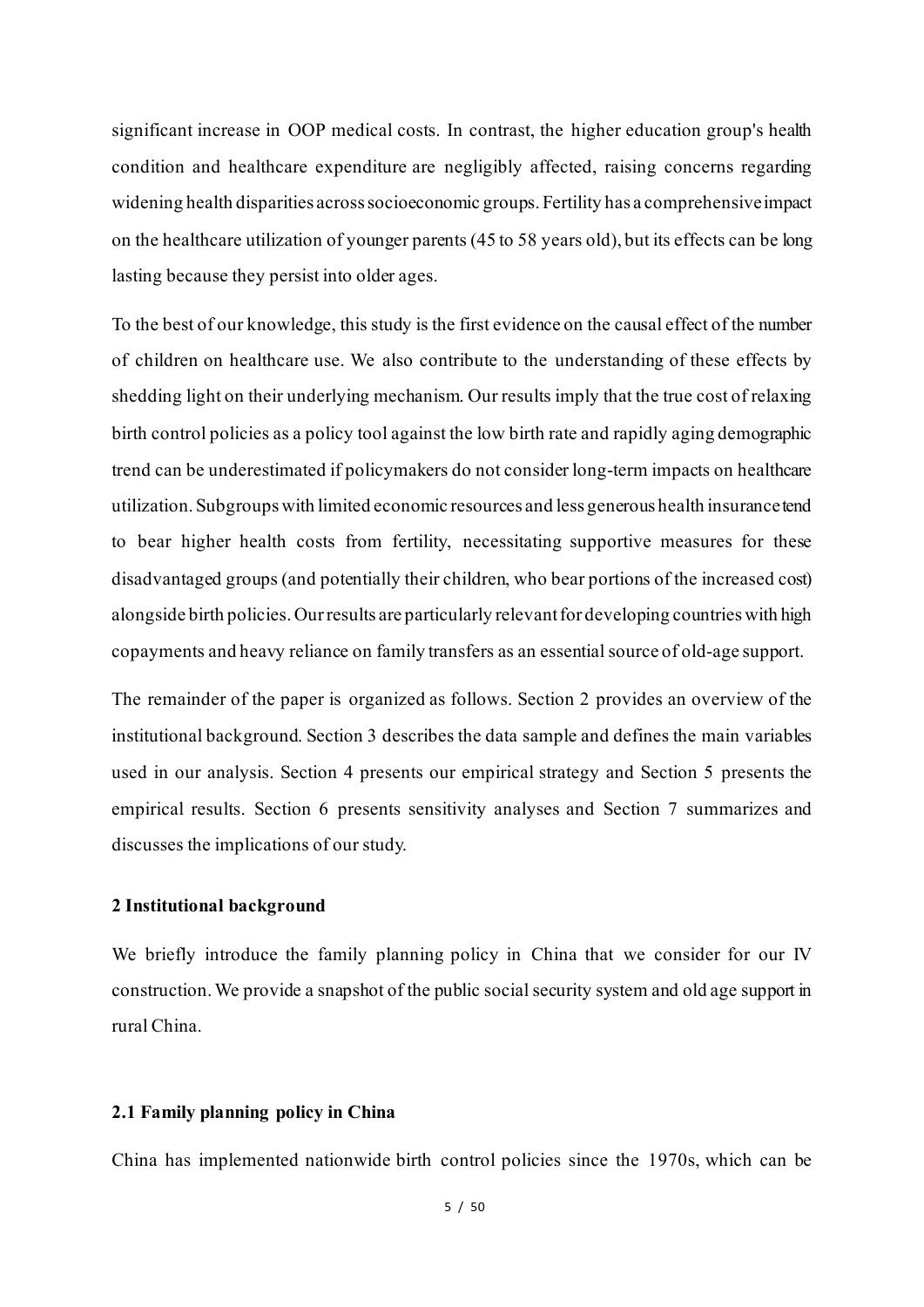significant increase in OOP medical costs. In contrast, the higher education group's health condition and healthcare expenditure are negligibly affected, raising concerns regarding widening health disparities across socioeconomic groups. Fertility has a comprehensive impact on the healthcare utilization of younger parents (45 to 58 years old), but its effects can be long lasting because they persist into older ages.

To the best of our knowledge, this study is the first evidence on the causal effect of the number of children on healthcare use. We also contribute to the understanding of these effects by shedding light on their underlying mechanism. Our results imply that the true cost of relaxing birth control policies as a policy tool against the low birth rate and rapidly aging demographic trend can be underestimated if policymakers do not consider long-term impacts on healthcare utilization. Subgroups with limited economic resources and less generous health insurance tend to bear higher health costs from fertility, necessitating supportive measures for these disadvantaged groups (and potentially their children, who bear portions of the increased cost) alongside birth policies. Our results are particularly relevant for developing countries with high copayments and heavy reliance on family transfers as an essential source of old-age support.

The remainder of the paper is organized as follows. Section 2 provides an overview of the institutional background. Section 3 describes the data sample and defines the main variables used in our analysis. Section 4 presents our empirical strategy and Section 5 presents the empirical results. Section 6 presents sensitivity analyses and Section 7 summarizes and discusses the implications of our study.

## 2 Institutional background

We briefly introduce the family planning policy in China that we consider for our IV construction. We provide a snapshot of the public social security system and old age support in rural China.

### 2.1 Family planning policy in China

China has implemented nationwide birth control policies since the 1970s, which can be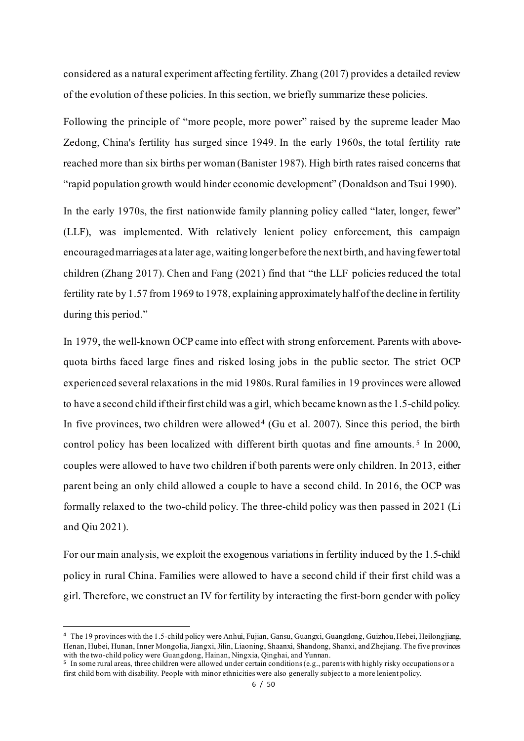considered as a natural experiment affecting fertility. Zhang (2017) provides a detailed review of the evolution of these policies. In this section, we briefly summarize these policies.

Following the principle of "more people, more power" raised by the supreme leader Mao Zedong, China's fertility has surged since 1949. In the early 1960s, the total fertility rate reached more than six births per woman (Banister 1987). High birth rates raised concerns that "rapid population growth would hinder economic development" (Donaldson and Tsui 1990).

In the early 1970s, the first nationwide family planning policy called "later, longer, fewer" (LLF), was implemented. With relatively lenient policy enforcement, this campaign encouraged marriages at a later age, waiting longer before the next birth, and having fewer total children (Zhang 2017). Chen and Fang (2021) find that "the LLF policies reduced the total fertility rate by 1.57 from 1969 to 1978, explaining approximately half of the decline in fertility during this period."

In 1979, the well-known OCP came into effect with strong enforcement. Parents with above-quota births faced large fines and risked losing jobs in the public sector. The strict OCP experienced several relaxations in the mid 1980s. Rural families in 19 provinces were allowed to have a second child if their first child was a girl, which became known as the 1.5-child policy. In five provinces, two children were allowed[4] (Gu et al. 2007). Since this period, the birth control policy has been localized with different birth quotas and fine amounts.[5] In 2000, couples were allowed to have two children if both parents were only children. In 2013, either parent being an only child allowed a couple to have a second child. In 2016, the OCP was formally relaxed to the two-child policy. The three-child policy was then passed in 2021 (Li and Qiu 2021).

For our main analysis, we exploit the exogenous variations in fertility induced by the 1.5-child policy in rural China. Families were allowed to have a second child if their first child was a girl. Therefore, we construct an IV for fertility by interacting the first-born gender with policy

---

[4] The 19 provinces with the 1.5-child policy were Anhui, Fujian, Gansu, Guangxi, Guangdong, Guizhou, Hebei, Heilongjiang, Henan, Hubei, Hunan, Inner Mongolia, Jiangxi, Jilin, Liaoning, Shaanxi, Shandong, Shanxi, and Zhejiang. The five provinces with the two-child policy were Guangdong, Hainan, Ningxia, Qinghai, and Yunnan.

[5] In some rural areas, three children were allowed under certain conditions (e.g., parents with highly risky occupations or a first child born with disability. People with minor ethnicities were also generally subject to a more lenient policy.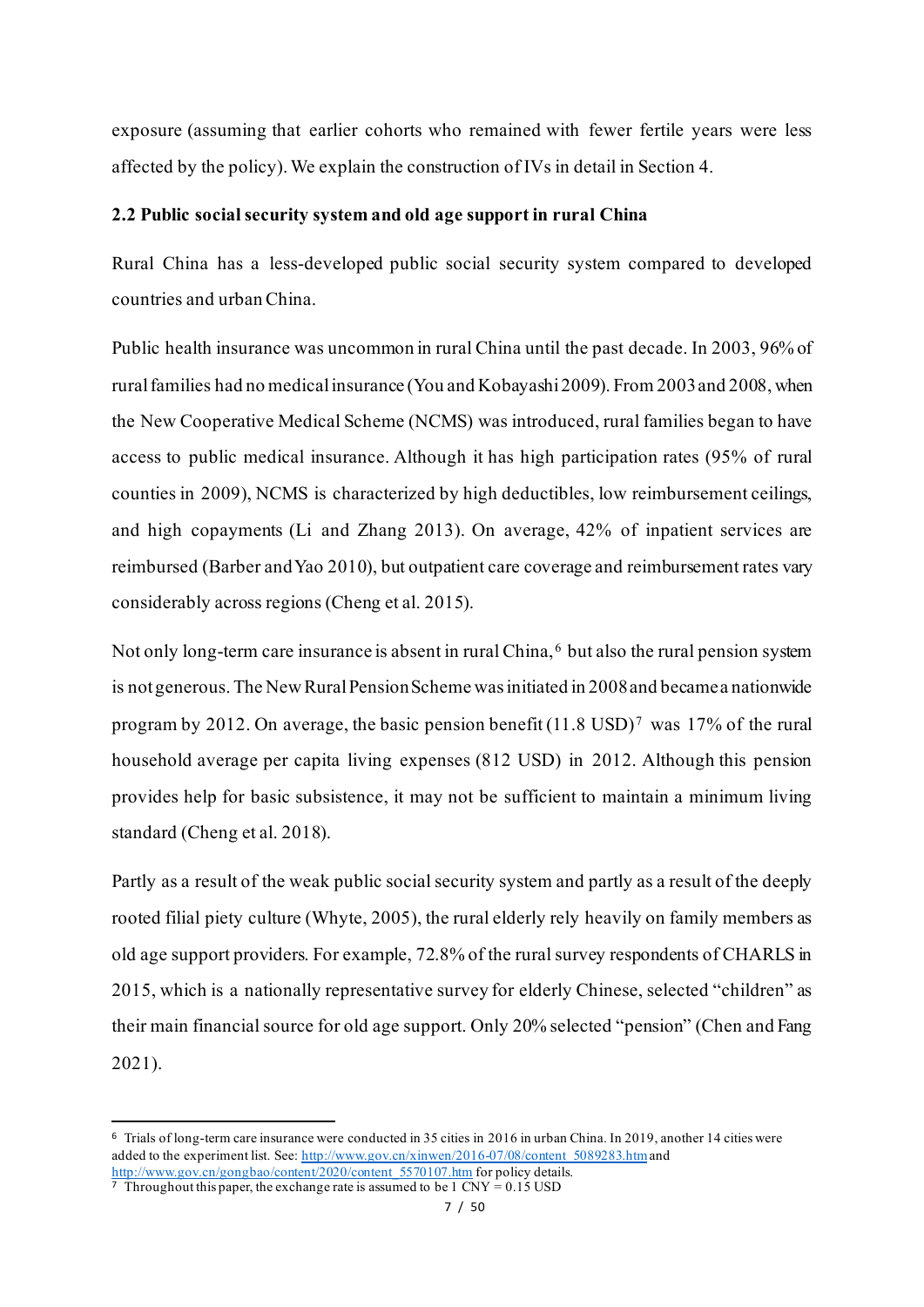exposure (assuming that earlier cohorts who remained with fewer fertile years were less affected by the policy). We explain the construction of IVs in detail in Section 4.

### 2.2 Public social security system and old age support in rural China

Rural China has a less-developed public social security system compared to developed countries and urban China.

Public health insurance was uncommon in rural China until the past decade. In 2003, 96% of rural families had no medical insurance (You and Kobayashi 2009). From 2003 and 2008, when the New Cooperative Medical Scheme (NCMS) was introduced, rural families began to have access to public medical insurance. Although it has high participation rates (95% of rural counties in 2009), NCMS is characterized by high deductibles, low reimbursement ceilings, and high copayments (Li and Zhang 2013). On average, 42% of inpatient services are reimbursed (Barber and Yao 2010), but outpatient care coverage and reimbursement rates vary considerably across regions (Cheng et al. 2015).

Not only long-term care insurance is absent in rural China,[6] but also the rural pension system is not generous. The New Rural Pension Scheme was initiated in 2008 and became a nationwide program by 2012. On average, the basic pension benefit (11.8 USD)[7] was 17% of the rural household average per capita living expenses (812 USD) in 2012. Although this pension provides help for basic subsistence, it may not be sufficient to maintain a minimum living standard (Cheng et al. 2018).

Partly as a result of the weak public social security system and partly as a result of the deeply rooted filial piety culture (Whyte, 2005), the rural elderly rely heavily on family members as old age support providers. For example, 72.8% of the rural survey respondents of CHARLS in 2015, which is a nationally representative survey for elderly Chinese, selected "children" as their main financial source for old age support. Only 20% selected "pension" (Chen and Fang 2021).

---

[6] Trials of long-term care insurance were conducted in 35 cities in 2016 in urban China. In 2019, another 14 cities were added to the experiment list. See: http://www.gov.cn/xinwen/2016-07/08/content_5089283.htm and http://www.gov.cn/gongbao/content/2020/content_5570107.htm for policy details.

[7] Throughout this paper, the exchange rate is assumed to be 1 CNY = 0.15 USD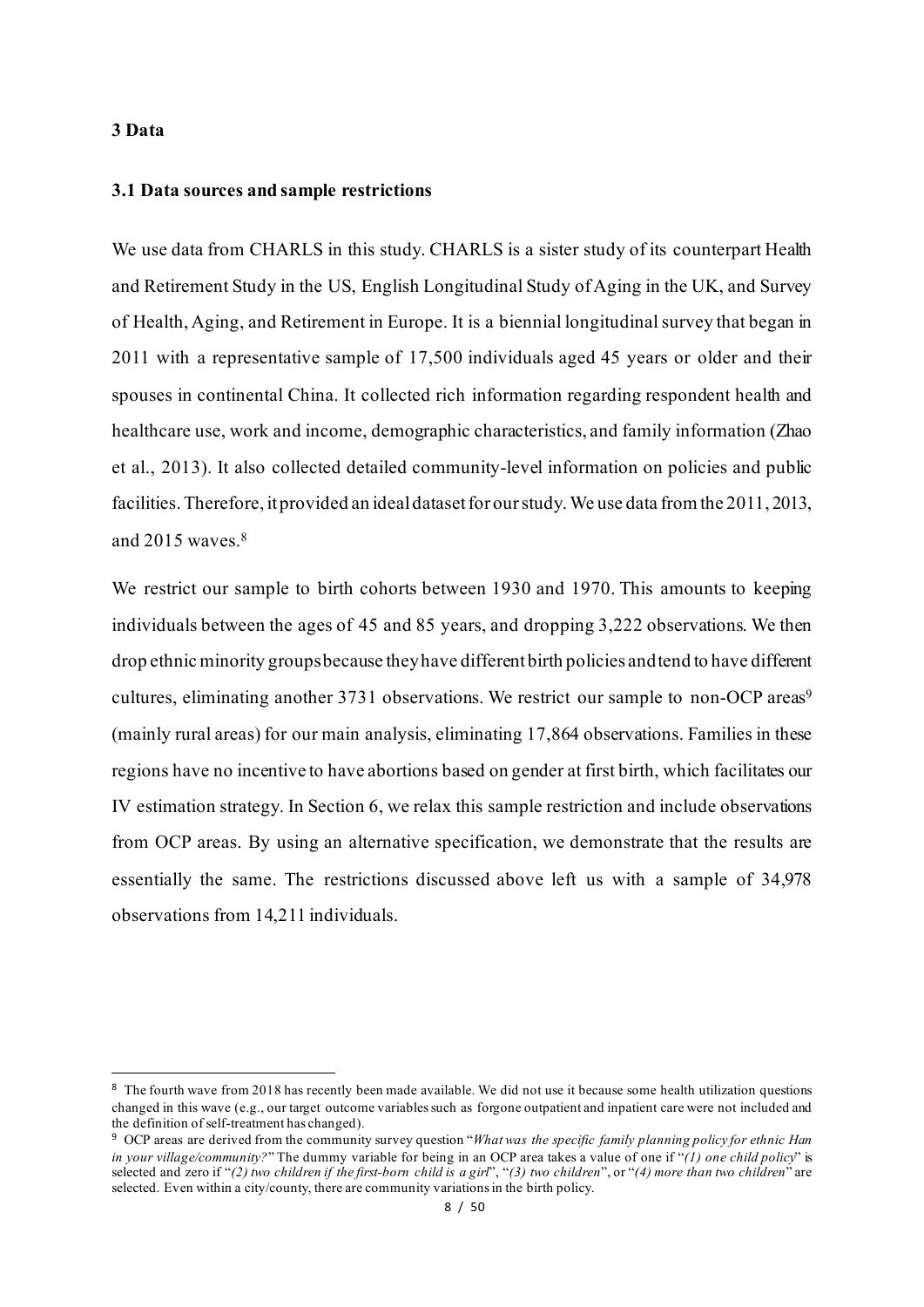## 3 Data

### 3.1 Data sources and sample restrictions

We use data from CHARLS in this study. CHARLS is a sister study of its counterpart Health and Retirement Study in the US, English Longitudinal Study of Aging in the UK, and Survey of Health, Aging, and Retirement in Europe. It is a biennial longitudinal survey that began in 2011 with a representative sample of 17,500 individuals aged 45 years or older and their spouses in continental China. It collected rich information regarding respondent health and healthcare use, work and income, demographic characteristics, and family information (Zhao et al., 2013). It also collected detailed community-level information on policies and public facilities. Therefore, it provided an ideal dataset for our study. We use data from the 2011, 2013, and 2015 waves.[8]

We restrict our sample to birth cohorts between 1930 and 1970. This amounts to keeping individuals between the ages of 45 and 85 years, and dropping 3,222 observations. We then drop ethnic minority groups because they have different birth policies and tend to have different cultures, eliminating another 3731 observations. We restrict our sample to non-OCP areas[9] (mainly rural areas) for our main analysis, eliminating 17,864 observations. Families in these regions have no incentive to have abortions based on gender at first birth, which facilitates our IV estimation strategy. In Section 6, we relax this sample restriction and include observations from OCP areas. By using an alternative specification, we demonstrate that the results are essentially the same. The restrictions discussed above left us with a sample of 34,978 observations from 14,211 individuals.

---

[8] The fourth wave from 2018 has recently been made available. We did not use it because some health utilization questions changed in this wave (e.g., our target outcome variables such as forgone outpatient and inpatient care were not included and the definition of self-treatment has changed).

[9] OCP areas are derived from the community survey question "*What was the specific family planning policy for ethnic Han in your village/community?*" The dummy variable for being in an OCP area takes a value of one if "*(1) one child policy*" is selected and zero if "*(2) two children if the first-born child is a girl*", "*(3) two children*", or "*(4) more than two children*" are selected. Even within a city/county, there are community variations in the birth policy.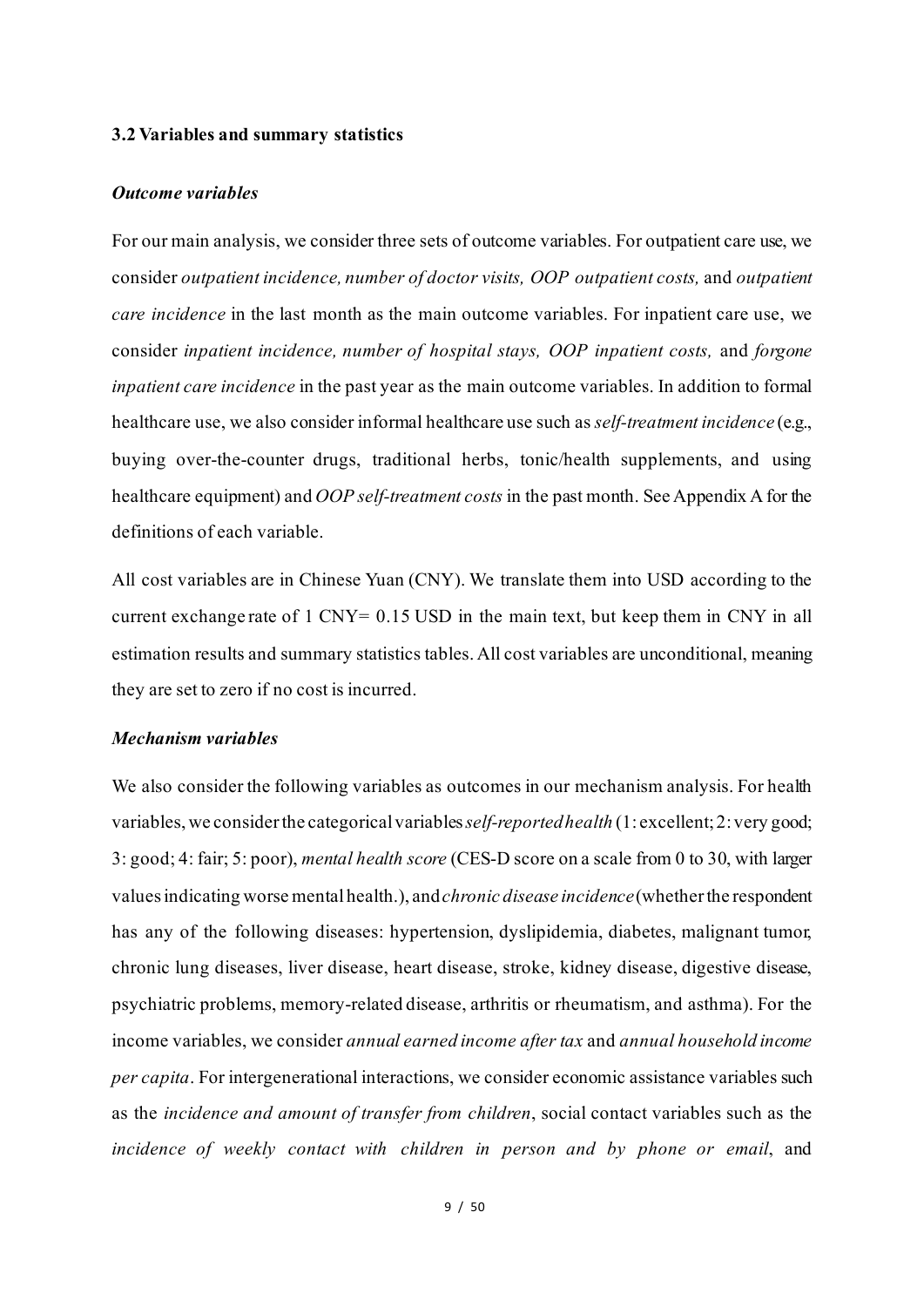### 3.2 Variables and summary statistics

***Outcome variables***

For our main analysis, we consider three sets of outcome variables. For outpatient care use, we consider *outpatient incidence, number of doctor visits, OOP outpatient costs,* and *outpatient care incidence* in the last month as the main outcome variables. For inpatient care use, we consider *inpatient incidence, number of hospital stays, OOP inpatient costs,* and *forgone inpatient care incidence* in the past year as the main outcome variables. In addition to formal healthcare use, we also consider informal healthcare use such as *self-treatment incidence* (e.g., buying over-the-counter drugs, traditional herbs, tonic/health supplements, and using healthcare equipment) and *OOP self-treatment costs* in the past month. See Appendix A for the definitions of each variable.

All cost variables are in Chinese Yuan (CNY). We translate them into USD according to the current exchange rate of 1 CNY= 0.15 USD in the main text, but keep them in CNY in all estimation results and summary statistics tables. All cost variables are unconditional, meaning they are set to zero if no cost is incurred.

***Mechanism variables***

We also consider the following variables as outcomes in our mechanism analysis. For health variables, we consider the categorical variables *self-reported health* (1: excellent; 2: very good; 3: good; 4: fair; 5: poor), *mental health score* (CES-D score on a scale from 0 to 30, with larger values indicating worse mental health.), and *chronic disease incidence* (whether the respondent has any of the following diseases: hypertension, dyslipidemia, diabetes, malignant tumor, chronic lung diseases, liver disease, heart disease, stroke, kidney disease, digestive disease, psychiatric problems, memory-related disease, arthritis or rheumatism, and asthma). For the income variables, we consider *annual earned income after tax* and *annual household income per capita*. For intergenerational interactions, we consider economic assistance variables such as the *incidence and amount of transfer from children*, social contact variables such as the *incidence of weekly contact with children in person and by phone or email*, and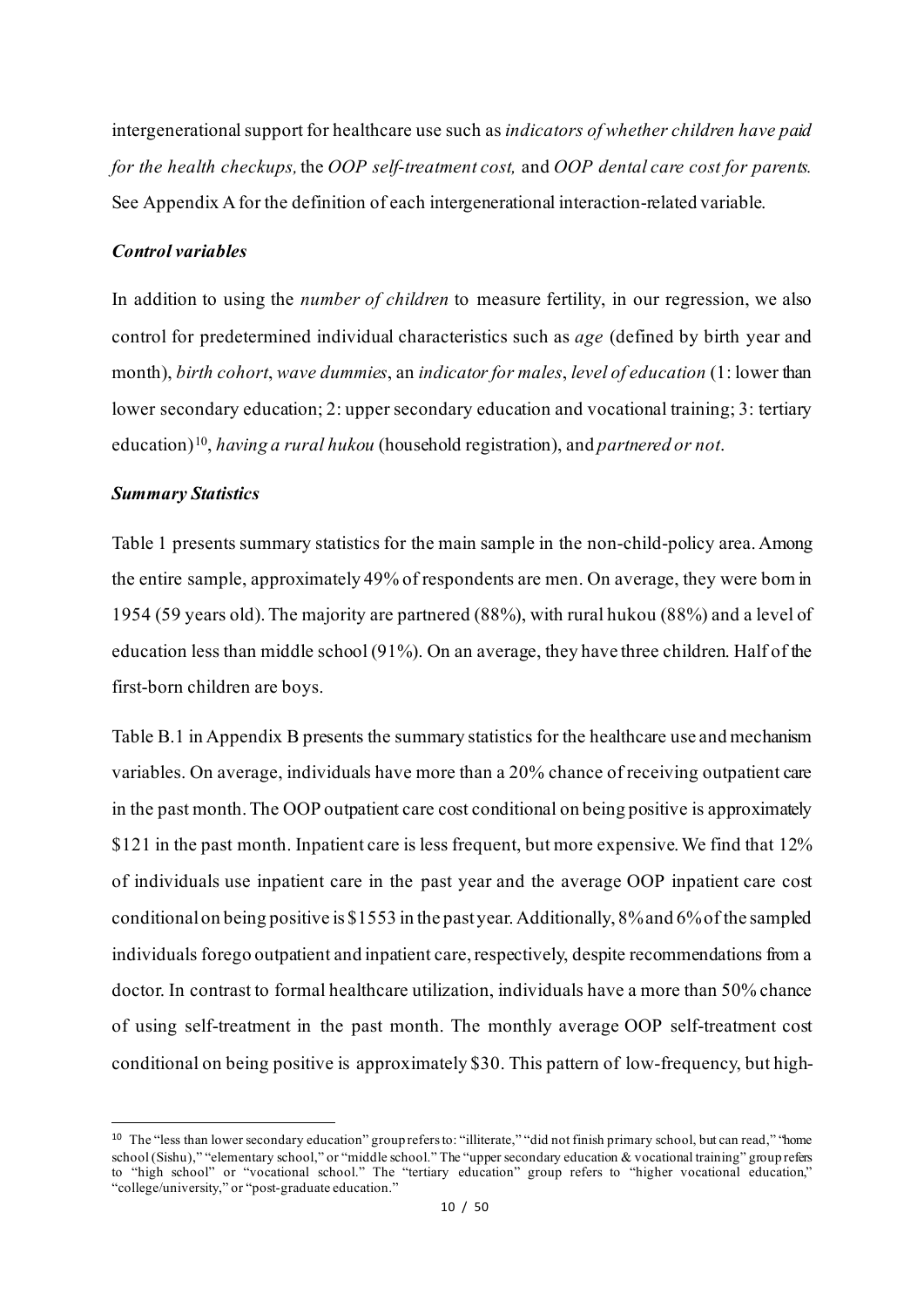intergenerational support for healthcare use such as *indicators of whether children have paid for the health checkups,* the *OOP self-treatment cost,* and *OOP dental care cost for parents.* See Appendix A for the definition of each intergenerational interaction-related variable.

***Control variables***

In addition to using the *number of children* to measure fertility, in our regression, we also control for predetermined individual characteristics such as *age* (defined by birth year and month), *birth cohort*, *wave dummies*, an *indicator for males*, *level of education* (1: lower than lower secondary education; 2: upper secondary education and vocational training; 3: tertiary education)[10], *having a rural hukou* (household registration), and *partnered or not*.

***Summary Statistics***

Table 1 presents summary statistics for the main sample in the non-child-policy area. Among the entire sample, approximately 49% of respondents are men. On average, they were born in 1954 (59 years old). The majority are partnered (88%), with rural hukou (88%) and a level of education less than middle school (91%). On an average, they have three children. Half of the first-born children are boys.

Table B.1 in Appendix B presents the summary statistics for the healthcare use and mechanism variables. On average, individuals have more than a 20% chance of receiving outpatient care in the past month. The OOP outpatient care cost conditional on being positive is approximately $121 in the past month. Inpatient care is less frequent, but more expensive. We find that 12% of individuals use inpatient care in the past year and the average OOP inpatient care cost conditional on being positive is $1553 in the past year. Additionally, 8% and 6% of the sampled individuals forego outpatient and inpatient care, respectively, despite recommendations from a doctor. In contrast to formal healthcare utilization, individuals have a more than 50% chance of using self-treatment in the past month. The monthly average OOP self-treatment cost conditional on being positive is approximately $30. This pattern of low-frequency, but high-

[10] The "less than lower secondary education" group refers to: "illiterate," "did not finish primary school, but can read," "home school (Sishu)," "elementary school," or "middle school." The "upper secondary education & vocational training" group refers to "high school" or "vocational school." The "tertiary education" group refers to "higher vocational education," "college/university," or "post-graduate education."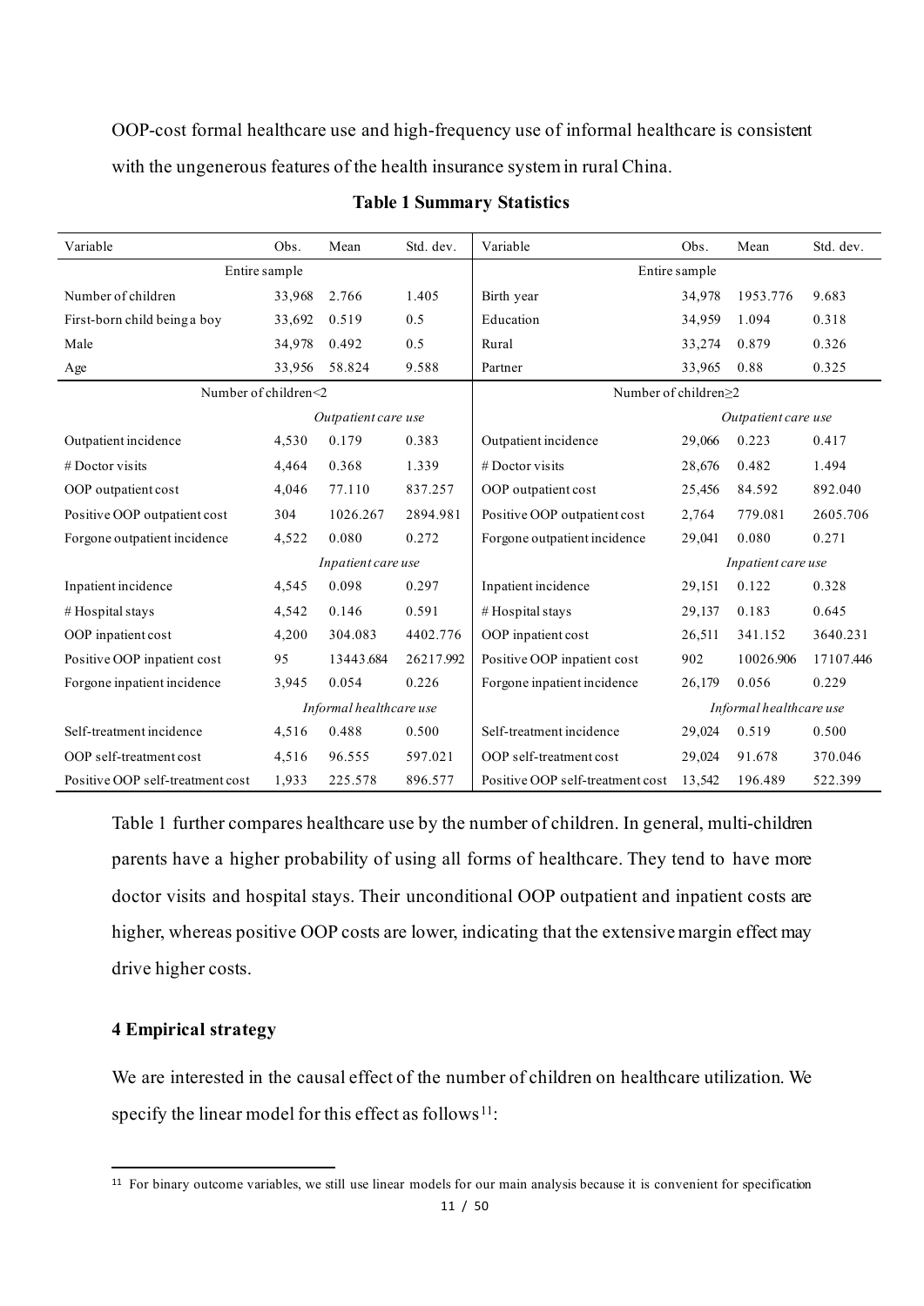OOP-cost formal healthcare use and high-frequency use of informal healthcare is consistent with the ungenerous features of the health insurance system in rural China.

**Table 1 Summary Statistics**

| Variable | Obs. | Mean | Std. dev. | Variable | Obs. | Mean | Std. dev. |
|---|---|---|---|---|---|---|---|
| Entire sample | | | | Entire sample | | | |
| Number of children | 33,968 | 2.766 | 1.405 | Birth year | 34,978 | 1953.776 | 9.683 |
| First-born child being a boy | 33,692 | 0.519 | 0.5 | Education | 34,959 | 1.094 | 0.318 |
| Male | 34,978 | 0.492 | 0.5 | Rural | 33,274 | 0.879 | 0.326 |
| Age | 33,956 | 58.824 | 9.588 | Partner | 33,965 | 0.88 | 0.325 |
| Number of children<2 | | | | Number of children≥2 | | | |
| *Outpatient care use* | | | | *Outpatient care use* | | | |
| Outpatient incidence | 4,530 | 0.179 | 0.383 | Outpatient incidence | 29,066 | 0.223 | 0.417 |
| # Doctor visits | 4,464 | 0.368 | 1.339 | # Doctor visits | 28,676 | 0.482 | 1.494 |
| OOP outpatient cost | 4,046 | 77.110 | 837.257 | OOP outpatient cost | 25,456 | 84.592 | 892.040 |
| Positive OOP outpatient cost | 304 | 1026.267 | 2894.981 | Positive OOP outpatient cost | 2,764 | 779.081 | 2605.706 |
| Forgone outpatient incidence | 4,522 | 0.080 | 0.272 | Forgone outpatient incidence | 29,041 | 0.080 | 0.271 |
| *Inpatient care use* | | | | *Inpatient care use* | | | |
| Inpatient incidence | 4,545 | 0.098 | 0.297 | Inpatient incidence | 29,151 | 0.122 | 0.328 |
| # Hospital stays | 4,542 | 0.146 | 0.591 | # Hospital stays | 29,137 | 0.183 | 0.645 |
| OOP inpatient cost | 4,200 | 304.083 | 4402.776 | OOP inpatient cost | 26,511 | 341.152 | 3640.231 |
| Positive OOP inpatient cost | 95 | 13443.684 | 26217.992 | Positive OOP inpatient cost | 902 | 10026.906 | 17107.446 |
| Forgone inpatient incidence | 3,945 | 0.054 | 0.226 | Forgone inpatient incidence | 26,179 | 0.056 | 0.229 |
| *Informal healthcare use* | | | | *Informal healthcare use* | | | |
| Self-treatment incidence | 4,516 | 0.488 | 0.500 | Self-treatment incidence | 29,024 | 0.519 | 0.500 |
| OOP self-treatment cost | 4,516 | 96.555 | 597.021 | OOP self-treatment cost | 29,024 | 91.678 | 370.046 |
| Positive OOP self-treatment cost | 1,933 | 225.578 | 896.577 | Positive OOP self-treatment cost | 13,542 | 196.489 | 522.399 |

Table 1 further compares healthcare use by the number of children. In general, multi-children parents have a higher probability of using all forms of healthcare. They tend to have more doctor visits and hospital stays. Their unconditional OOP outpatient and inpatient costs are higher, whereas positive OOP costs are lower, indicating that the extensive margin effect may drive higher costs.

## 4 Empirical strategy

We are interested in the causal effect of the number of children on healthcare utilization. We specify the linear model for this effect as follows[11]:

[11] For binary outcome variables, we still use linear models for our main analysis because it is convenient for specification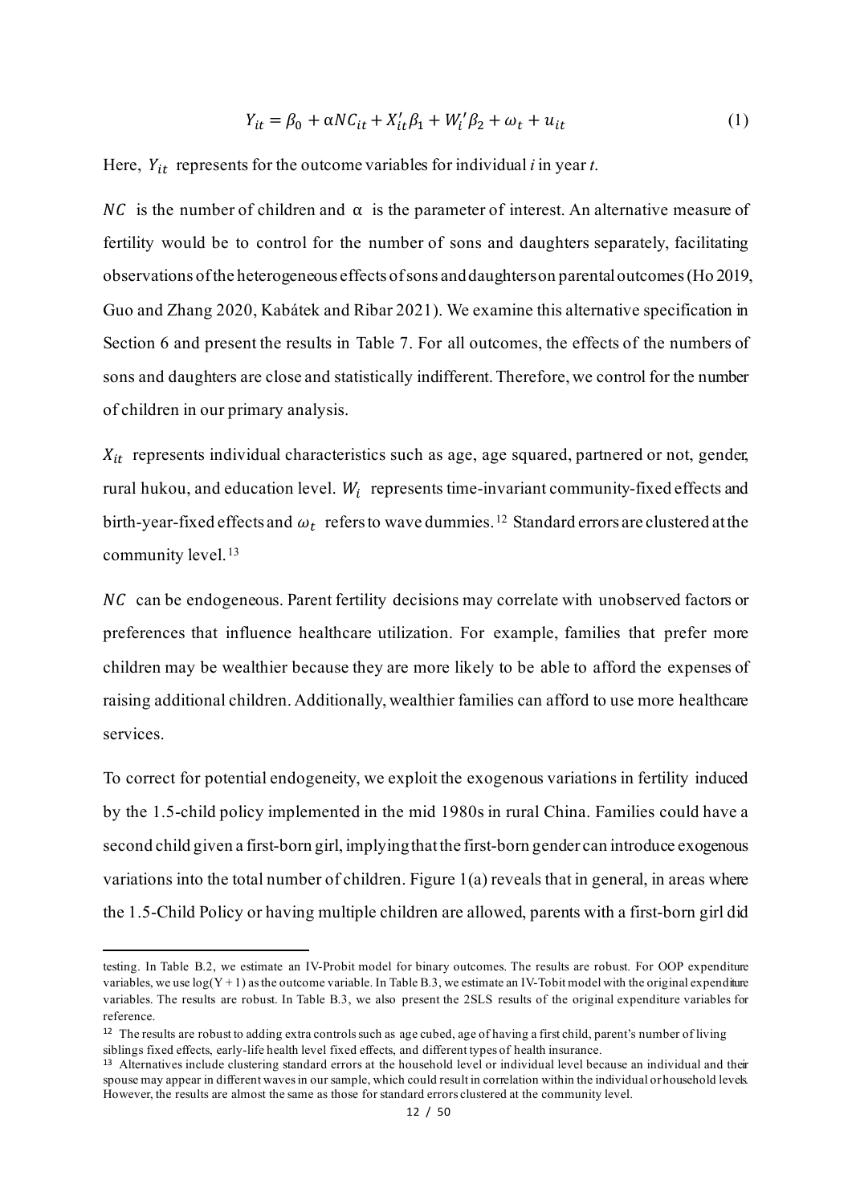$$Y_{it} = \beta_0 + \alpha NC_{it} + X_{it}'\beta_1 + W_i'\beta_2 + \omega_t + u_{it} \tag{1}$$

Here, $Y_{it}$ represents for the outcome variables for individual *i* in year *t*.

$NC$ is the number of children and $\alpha$ is the parameter of interest. An alternative measure of fertility would be to control for the number of sons and daughters separately, facilitating observations of the heterogeneous effects of sons and daughters on parental outcomes (Ho 2019, Guo and Zhang 2020, Kabátek and Ribar 2021). We examine this alternative specification in Section 6 and present the results in Table 7. For all outcomes, the effects of the numbers of sons and daughters are close and statistically indifferent. Therefore, we control for the number of children in our primary analysis.

$X_{it}$ represents individual characteristics such as age, age squared, partnered or not, gender, rural hukou, and education level. $W_i$ represents time-invariant community-fixed effects and birth-year-fixed effects and $\omega_t$ refers to wave dummies.[12] Standard errors are clustered at the community level.[13]

$NC$ can be endogeneous. Parent fertility decisions may correlate with unobserved factors or preferences that influence healthcare utilization. For example, families that prefer more children may be wealthier because they are more likely to be able to afford the expenses of raising additional children. Additionally, wealthier families can afford to use more healthcare services.

To correct for potential endogeneity, we exploit the exogenous variations in fertility induced by the 1.5-child policy implemented in the mid 1980s in rural China. Families could have a second child given a first-born girl, implying that the first-born gender can introduce exogenous variations into the total number of children. Figure 1(a) reveals that in general, in areas where the 1.5-Child Policy or having multiple children are allowed, parents with a first-born girl did

---

testing. In Table B.2, we estimate an IV-Probit model for binary outcomes. The results are robust. For OOP expenditure variables, we use $\log(Y + 1)$ as the outcome variable. In Table B.3, we estimate an IV-Tobit model with the original expenditure variables. The results are robust. In Table B.3, we also present the 2SLS results of the original expenditure variables for reference.

[12] The results are robust to adding extra controls such as age cubed, age of having a first child, parent's number of living siblings fixed effects, early-life health level fixed effects, and different types of health insurance.

[13] Alternatives include clustering standard errors at the household level or individual level because an individual and their spouse may appear in different waves in our sample, which could result in correlation within the individual or household levels. However, the results are almost the same as those for standard errors clustered at the community level.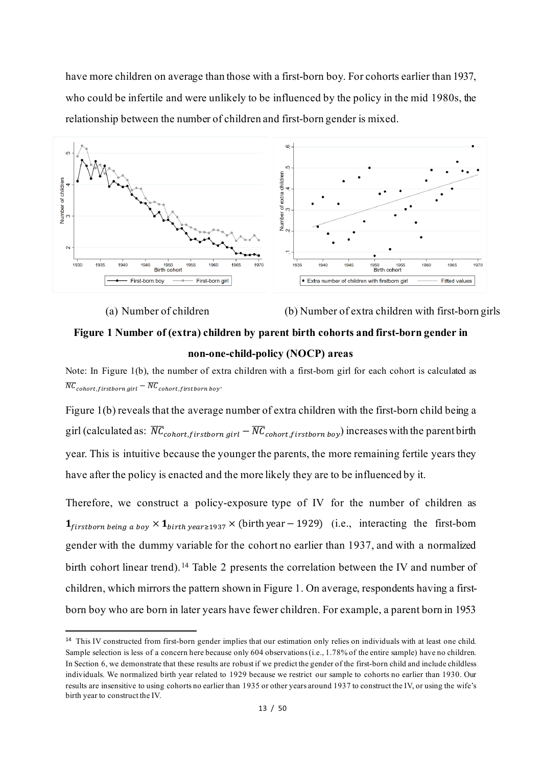have more children on average than those with a first-born boy. For cohorts earlier than 1937, who could be infertile and were unlikely to be influenced by the policy in the mid 1980s, the relationship between the number of children and first-born gender is mixed.

(a) Number of children (b) Number of extra children with first-born girls

**Figure 1 Number of (extra) children by parent birth cohorts and first-born gender in non-one-child-policy (NOCP) areas**

Note: In Figure 1(b), the number of extra children with a first-born girl for each cohort is calculated as $\overline{NC}_{cohort,firstborn\ girl} - \overline{NC}_{cohort,firstborn\ boy}$.

Figure 1(b) reveals that the average number of extra children with the first-born child being a girl (calculated as: $\overline{NC}_{cohort,firstborn\ girl} - \overline{NC}_{cohort,firstborn\ boy}$) increases with the parent birth year. This is intuitive because the younger the parents, the more remaining fertile years they have after the policy is enacted and the more likely they are to be influenced by it.

Therefore, we construct a policy-exposure type of IV for the number of children as $\mathbf{1}_{firstborn\ being\ a\ boy} \times \mathbf{1}_{birth\ year \geq 1937} \times (\text{birth year} - 1929)$ (i.e., interacting the first-born gender with the dummy variable for the cohort no earlier than 1937, and with a normalized birth cohort linear trend).[14] Table 2 presents the correlation between the IV and number of children, which mirrors the pattern shown in Figure 1. On average, respondents having a first-born boy who are born in later years have fewer children. For example, a parent born in 1953

[14] This IV constructed from first-born gender implies that our estimation only relies on individuals with at least one child. Sample selection is less of a concern here because only 604 observations (i.e., 1.78% of the entire sample) have no children. In Section 6, we demonstrate that these results are robust if we predict the gender of the first-born child and include childless individuals. We normalized birth year related to 1929 because we restrict our sample to cohorts no earlier than 1930. Our results are insensitive to using cohorts no earlier than 1935 or other years around 1937 to construct the IV, or using the wife's birth year to construct the IV.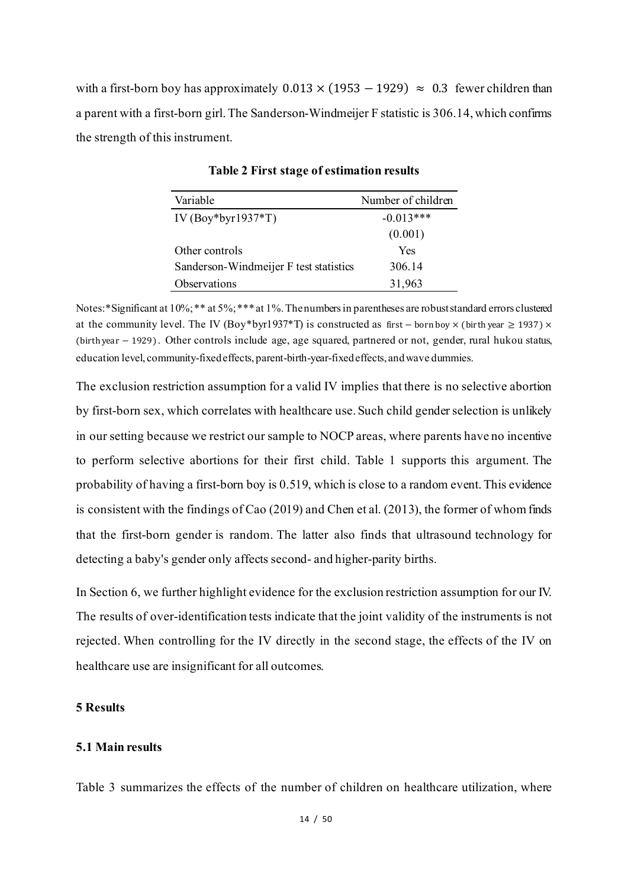with a first-born boy has approximately $0.013 \times (1953 - 1929) \approx 0.3$ fewer children than a parent with a first-born girl. The Sanderson-Windmeijer F statistic is 306.14, which confirms the strength of this instrument.

**Table 2 First stage of estimation results**

| Variable | Number of children |
|---|---|
| IV (Boy*byr1937*T) | -0.013*** |
| | (0.001) |
| Other controls | Yes |
| Sanderson-Windmeijer F test statistics | 306.14 |
| Observations | 31,963 |

Notes: *Significant at 10%; ** at 5%; *** at 1%. The numbers in parentheses are robust standard errors clustered at the community level. The IV (Boy*byr1937*T) is constructed as $\text{first} - \text{born boy} \times (\text{birth year} \geq 1937) \times (\text{birth year} - 1929)$. Other controls include age, age squared, partnered or not, gender, rural hukou status, education level, community-fixed effects, parent-birth-year-fixed effects, and wave dummies.

The exclusion restriction assumption for a valid IV implies that there is no selective abortion by first-born sex, which correlates with healthcare use. Such child gender selection is unlikely in our setting because we restrict our sample to NOCP areas, where parents have no incentive to perform selective abortions for their first child. Table 1 supports this argument. The probability of having a first-born boy is 0.519, which is close to a random event. This evidence is consistent with the findings of Cao (2019) and Chen et al. (2013), the former of whom finds that the first-born gender is random. The latter also finds that ultrasound technology for detecting a baby's gender only affects second- and higher-parity births.

In Section 6, we further highlight evidence for the exclusion restriction assumption for our IV. The results of over-identification tests indicate that the joint validity of the instruments is not rejected. When controlling for the IV directly in the second stage, the effects of the IV on healthcare use are insignificant for all outcomes.

## 5 Results

### 5.1 Main results

Table 3 summarizes the effects of the number of children on healthcare utilization, where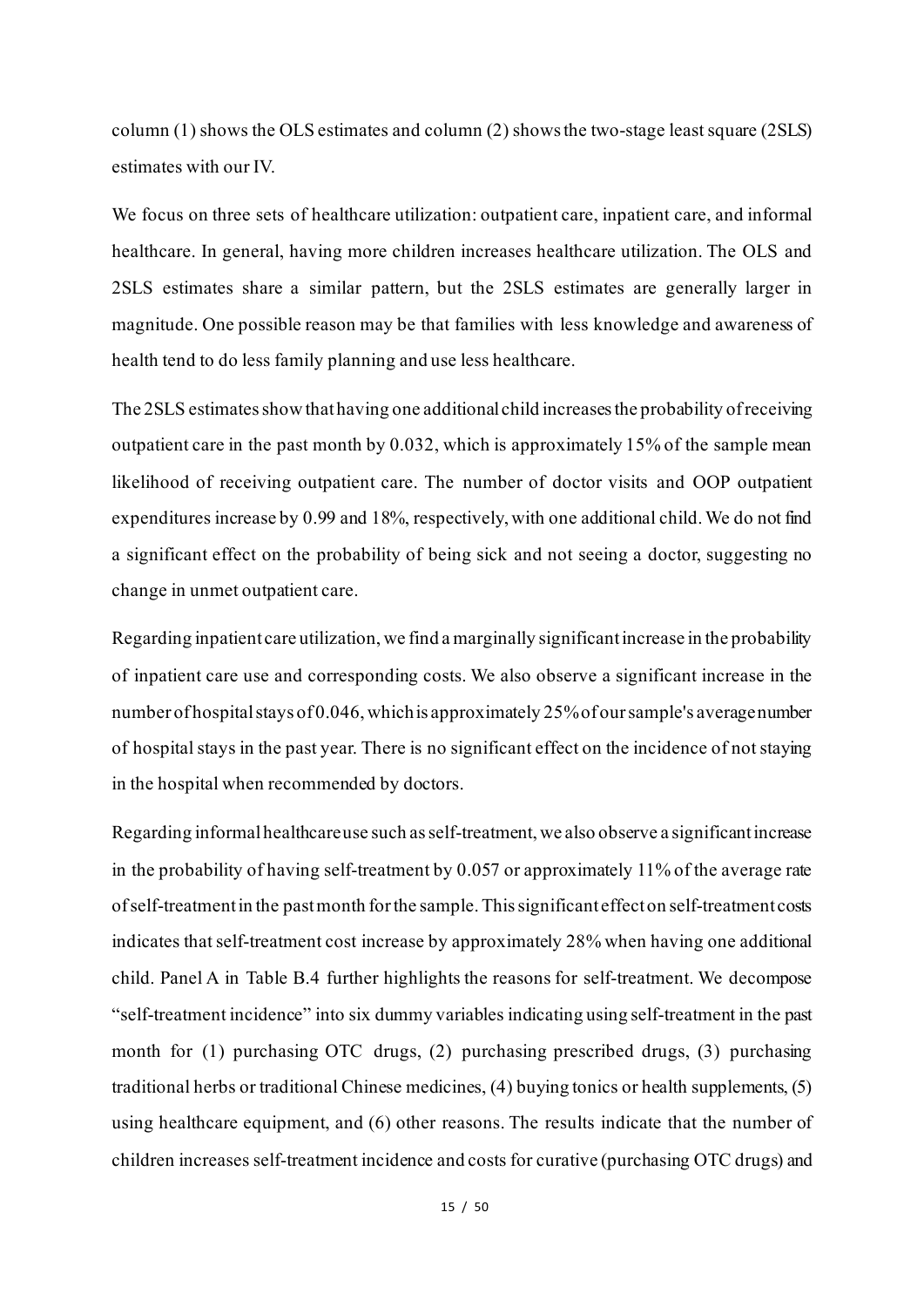column (1) shows the OLS estimates and column (2) shows the two-stage least square (2SLS) estimates with our IV.

We focus on three sets of healthcare utilization: outpatient care, inpatient care, and informal healthcare. In general, having more children increases healthcare utilization. The OLS and 2SLS estimates share a similar pattern, but the 2SLS estimates are generally larger in magnitude. One possible reason may be that families with less knowledge and awareness of health tend to do less family planning and use less healthcare.

The 2SLS estimates show that having one additional child increases the probability of receiving outpatient care in the past month by 0.032, which is approximately 15% of the sample mean likelihood of receiving outpatient care. The number of doctor visits and OOP outpatient expenditures increase by 0.99 and 18%, respectively, with one additional child. We do not find a significant effect on the probability of being sick and not seeing a doctor, suggesting no change in unmet outpatient care.

Regarding inpatient care utilization, we find a marginally significant increase in the probability of inpatient care use and corresponding costs. We also observe a significant increase in the number of hospital stays of 0.046, which is approximately 25% of our sample's average number of hospital stays in the past year. There is no significant effect on the incidence of not staying in the hospital when recommended by doctors.

Regarding informal healthcare use such as self-treatment, we also observe a significant increase in the probability of having self-treatment by 0.057 or approximately 11% of the average rate of self-treatment in the past month for the sample. This significant effect on self-treatment costs indicates that self-treatment cost increase by approximately 28% when having one additional child. Panel A in Table B.4 further highlights the reasons for self-treatment. We decompose "self-treatment incidence" into six dummy variables indicating using self-treatment in the past month for (1) purchasing OTC drugs, (2) purchasing prescribed drugs, (3) purchasing traditional herbs or traditional Chinese medicines, (4) buying tonics or health supplements, (5) using healthcare equipment, and (6) other reasons. The results indicate that the number of children increases self-treatment incidence and costs for curative (purchasing OTC drugs) and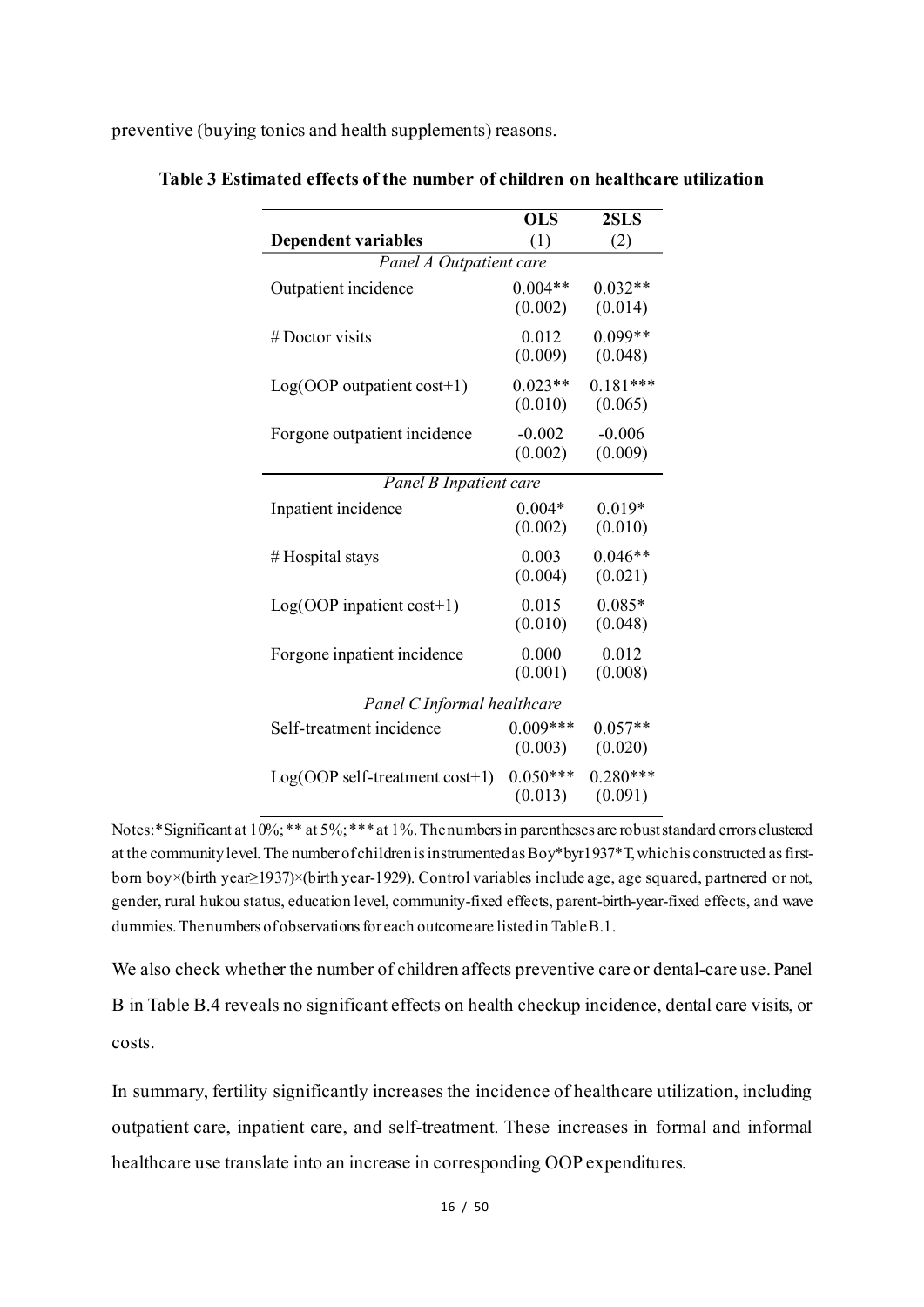preventive (buying tonics and health supplements) reasons.

**Table 3 Estimated effects of the number of children on healthcare utilization**

| Dependent variables | OLS (1) | 2SLS (2) |
|---|---|---|
| *Panel A Outpatient care* | | |
| Outpatient incidence | 0.004** | 0.032** |
| | (0.002) | (0.014) |
| # Doctor visits | 0.012 | 0.099** |
| | (0.009) | (0.048) |
| Log(OOP outpatient cost+1) | 0.023** | 0.181*** |
| | (0.010) | (0.065) |
| Forgone outpatient incidence | -0.002 | -0.006 |
| | (0.002) | (0.009) |
| *Panel B Inpatient care* | | |
| Inpatient incidence | 0.004* | 0.019* |
| | (0.002) | (0.010) |
| # Hospital stays | 0.003 | 0.046** |
| | (0.004) | (0.021) |
| Log(OOP inpatient cost+1) | 0.015 | 0.085* |
| | (0.010) | (0.048) |
| Forgone inpatient incidence | 0.000 | 0.012 |
| | (0.001) | (0.008) |
| *Panel C Informal healthcare* | | |
| Self-treatment incidence | 0.009*** | 0.057** |
| | (0.003) | (0.020) |
| Log(OOP self-treatment cost+1) | 0.050*** | 0.280*** |
| | (0.013) | (0.091) |

Notes: *Significant at 10%; ** at 5%; *** at 1%. The numbers in parentheses are robust standard errors clustered at the community level. The number of children is instrumented as Boy*byr1937*T, which is constructed as first-born boy×(birth year≥1937)×(birth year-1929). Control variables include age, age squared, partnered or not, gender, rural hukou status, education level, community-fixed effects, parent-birth-year-fixed effects, and wave dummies. The numbers of observations for each outcome are listed in Table B.1.

We also check whether the number of children affects preventive care or dental-care use. Panel B in Table B.4 reveals no significant effects on health checkup incidence, dental care visits, or costs.

In summary, fertility significantly increases the incidence of healthcare utilization, including outpatient care, inpatient care, and self-treatment. These increases in formal and informal healthcare use translate into an increase in corresponding OOP expenditures.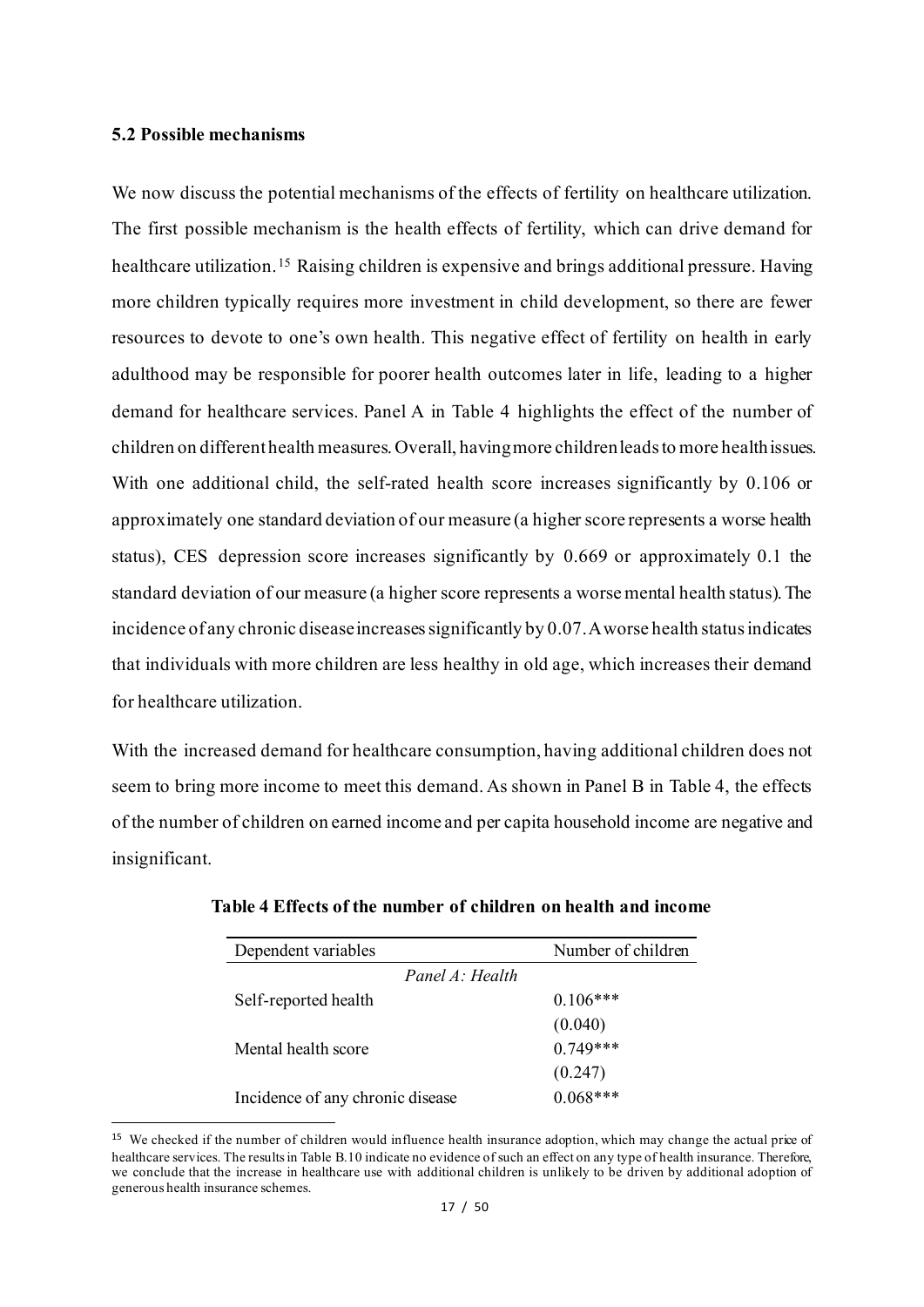### 5.2 Possible mechanisms

We now discuss the potential mechanisms of the effects of fertility on healthcare utilization. The first possible mechanism is the health effects of fertility, which can drive demand for healthcare utilization.[15] Raising children is expensive and brings additional pressure. Having more children typically requires more investment in child development, so there are fewer resources to devote to one's own health. This negative effect of fertility on health in early adulthood may be responsible for poorer health outcomes later in life, leading to a higher demand for healthcare services. Panel A in Table 4 highlights the effect of the number of children on different health measures. Overall, having more children leads to more health issues. With one additional child, the self-rated health score increases significantly by 0.106 or approximately one standard deviation of our measure (a higher score represents a worse health status), CES depression score increases significantly by 0.669 or approximately 0.1 the standard deviation of our measure (a higher score represents a worse mental health status). The incidence of any chronic disease increases significantly by 0.07. A worse health status indicates that individuals with more children are less healthy in old age, which increases their demand for healthcare utilization.

With the increased demand for healthcare consumption, having additional children does not seem to bring more income to meet this demand. As shown in Panel B in Table 4, the effects of the number of children on earned income and per capita household income are negative and insignificant.

**Table 4 Effects of the number of children on health and income**

| Dependent variables | Number of children |
|---|---|
| *Panel A: Health* | |
| Self-reported health | 0.106*** |
| | (0.040) |
| Mental health score | 0.749*** |
| | (0.247) |
| Incidence of any chronic disease | 0.068*** |

[15] We checked if the number of children would influence health insurance adoption, which may change the actual price of healthcare services. The results in Table B.10 indicate no evidence of such an effect on any type of health insurance. Therefore, we conclude that the increase in healthcare use with additional children is unlikely to be driven by additional adoption of generous health insurance schemes.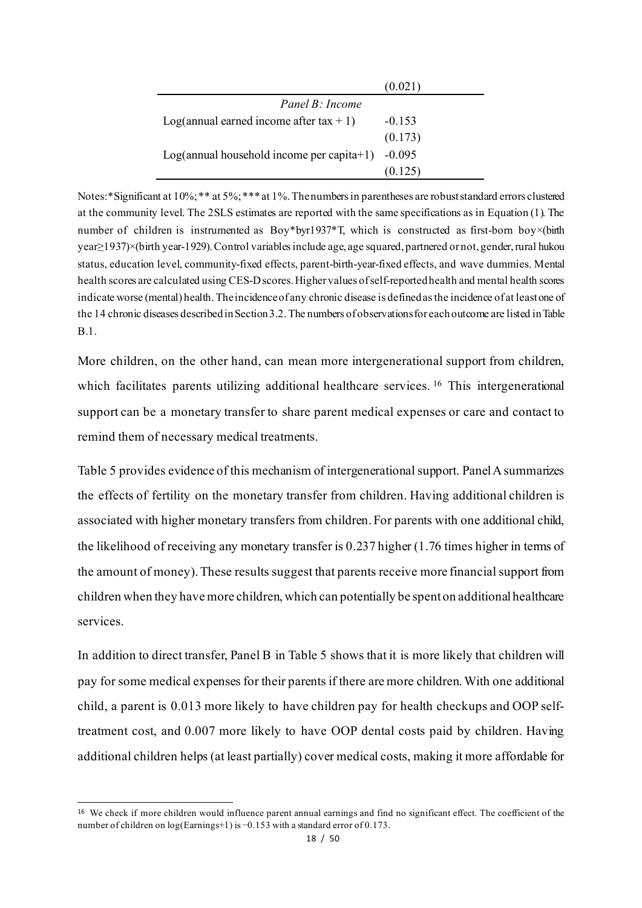| | |
|---|---|
| | (0.021) |
| *Panel B: Income* | |
| Log(annual earned income after tax + 1) | -0.153 |
| | (0.173) |
| Log(annual household income per capita+1) | -0.095 |
| | (0.125) |

Notes: *Significant at 10%; ** at 5%; *** at 1%. The numbers in parentheses are robust standard errors clustered at the community level. The 2SLS estimates are reported with the same specifications as in Equation (1). The number of children is instrumented as Boy*byr1937*T, which is constructed as first-born boy×(birth year≥1937)×(birth year-1929). Control variables include age, age squared, partnered or not, gender, rural hukou status, education level, community-fixed effects, parent-birth-year-fixed effects, and wave dummies. Mental health scores are calculated using CES-D scores. Higher values of self-reported health and mental health scores indicate worse (mental) health. The incidence of any chronic disease is defined as the incidence of at least one of the 14 chronic diseases described in Section 3.2. The numbers of observations for each outcome are listed in Table B.1.

More children, on the other hand, can mean more intergenerational support from children, which facilitates parents utilizing additional healthcare services.[16] This intergenerational support can be a monetary transfer to share parent medical expenses or care and contact to remind them of necessary medical treatments.

Table 5 provides evidence of this mechanism of intergenerational support. Panel A summarizes the effects of fertility on the monetary transfer from children. Having additional children is associated with higher monetary transfers from children. For parents with one additional child, the likelihood of receiving any monetary transfer is 0.237 higher (1.76 times higher in terms of the amount of money). These results suggest that parents receive more financial support from children when they have more children, which can potentially be spent on additional healthcare services.

In addition to direct transfer, Panel B in Table 5 shows that it is more likely that children will pay for some medical expenses for their parents if there are more children. With one additional child, a parent is 0.013 more likely to have children pay for health checkups and OOP self-treatment cost, and 0.007 more likely to have OOP dental costs paid by children. Having additional children helps (at least partially) cover medical costs, making it more affordable for

[16] We check if more children would influence parent annual earnings and find no significant effect. The coefficient of the number of children on log(Earnings+1) is −0.153 with a standard error of 0.173.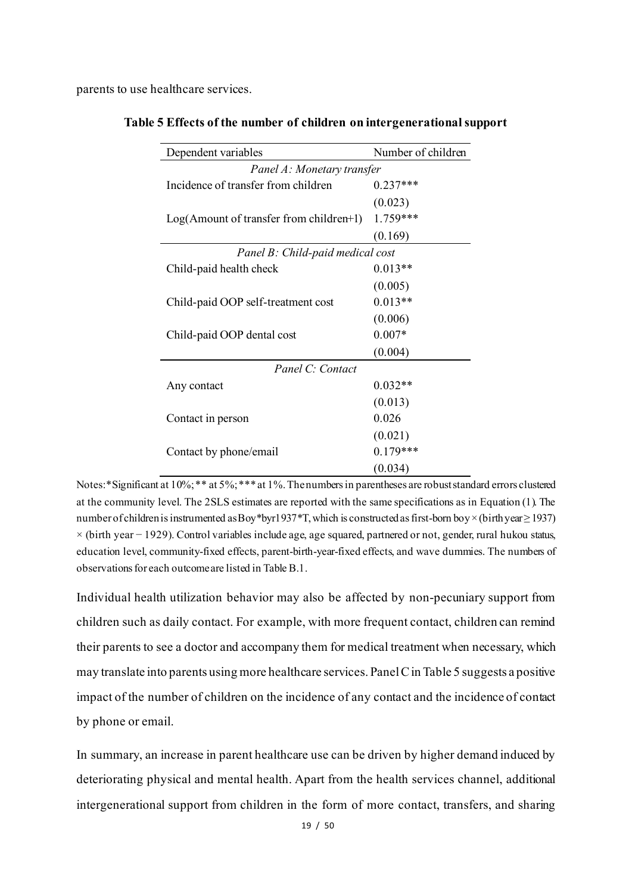parents to use healthcare services.

**Table 5 Effects of the number of children on intergenerational support**

| Dependent variables | Number of children |
|---|---|
| *Panel A: Monetary transfer* | |
| Incidence of transfer from children | 0.237*** |
| | (0.023) |
| Log(Amount of transfer from children+1) | 1.759*** |
| | (0.169) |
| *Panel B: Child-paid medical cost* | |
| Child-paid health check | 0.013** |
| | (0.005) |
| Child-paid OOP self-treatment cost | 0.013** |
| | (0.006) |
| Child-paid OOP dental cost | 0.007* |
| | (0.004) |
| *Panel C: Contact* | |
| Any contact | 0.032** |
| | (0.013) |
| Contact in person | 0.026 |
| | (0.021) |
| Contact by phone/email | 0.179*** |
| | (0.034) |

Notes: *Significant at 10%; ** at 5%; *** at 1%. The numbers in parentheses are robust standard errors clustered at the community level. The 2SLS estimates are reported with the same specifications as in Equation (1). The number of children is instrumented as Boy*byr1937*T, which is constructed as first-born boy × (birth year ≥ 1937) × (birth year − 1929). Control variables include age, age squared, partnered or not, gender, rural hukou status, education level, community-fixed effects, parent-birth-year-fixed effects, and wave dummies. The numbers of observations for each outcome are listed in Table B.1.

Individual health utilization behavior may also be affected by non-pecuniary support from children such as daily contact. For example, with more frequent contact, children can remind their parents to see a doctor and accompany them for medical treatment when necessary, which may translate into parents using more healthcare services. Panel C in Table 5 suggests a positive impact of the number of children on the incidence of any contact and the incidence of contact by phone or email.

In summary, an increase in parent healthcare use can be driven by higher demand induced by deteriorating physical and mental health. Apart from the health services channel, additional intergenerational support from children in the form of more contact, transfers, and sharing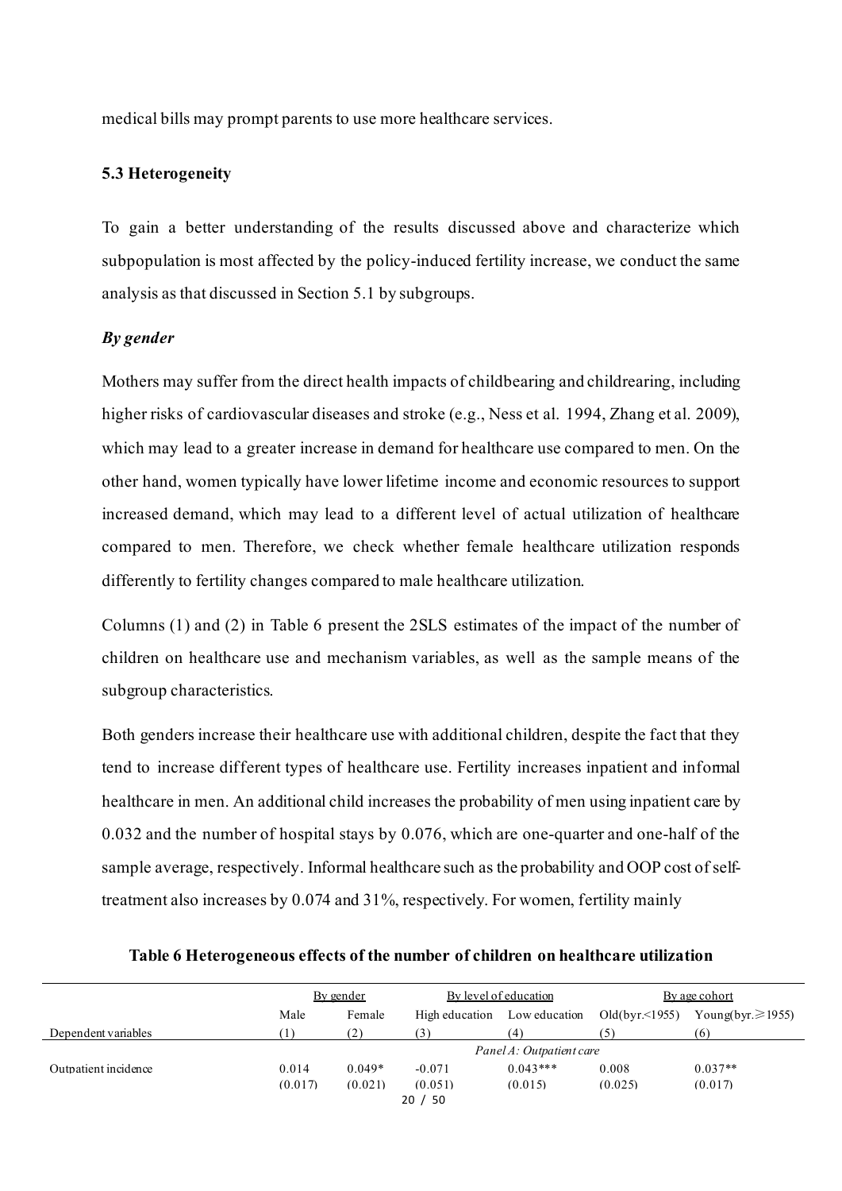medical bills may prompt parents to use more healthcare services.

### 5.3 Heterogeneity

To gain a better understanding of the results discussed above and characterize which subpopulation is most affected by the policy-induced fertility increase, we conduct the same analysis as that discussed in Section 5.1 by subgroups.

***By gender***

Mothers may suffer from the direct health impacts of childbearing and childrearing, including higher risks of cardiovascular diseases and stroke (e.g., Ness et al. 1994, Zhang et al. 2009), which may lead to a greater increase in demand for healthcare use compared to men. On the other hand, women typically have lower lifetime income and economic resources to support increased demand, which may lead to a different level of actual utilization of healthcare compared to men. Therefore, we check whether female healthcare utilization responds differently to fertility changes compared to male healthcare utilization.

Columns (1) and (2) in Table 6 present the 2SLS estimates of the impact of the number of children on healthcare use and mechanism variables, as well as the sample means of the subgroup characteristics.

Both genders increase their healthcare use with additional children, despite the fact that they tend to increase different types of healthcare use. Fertility increases inpatient and informal healthcare in men. An additional child increases the probability of men using inpatient care by 0.032 and the number of hospital stays by 0.076, which are one-quarter and one-half of the sample average, respectively. Informal healthcare such as the probability and OOP cost of self-treatment also increases by 0.074 and 31%, respectively. For women, fertility mainly

**Table 6 Heterogeneous effects of the number of children on healthcare utilization**

| | By gender | | By level of education | | By age cohort | |
|---|---|---|---|---|---|---|
| | Male | Female | High education | Low education | Old(byr.<1955) | Young(byr.≥1955) |
| Dependent variables | (1) | (2) | (3) | (4) | (5) | (6) |
| | | | *Panel A: Outpatient care* | | | |
| Outpatient incidence | 0.014 | 0.049* | -0.071 | 0.043*** | 0.008 | 0.037** |
| | (0.017) | (0.021) | (0.051) | (0.015) | (0.025) | (0.017) |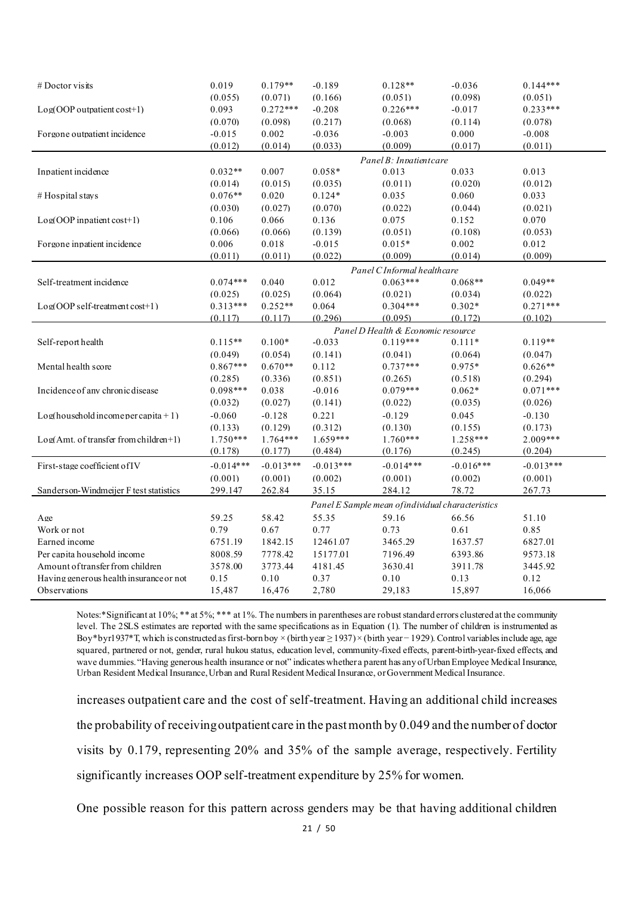| | | | | | | |
|---|---|---|---|---|---|---|
| # Doctor visits | 0.019 | 0.179** | -0.189 | 0.128** | -0.036 | 0.144*** |
| | (0.055) | (0.071) | (0.166) | (0.051) | (0.098) | (0.051) |
| Log(OOP outpatient cost+1) | 0.093 | 0.272*** | -0.208 | 0.226*** | -0.017 | 0.233*** |
| | (0.070) | (0.098) | (0.217) | (0.068) | (0.114) | (0.078) |
| Forgone outpatient incidence | -0.015 | 0.002 | -0.036 | -0.003 | 0.000 | -0.008 |
| | (0.012) | (0.014) | (0.033) | (0.009) | (0.017) | (0.011) |
| | *Panel B: Inpatient care* | | | | | |
| Inpatient incidence | 0.032** | 0.007 | 0.058* | 0.013 | 0.033 | 0.013 |
| | (0.014) | (0.015) | (0.035) | (0.011) | (0.020) | (0.012) |
| # Hospital stays | 0.076** | 0.020 | 0.124* | 0.035 | 0.060 | 0.033 |
| | (0.030) | (0.027) | (0.070) | (0.022) | (0.044) | (0.021) |
| Log(OOP inpatient cost+1) | 0.106 | 0.066 | 0.136 | 0.075 | 0.152 | 0.070 |
| | (0.066) | (0.066) | (0.139) | (0.051) | (0.108) | (0.053) |
| Forgone inpatient incidence | 0.006 | 0.018 | -0.015 | 0.015* | 0.002 | 0.012 |
| | (0.011) | (0.011) | (0.022) | (0.009) | (0.014) | (0.009) |
| | *Panel C Informal healthcare* | | | | | |
| Self-treatment incidence | 0.074*** | 0.040 | 0.012 | 0.063*** | 0.068** | 0.049** |
| | (0.025) | (0.025) | (0.064) | (0.021) | (0.034) | (0.022) |
| Log(OOP self-treatment cost+1) | 0.313*** | 0.252** | 0.064 | 0.304*** | 0.302* | 0.271*** |
| | (0.117) | (0.117) | (0.296) | (0.095) | (0.172) | (0.102) |
| | *Panel D Health & Economic resource* | | | | | |
| Self-report health | 0.115** | 0.100* | -0.033 | 0.119*** | 0.111* | 0.119** |
| | (0.049) | (0.054) | (0.141) | (0.041) | (0.064) | (0.047) |
| Mental health score | 0.867*** | 0.670** | 0.112 | 0.737*** | 0.975* | 0.626** |
| | (0.285) | (0.336) | (0.851) | (0.265) | (0.518) | (0.294) |
| Incidence of any chronic disease | 0.098*** | 0.038 | -0.016 | 0.079*** | 0.062* | 0.071*** |
| | (0.032) | (0.027) | (0.141) | (0.022) | (0.035) | (0.026) |
| Log(household income per capita + 1) | -0.060 | -0.128 | 0.221 | -0.129 | 0.045 | -0.130 |
| | (0.133) | (0.129) | (0.312) | (0.130) | (0.155) | (0.173) |
| Log(Amt. of transfer from children+1) | 1.750*** | 1.764*** | 1.659*** | 1.760*** | 1.258*** | 2.009*** |
| | (0.178) | (0.177) | (0.484) | (0.176) | (0.245) | (0.204) |
| First-stage coefficient of IV | -0.014*** | -0.013*** | -0.013*** | -0.014*** | -0.016*** | -0.013*** |
| | (0.001) | (0.001) | (0.002) | (0.001) | (0.002) | (0.001) |
| Sanderson-Windmeijer F test statistics | 299.147 | 262.84 | 35.15 | 284.12 | 78.72 | 267.73 |
| | *Panel E Sample mean of individual characteristics* | | | | | |
| Age | 59.25 | 58.42 | 55.35 | 59.16 | 66.56 | 51.10 |
| Work or not | 0.79 | 0.67 | 0.77 | 0.73 | 0.61 | 0.85 |
| Earned income | 6751.19 | 1842.15 | 12461.07 | 3465.29 | 1637.57 | 6827.01 |
| Per capita household income | 8008.59 | 7778.42 | 15177.01 | 7196.49 | 6393.86 | 9573.18 |
| Amount of transfer from children | 3578.00 | 3773.44 | 4181.45 | 3630.41 | 3911.78 | 3445.92 |
| Having generous health insurance or not | 0.15 | 0.10 | 0.37 | 0.10 | 0.13 | 0.12 |
| Observations | 15,487 | 16,476 | 2,780 | 29,183 | 15,897 | 16,066 |

Notes:*Significant at 10%; ** at 5%; *** at 1%. The numbers in parentheses are robust standard errors clustered at the community level. The 2SLS estimates are reported with the same specifications as in Equation (1). The number of children is instrumented as Boy*byr1937*T, which is constructed as first-born boy × (birth year ≥ 1937) × (birth year − 1929). Control variables include age, age squared, partnered or not, gender, rural hukou status, education level, community-fixed effects, parent-birth-year-fixed effects, and wave dummies. "Having generous health insurance or not" indicates whether a parent has any of Urban Employee Medical Insurance, Urban Resident Medical Insurance, Urban and Rural Resident Medical Insurance, or Government Medical Insurance.

increases outpatient care and the cost of self-treatment. Having an additional child increases the probability of receiving outpatient care in the past month by 0.049 and the number of doctor visits by 0.179, representing 20% and 35% of the sample average, respectively. Fertility significantly increases OOP self-treatment expenditure by 25% for women.

One possible reason for this pattern across genders may be that having additional children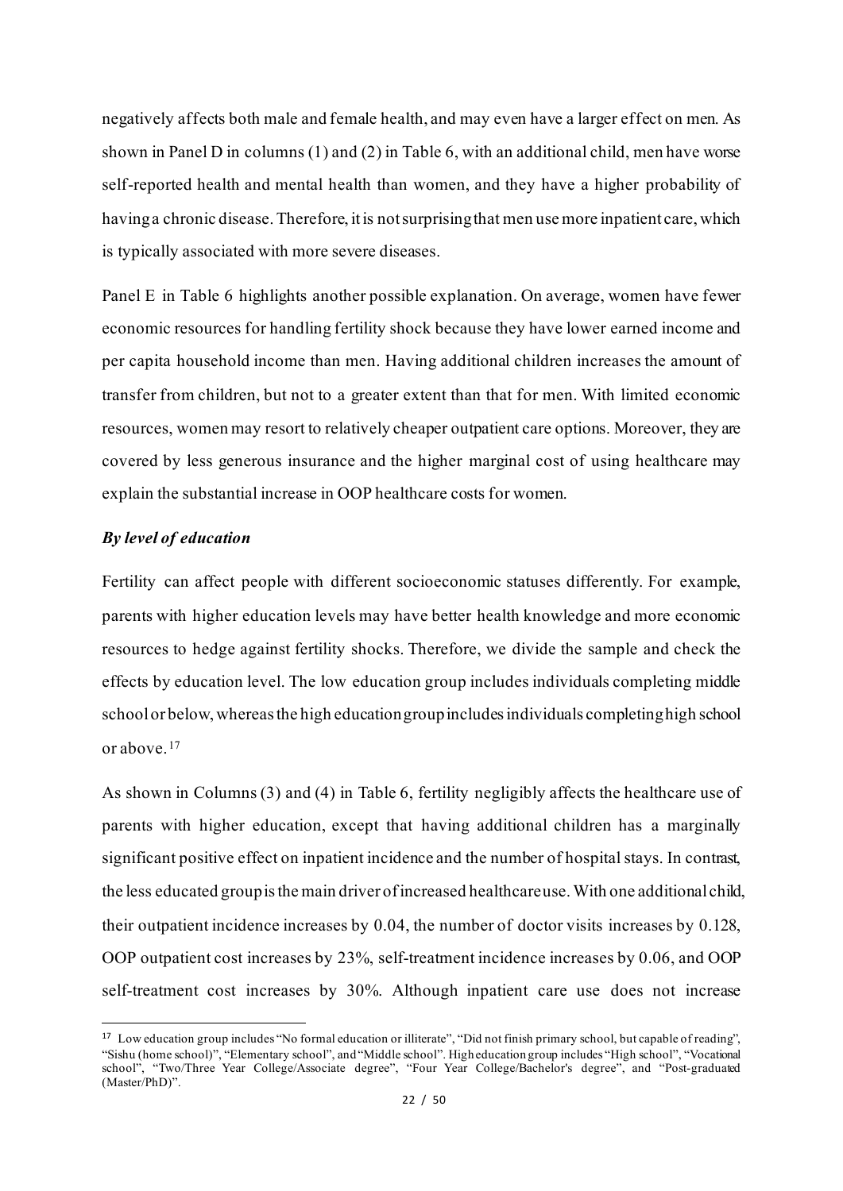negatively affects both male and female health, and may even have a larger effect on men. As shown in Panel D in columns (1) and (2) in Table 6, with an additional child, men have worse self-reported health and mental health than women, and they have a higher probability of having a chronic disease. Therefore, it is not surprising that men use more inpatient care, which is typically associated with more severe diseases.

Panel E in Table 6 highlights another possible explanation. On average, women have fewer economic resources for handling fertility shock because they have lower earned income and per capita household income than men. Having additional children increases the amount of transfer from children, but not to a greater extent than that for men. With limited economic resources, women may resort to relatively cheaper outpatient care options. Moreover, they are covered by less generous insurance and the higher marginal cost of using healthcare may explain the substantial increase in OOP healthcare costs for women.

***By level of education***

Fertility can affect people with different socioeconomic statuses differently. For example, parents with higher education levels may have better health knowledge and more economic resources to hedge against fertility shocks. Therefore, we divide the sample and check the effects by education level. The low education group includes individuals completing middle school or below, whereas the high education group includes individuals completing high school or above.[17]

As shown in Columns (3) and (4) in Table 6, fertility negligibly affects the healthcare use of parents with higher education, except that having additional children has a marginally significant positive effect on inpatient incidence and the number of hospital stays. In contrast, the less educated group is the main driver of increased healthcare use. With one additional child, their outpatient incidence increases by 0.04, the number of doctor visits increases by 0.128, OOP outpatient cost increases by 23%, self-treatment incidence increases by 0.06, and OOP self-treatment cost increases by 30%. Although inpatient care use does not increase

[17] Low education group includes "No formal education or illiterate", "Did not finish primary school, but capable of reading", "Sishu (home school)", "Elementary school", and "Middle school". High education group includes "High school", "Vocational school", "Two/Three Year College/Associate degree", "Four Year College/Bachelor's degree", and "Post-graduated (Master/PhD)".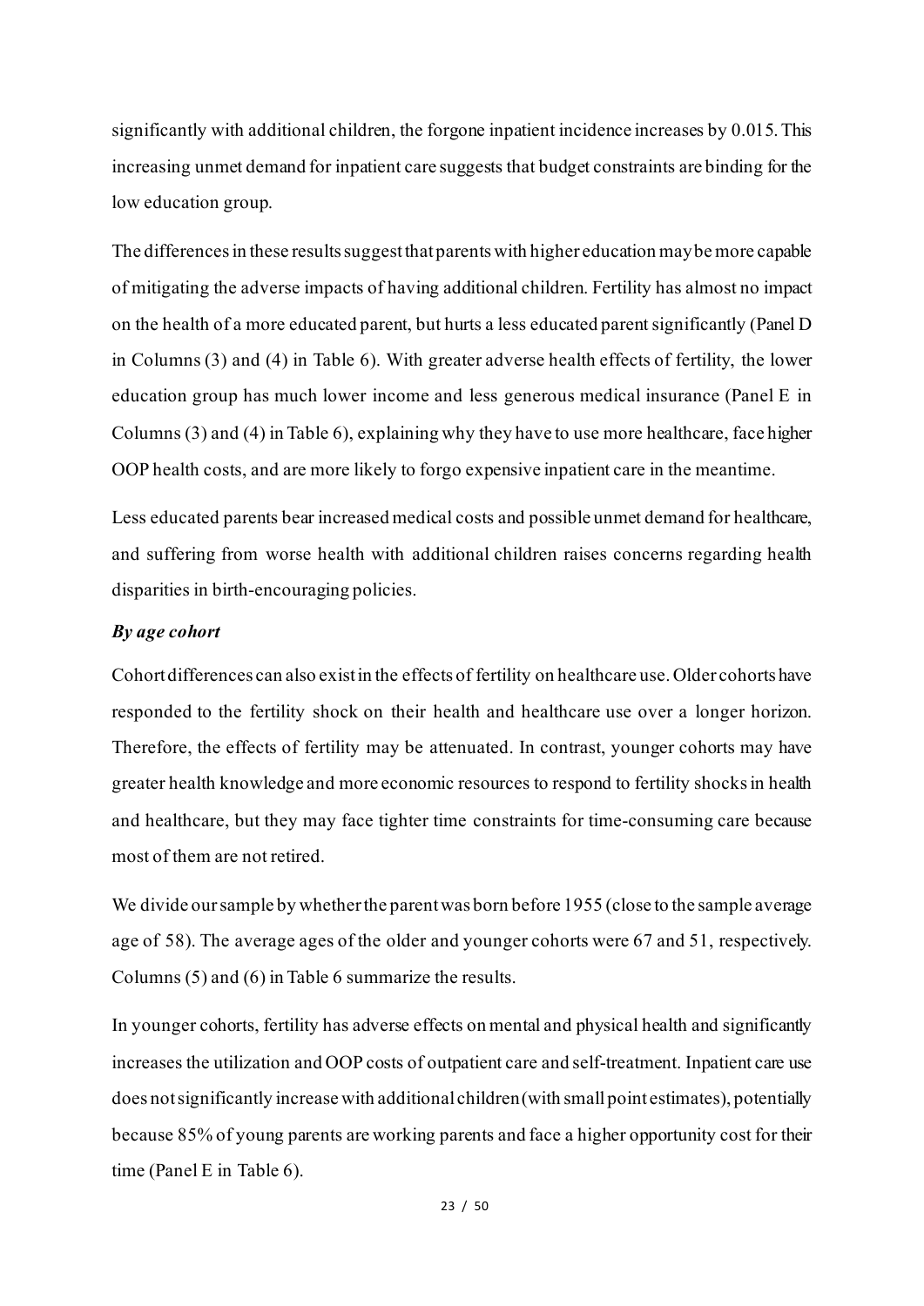significantly with additional children, the forgone inpatient incidence increases by 0.015. This increasing unmet demand for inpatient care suggests that budget constraints are binding for the low education group.

The differences in these results suggest that parents with higher education may be more capable of mitigating the adverse impacts of having additional children. Fertility has almost no impact on the health of a more educated parent, but hurts a less educated parent significantly (Panel D in Columns (3) and (4) in Table 6). With greater adverse health effects of fertility, the lower education group has much lower income and less generous medical insurance (Panel E in Columns (3) and (4) in Table 6), explaining why they have to use more healthcare, face higher OOP health costs, and are more likely to forgo expensive inpatient care in the meantime.

Less educated parents bear increased medical costs and possible unmet demand for healthcare, and suffering from worse health with additional children raises concerns regarding health disparities in birth-encouraging policies.

***By age cohort***

Cohort differences can also exist in the effects of fertility on healthcare use. Older cohorts have responded to the fertility shock on their health and healthcare use over a longer horizon. Therefore, the effects of fertility may be attenuated. In contrast, younger cohorts may have greater health knowledge and more economic resources to respond to fertility shocks in health and healthcare, but they may face tighter time constraints for time-consuming care because most of them are not retired.

We divide our sample by whether the parent was born before 1955 (close to the sample average age of 58). The average ages of the older and younger cohorts were 67 and 51, respectively. Columns (5) and (6) in Table 6 summarize the results.

In younger cohorts, fertility has adverse effects on mental and physical health and significantly increases the utilization and OOP costs of outpatient care and self-treatment. Inpatient care use does not significantly increase with additional children (with small point estimates), potentially because 85% of young parents are working parents and face a higher opportunity cost for their time (Panel E in Table 6).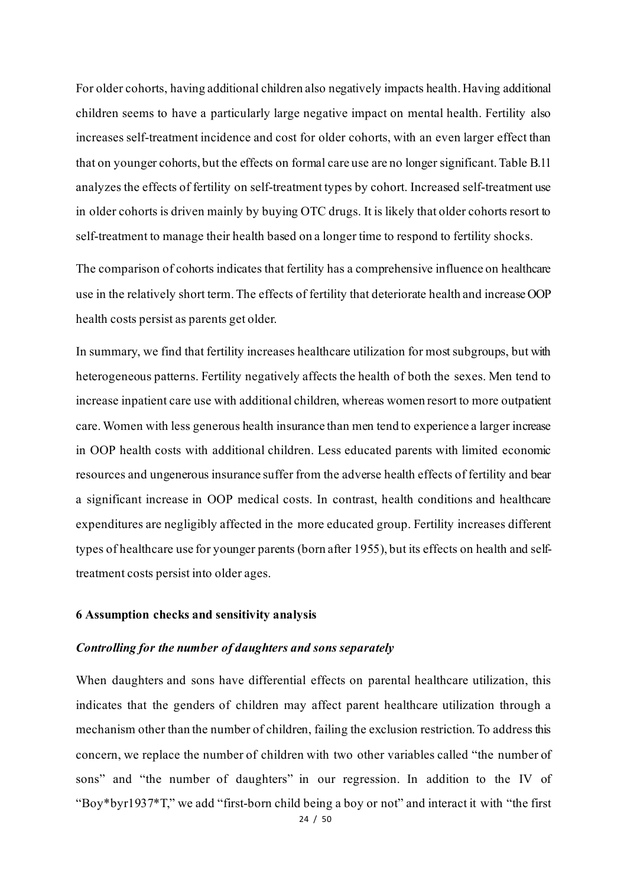For older cohorts, having additional children also negatively impacts health. Having additional children seems to have a particularly large negative impact on mental health. Fertility also increases self-treatment incidence and cost for older cohorts, with an even larger effect than that on younger cohorts, but the effects on formal care use are no longer significant. Table B.11 analyzes the effects of fertility on self-treatment types by cohort. Increased self-treatment use in older cohorts is driven mainly by buying OTC drugs. It is likely that older cohorts resort to self-treatment to manage their health based on a longer time to respond to fertility shocks.

The comparison of cohorts indicates that fertility has a comprehensive influence on healthcare use in the relatively short term. The effects of fertility that deteriorate health and increase OOP health costs persist as parents get older.

In summary, we find that fertility increases healthcare utilization for most subgroups, but with heterogeneous patterns. Fertility negatively affects the health of both the sexes. Men tend to increase inpatient care use with additional children, whereas women resort to more outpatient care. Women with less generous health insurance than men tend to experience a larger increase in OOP health costs with additional children. Less educated parents with limited economic resources and ungenerous insurance suffer from the adverse health effects of fertility and bear a significant increase in OOP medical costs. In contrast, health conditions and healthcare expenditures are negligibly affected in the more educated group. Fertility increases different types of healthcare use for younger parents (born after 1955), but its effects on health and self-treatment costs persist into older ages.

## 6 Assumption checks and sensitivity analysis

### *Controlling for the number of daughters and sons separately*

When daughters and sons have differential effects on parental healthcare utilization, this indicates that the genders of children may affect parent healthcare utilization through a mechanism other than the number of children, failing the exclusion restriction. To address this concern, we replace the number of children with two other variables called "the number of sons" and "the number of daughters" in our regression. In addition to the IV of "Boy*byr1937*T," we add "first-born child being a boy or not" and interact it with "the first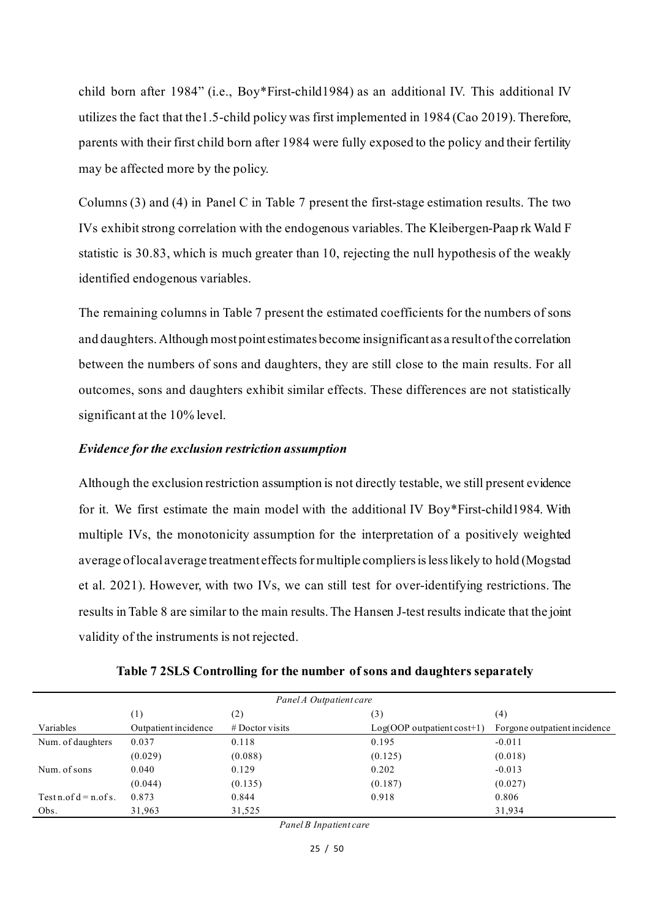child born after 1984" (i.e., Boy*First-child1984) as an additional IV. This additional IV utilizes the fact that the1.5-child policy was first implemented in 1984 (Cao 2019). Therefore, parents with their first child born after 1984 were fully exposed to the policy and their fertility may be affected more by the policy.

Columns (3) and (4) in Panel C in Table 7 present the first-stage estimation results. The two IVs exhibit strong correlation with the endogenous variables. The Kleibergen-Paap rk Wald F statistic is 30.83, which is much greater than 10, rejecting the null hypothesis of the weakly identified endogenous variables.

The remaining columns in Table 7 present the estimated coefficients for the numbers of sons and daughters. Although most point estimates become insignificant as a result of the correlation between the numbers of sons and daughters, they are still close to the main results. For all outcomes, sons and daughters exhibit similar effects. These differences are not statistically significant at the 10% level.

***Evidence for the exclusion restriction assumption***

Although the exclusion restriction assumption is not directly testable, we still present evidence for it. We first estimate the main model with the additional IV Boy*First-child1984. With multiple IVs, the monotonicity assumption for the interpretation of a positively weighted average of local average treatment effects for multiple compliers is less likely to hold (Mogstad et al. 2021). However, with two IVs, we can still test for over-identifying restrictions. The results in Table 8 are similar to the main results. The Hansen J-test results indicate that the joint validity of the instruments is not rejected.

**Table 7 2SLS Controlling for the number of sons and daughters separately**

| *Panel A Outpatient care* | | | | |
|---|---|---|---|---|
| | (1) | (2) | (3) | (4) |
| Variables | Outpatient incidence | # Doctor visits | Log(OOP outpatient cost+1) | Forgone outpatient incidence |
| Num. of daughters | 0.037 | 0.118 | 0.195 | -0.011 |
| | (0.029) | (0.088) | (0.125) | (0.018) |
| Num. of sons | 0.040 | 0.129 | 0.202 | -0.013 |
| | (0.044) | (0.135) | (0.187) | (0.027) |
| Test n.of d = n.of s. | 0.873 | 0.844 | 0.918 | 0.806 |
| Obs. | 31,963 | 31,525 | | 31,934 |

*Panel B Inpatient care*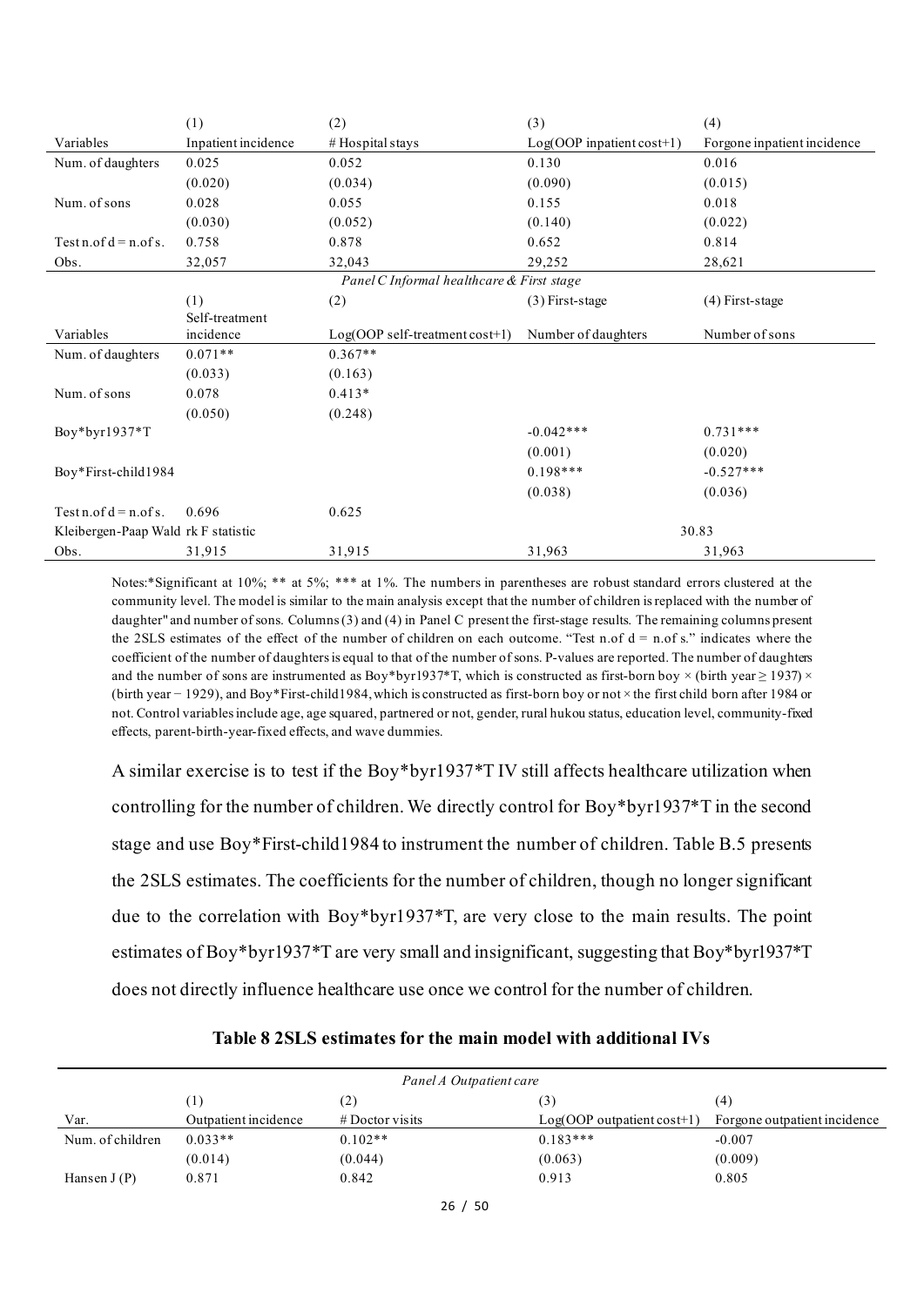| Variables | (1) Inpatient incidence | (2) # Hospital stays | (3) Log(OOP inpatient cost+1) | (4) Forgone inpatient incidence |
|---|---|---|---|---|
| Num. of daughters | 0.025 | 0.052 | 0.130 | 0.016 |
| | (0.020) | (0.034) | (0.090) | (0.015) |
| Num. of sons | 0.028 | 0.055 | 0.155 | 0.018 |
| | (0.030) | (0.052) | (0.140) | (0.022) |
| Test n.of d = n.of s. | 0.758 | 0.878 | 0.652 | 0.814 |
| Obs. | 32,057 | 32,043 | 29,252 | 28,621 |
| *Panel C Informal healthcare & First stage* | | | | |
| Variables | (1) Self-treatment incidence | (2) Log(OOP self-treatment cost+1) | (3) First-stage Number of daughters | (4) First-stage Number of sons |
| Num. of daughters | 0.071** | 0.367** | | |
| | (0.033) | (0.163) | | |
| Num. of sons | 0.078 | 0.413* | | |
| | (0.050) | (0.248) | | |
| Boy*byr1937*T | | | -0.042*** | 0.731*** |
| | | | (0.001) | (0.020) |
| Boy*First-child1984 | | | 0.198*** | -0.527*** |
| | | | (0.038) | (0.036) |
| Test n.of d = n.of s. | 0.696 | 0.625 | | |
| Kleibergen-Paap Wald rk F statistic | | | 30.83 | |
| Obs. | 31,915 | 31,915 | 31,963 | 31,963 |

Notes:*Significant at 10%; ** at 5%; *** at 1%. The numbers in parentheses are robust standard errors clustered at the community level. The model is similar to the main analysis except that the number of children is replaced with the number of daughter" and number of sons. Columns (3) and (4) in Panel C present the first-stage results. The remaining columns present the 2SLS estimates of the effect of the number of children on each outcome. "Test n.of d = n.of s." indicates where the coefficient of the number of daughters is equal to that of the number of sons. P-values are reported. The number of daughters and the number of sons are instrumented as Boy*byr1937*T, which is constructed as first-born boy × (birth year ≥ 1937) × (birth year − 1929), and Boy*First-child1984, which is constructed as first-born boy or not × the first child born after 1984 or not. Control variables include age, age squared, partnered or not, gender, rural hukou status, education level, community-fixed effects, parent-birth-year-fixed effects, and wave dummies.

A similar exercise is to test if the Boy*byr1937*T IV still affects healthcare utilization when controlling for the number of children. We directly control for Boy*byr1937*T in the second stage and use Boy*First-child1984 to instrument the number of children. Table B.5 presents the 2SLS estimates. The coefficients for the number of children, though no longer significant due to the correlation with Boy*byr1937*T, are very close to the main results. The point estimates of Boy*byr1937*T are very small and insignificant, suggesting that Boy*byr1937*T does not directly influence healthcare use once we control for the number of children.

**Table 8 2SLS estimates for the main model with additional IVs**

| *Panel A Outpatient care* | | | | |
|---|---|---|---|---|
| Var. | (1) Outpatient incidence | (2) # Doctor visits | (3) Log(OOP outpatient cost+1) | (4) Forgone outpatient incidence |
| Num. of children | 0.033** | 0.102** | 0.183*** | -0.007 |
| | (0.014) | (0.044) | (0.063) | (0.009) |
| Hansen J (P) | 0.871 | 0.842 | 0.913 | 0.805 |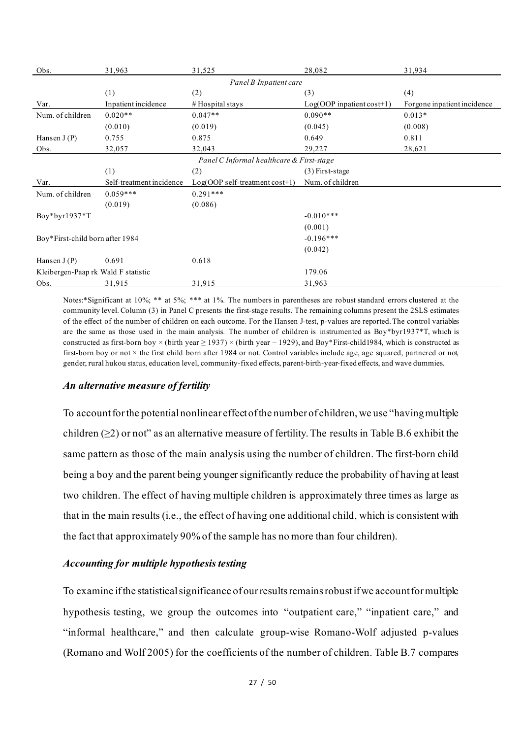| Obs. | 31,963 | 31,525 | 28,082 | 31,934 |
|---|---|---|---|---|
| | | *Panel B Inpatient care* | | |
| | (1) | (2) | (3) | (4) |
| Var. | Inpatient incidence | # Hospital stays | Log(OOP inpatient cost+1) | Forgone inpatient incidence |
| Num. of children | 0.020** | 0.047** | 0.090** | 0.013* |
| | (0.010) | (0.019) | (0.045) | (0.008) |
| Hansen J (P) | 0.755 | 0.875 | 0.649 | 0.811 |
| Obs. | 32,057 | 32,043 | 29,227 | 28,621 |
| | | *Panel C Informal healthcare & First-stage* | | |
| | (1) | (2) | (3) First-stage | |
| Var. | Self-treatment incidence | Log(OOP self-treatment cost+1) | Num. of children | |
| Num. of children | 0.059*** | 0.291*** | | |
| | (0.019) | (0.086) | | |
| Boy*byr1937*T | | | -0.010*** | |
| | | | (0.001) | |
| Boy*First-child born after 1984 | | | -0.196*** | |
| | | | (0.042) | |
| Hansen J (P) | 0.691 | 0.618 | | |
| Kleibergen-Paap rk Wald F statistic | | | 179.06 | |
| Obs. | 31,915 | 31,915 | 31,963 | |

Notes:*Significant at 10%; ** at 5%; *** at 1%. The numbers in parentheses are robust standard errors clustered at the community level. Column (3) in Panel C presents the first-stage results. The remaining columns present the 2SLS estimates of the effect of the number of children on each outcome. For the Hansen J-test, p-values are reported. The control variables are the same as those used in the main analysis. The number of children is instrumented as Boy*byr1937*T, which is constructed as first-born boy × (birth year ≥ 1937) × (birth year − 1929), and Boy*First-child1984, which is constructed as first-born boy or not × the first child born after 1984 or not. Control variables include age, age squared, partnered or not, gender, rural hukou status, education level, community-fixed effects, parent-birth-year-fixed effects, and wave dummies.

### *An alternative measure of fertility*

To account for the potential nonlinear effect of the number of children, we use "having multiple children (≥2) or not" as an alternative measure of fertility. The results in Table B.6 exhibit the same pattern as those of the main analysis using the number of children. The first-born child being a boy and the parent being younger significantly reduce the probability of having at least two children. The effect of having multiple children is approximately three times as large as that in the main results (i.e., the effect of having one additional child, which is consistent with the fact that approximately 90% of the sample has no more than four children).

### *Accounting for multiple hypothesis testing*

To examine if the statistical significance of our results remains robust if we account for multiple hypothesis testing, we group the outcomes into "outpatient care," "inpatient care," and "informal healthcare," and then calculate group-wise Romano-Wolf adjusted p-values (Romano and Wolf 2005) for the coefficients of the number of children. Table B.7 compares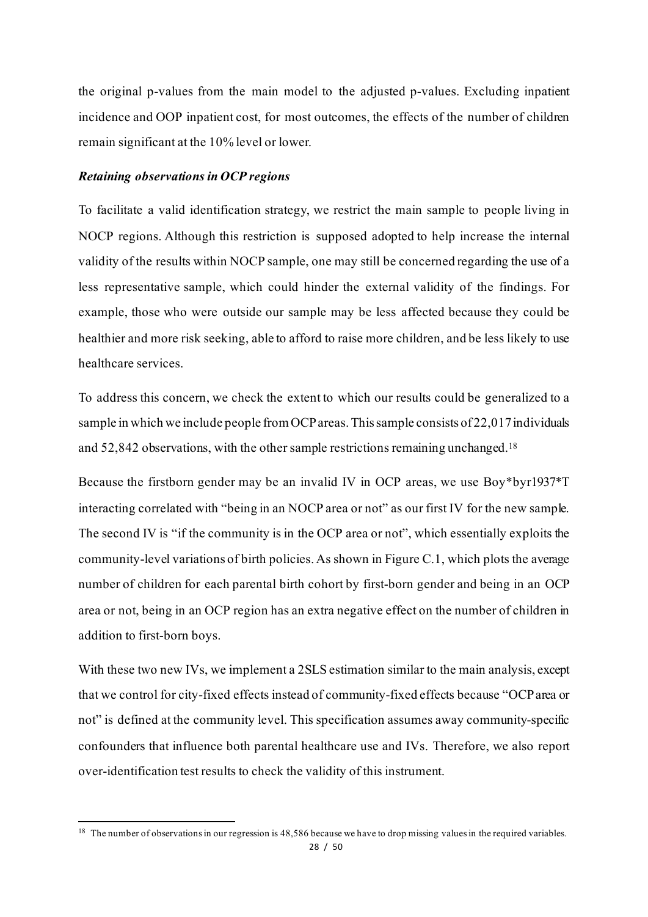the original p-values from the main model to the adjusted p-values. Excluding inpatient incidence and OOP inpatient cost, for most outcomes, the effects of the number of children remain significant at the 10% level or lower.

***Retaining observations in OCP regions***

To facilitate a valid identification strategy, we restrict the main sample to people living in NOCP regions. Although this restriction is supposed adopted to help increase the internal validity of the results within NOCP sample, one may still be concerned regarding the use of a less representative sample, which could hinder the external validity of the findings. For example, those who were outside our sample may be less affected because they could be healthier and more risk seeking, able to afford to raise more children, and be less likely to use healthcare services.

To address this concern, we check the extent to which our results could be generalized to a sample in which we include people from OCP areas. This sample consists of 22,017 individuals and 52,842 observations, with the other sample restrictions remaining unchanged.[18]

Because the firstborn gender may be an invalid IV in OCP areas, we use Boy*byr1937*T interacting correlated with "being in an NOCP area or not" as our first IV for the new sample. The second IV is "if the community is in the OCP area or not", which essentially exploits the community-level variations of birth policies. As shown in Figure C.1, which plots the average number of children for each parental birth cohort by first-born gender and being in an OCP area or not, being in an OCP region has an extra negative effect on the number of children in addition to first-born boys.

With these two new IVs, we implement a 2SLS estimation similar to the main analysis, except that we control for city-fixed effects instead of community-fixed effects because "OCP area or not" is defined at the community level. This specification assumes away community-specific confounders that influence both parental healthcare use and IVs. Therefore, we also report over-identification test results to check the validity of this instrument.

[18] The number of observations in our regression is 48,586 because we have to drop missing values in the required variables.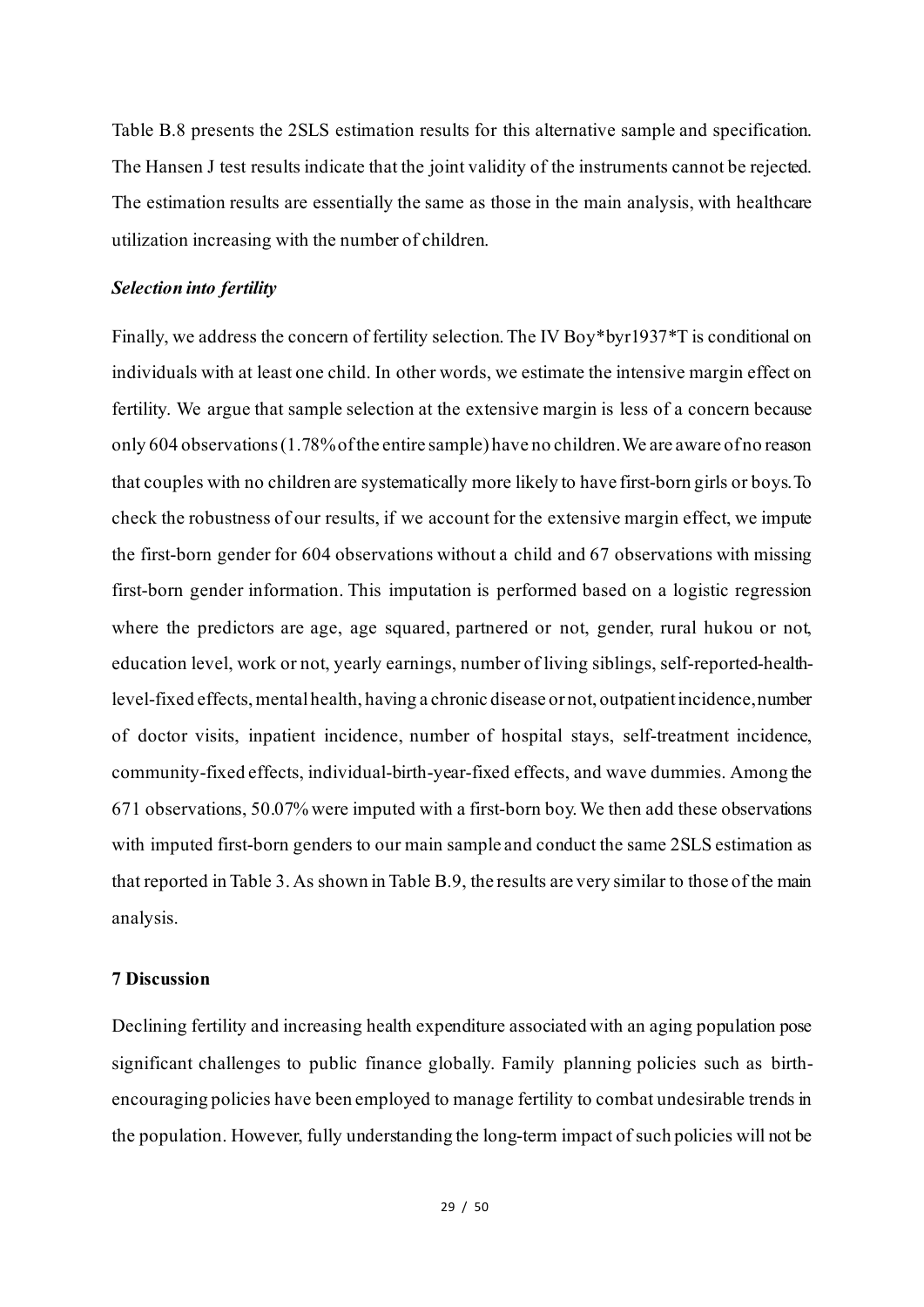Table B.8 presents the 2SLS estimation results for this alternative sample and specification. The Hansen J test results indicate that the joint validity of the instruments cannot be rejected. The estimation results are essentially the same as those in the main analysis, with healthcare utilization increasing with the number of children.

### *Selection into fertility*

Finally, we address the concern of fertility selection. The IV Boy*byr1937*T is conditional on individuals with at least one child. In other words, we estimate the intensive margin effect on fertility. We argue that sample selection at the extensive margin is less of a concern because only 604 observations (1.78% of the entire sample) have no children. We are aware of no reason that couples with no children are systematically more likely to have first-born girls or boys. To check the robustness of our results, if we account for the extensive margin effect, we impute the first-born gender for 604 observations without a child and 67 observations with missing first-born gender information. This imputation is performed based on a logistic regression where the predictors are age, age squared, partnered or not, gender, rural hukou or not, education level, work or not, yearly earnings, number of living siblings, self-reported-health-level-fixed effects, mental health, having a chronic disease or not, outpatient incidence, number of doctor visits, inpatient incidence, number of hospital stays, self-treatment incidence, community-fixed effects, individual-birth-year-fixed effects, and wave dummies. Among the 671 observations, 50.07% were imputed with a first-born boy. We then add these observations with imputed first-born genders to our main sample and conduct the same 2SLS estimation as that reported in Table 3. As shown in Table B.9, the results are very similar to those of the main analysis.

## 7 Discussion

Declining fertility and increasing health expenditure associated with an aging population pose significant challenges to public finance globally. Family planning policies such as birth-encouraging policies have been employed to manage fertility to combat undesirable trends in the population. However, fully understanding the long-term impact of such policies will not be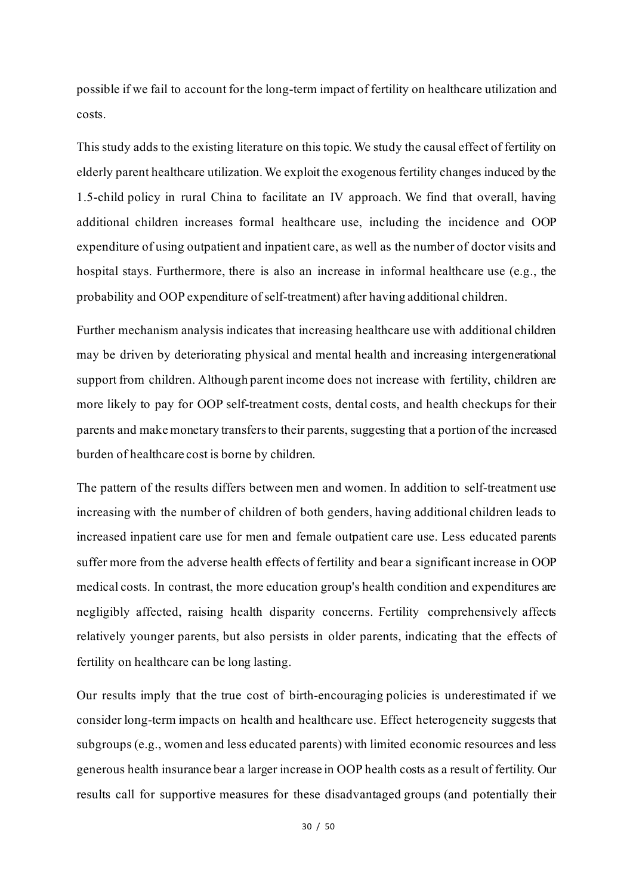possible if we fail to account for the long-term impact of fertility on healthcare utilization and costs.

This study adds to the existing literature on this topic. We study the causal effect of fertility on elderly parent healthcare utilization. We exploit the exogenous fertility changes induced by the 1.5-child policy in rural China to facilitate an IV approach. We find that overall, having additional children increases formal healthcare use, including the incidence and OOP expenditure of using outpatient and inpatient care, as well as the number of doctor visits and hospital stays. Furthermore, there is also an increase in informal healthcare use (e.g., the probability and OOP expenditure of self-treatment) after having additional children.

Further mechanism analysis indicates that increasing healthcare use with additional children may be driven by deteriorating physical and mental health and increasing intergenerational support from children. Although parent income does not increase with fertility, children are more likely to pay for OOP self-treatment costs, dental costs, and health checkups for their parents and make monetary transfers to their parents, suggesting that a portion of the increased burden of healthcare cost is borne by children.

The pattern of the results differs between men and women. In addition to self-treatment use increasing with the number of children of both genders, having additional children leads to increased inpatient care use for men and female outpatient care use. Less educated parents suffer more from the adverse health effects of fertility and bear a significant increase in OOP medical costs. In contrast, the more education group's health condition and expenditures are negligibly affected, raising health disparity concerns. Fertility comprehensively affects relatively younger parents, but also persists in older parents, indicating that the effects of fertility on healthcare can be long lasting.

Our results imply that the true cost of birth-encouraging policies is underestimated if we consider long-term impacts on health and healthcare use. Effect heterogeneity suggests that subgroups (e.g., women and less educated parents) with limited economic resources and less generous health insurance bear a larger increase in OOP health costs as a result of fertility. Our results call for supportive measures for these disadvantaged groups (and potentially their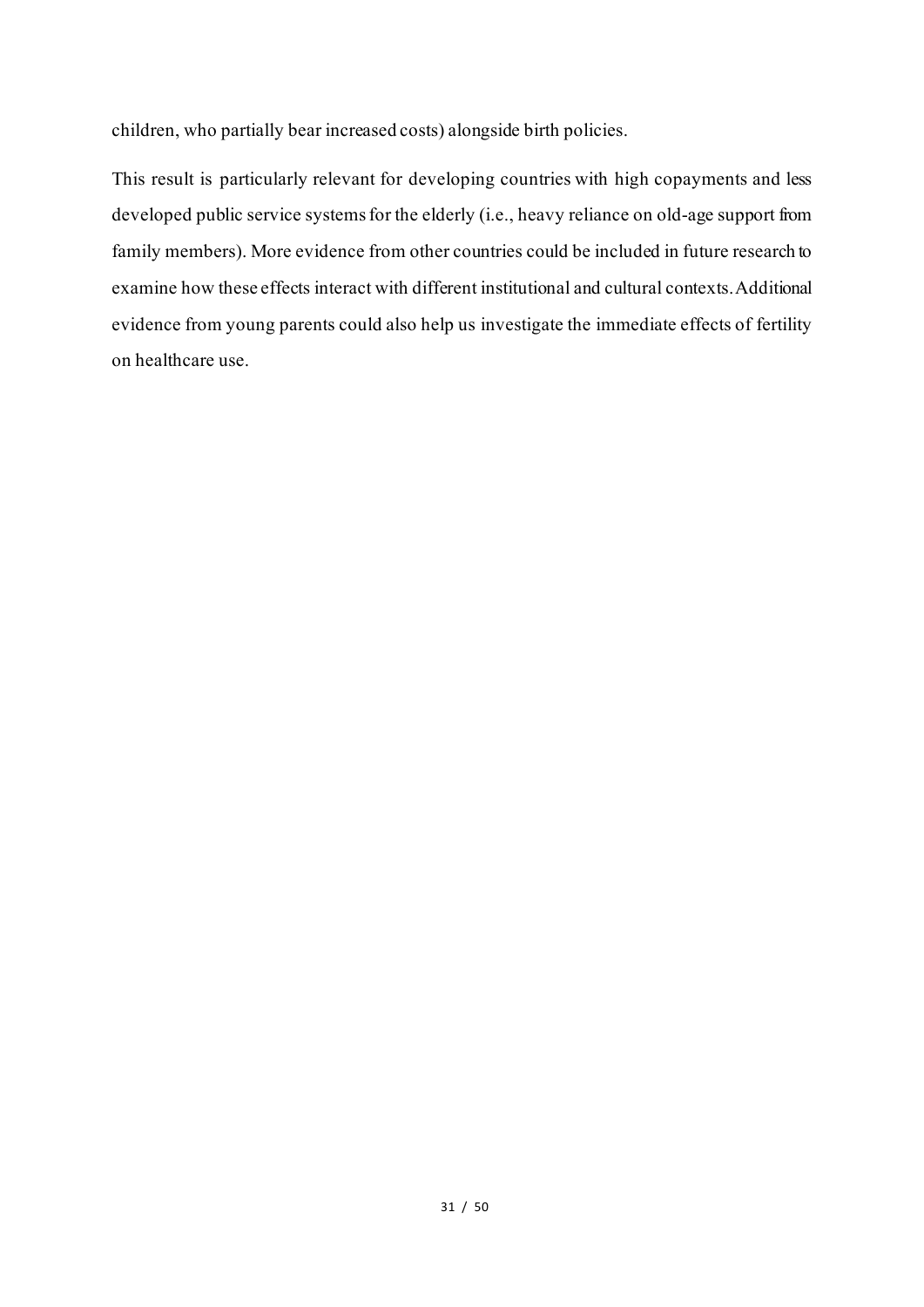children, who partially bear increased costs) alongside birth policies.

This result is particularly relevant for developing countries with high copayments and less developed public service systems for the elderly (i.e., heavy reliance on old-age support from family members). More evidence from other countries could be included in future research to examine how these effects interact with different institutional and cultural contexts. Additional evidence from young parents could also help us investigate the immediate effects of fertility on healthcare use.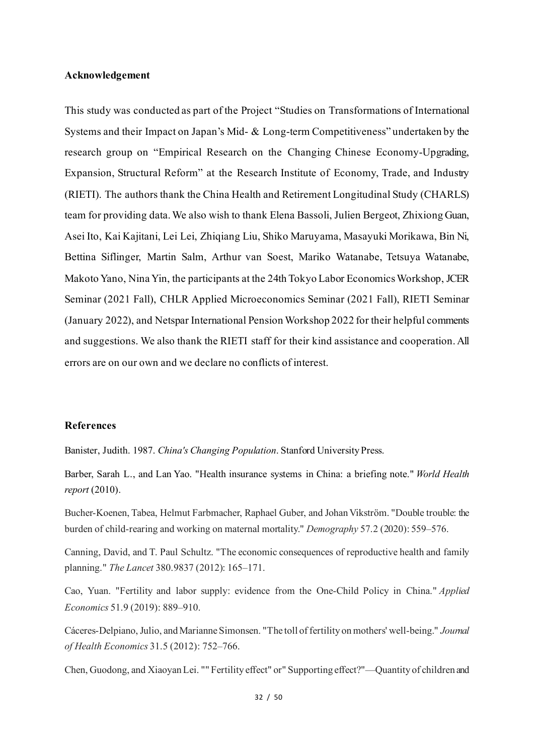## Acknowledgement

This study was conducted as part of the Project "Studies on Transformations of International Systems and their Impact on Japan's Mid- & Long-term Competitiveness" undertaken by the research group on "Empirical Research on the Changing Chinese Economy-Upgrading, Expansion, Structural Reform" at the Research Institute of Economy, Trade, and Industry (RIETI). The authors thank the China Health and Retirement Longitudinal Study (CHARLS) team for providing data. We also wish to thank Elena Bassoli, Julien Bergeot, Zhixiong Guan, Asei Ito, Kai Kajitani, Lei Lei, Zhiqiang Liu, Shiko Maruyama, Masayuki Morikawa, Bin Ni, Bettina Siflinger, Martin Salm, Arthur van Soest, Mariko Watanabe, Tetsuya Watanabe, Makoto Yano, Nina Yin, the participants at the 24th Tokyo Labor Economics Workshop, JCER Seminar (2021 Fall), CHLR Applied Microeconomics Seminar (2021 Fall), RIETI Seminar (January 2022), and Netspar International Pension Workshop 2022 for their helpful comments and suggestions. We also thank the RIETI staff for their kind assistance and cooperation. All errors are on our own and we declare no conflicts of interest.

## References

Banister, Judith. 1987. *China's Changing Population*. Stanford University Press.

Barber, Sarah L., and Lan Yao. "Health insurance systems in China: a briefing note." *World Health report* (2010).

Bucher-Koenen, Tabea, Helmut Farbmacher, Raphael Guber, and Johan Vikström. "Double trouble: the burden of child-rearing and working on maternal mortality." *Demography* 57.2 (2020): 559–576.

Canning, David, and T. Paul Schultz. "The economic consequences of reproductive health and family planning." *The Lancet* 380.9837 (2012): 165–171.

Cao, Yuan. "Fertility and labor supply: evidence from the One-Child Policy in China." *Applied Economics* 51.9 (2019): 889–910.

Cáceres-Delpiano, Julio, and Marianne Simonsen. "The toll of fertility on mothers' well-being." *Journal of Health Economics* 31.5 (2012): 752–766.

Chen, Guodong, and Xiaoyan Lei. "" Fertility effect" or" Supporting effect?"—Quantity of children and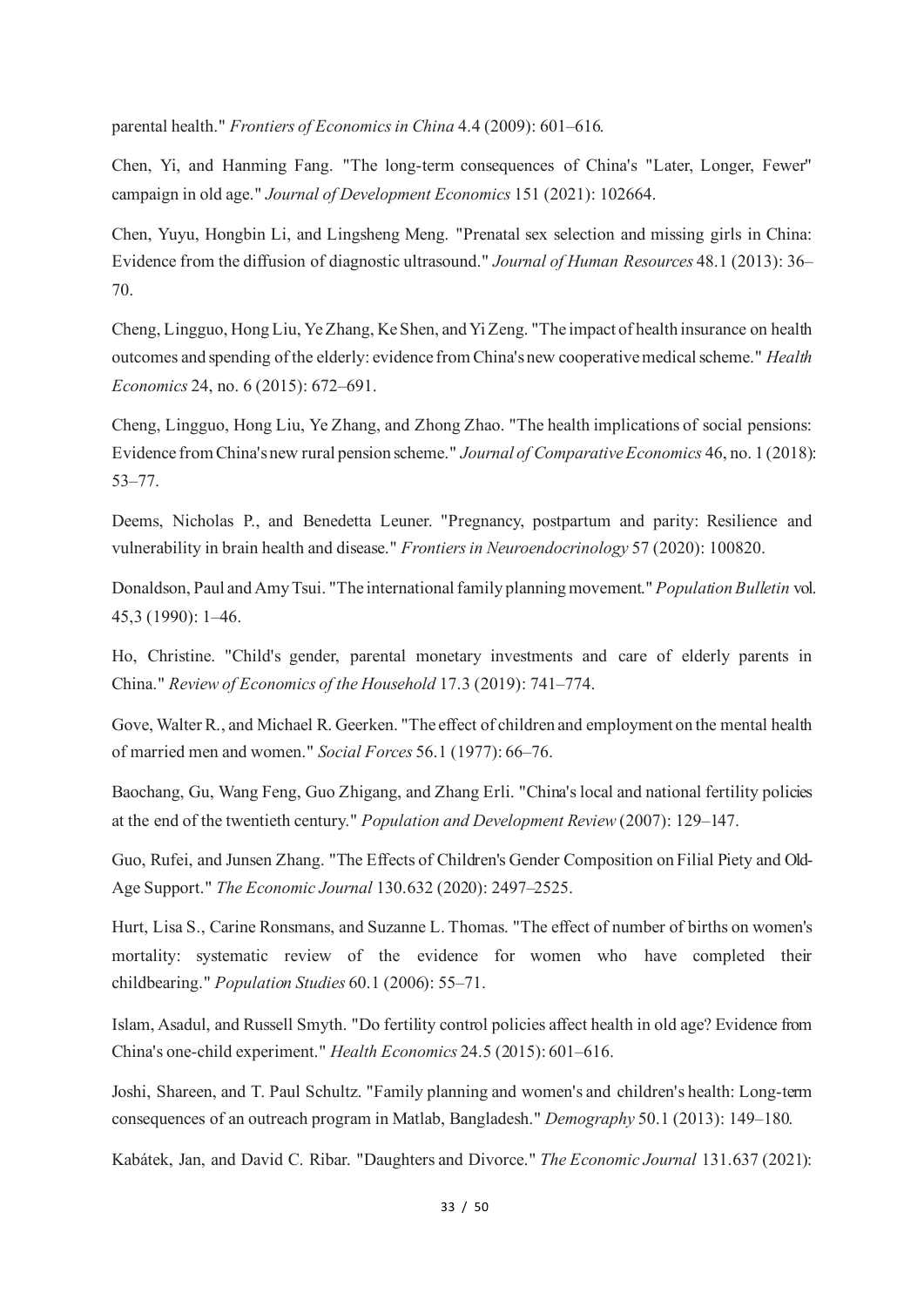parental health." *Frontiers of Economics in China* 4.4 (2009): 601–616.

Chen, Yi, and Hanming Fang. "The long-term consequences of China's "Later, Longer, Fewer" campaign in old age." *Journal of Development Economics* 151 (2021): 102664.

Chen, Yuyu, Hongbin Li, and Lingsheng Meng. "Prenatal sex selection and missing girls in China: Evidence from the diffusion of diagnostic ultrasound." *Journal of Human Resources* 48.1 (2013): 36–70.

Cheng, Lingguo, Hong Liu, Ye Zhang, Ke Shen, and Yi Zeng. "The impact of health insurance on health outcomes and spending of the elderly: evidence from China's new cooperative medical scheme." *Health Economics* 24, no. 6 (2015): 672–691.

Cheng, Lingguo, Hong Liu, Ye Zhang, and Zhong Zhao. "The health implications of social pensions: Evidence from China's new rural pension scheme." *Journal of Comparative Economics* 46, no. 1 (2018): 53–77.

Deems, Nicholas P., and Benedetta Leuner. "Pregnancy, postpartum and parity: Resilience and vulnerability in brain health and disease." *Frontiers in Neuroendocrinology* 57 (2020): 100820.

Donaldson, Paul and Amy Tsui. "The international family planning movement." *Population Bulletin* vol. 45,3 (1990): 1–46.

Ho, Christine. "Child's gender, parental monetary investments and care of elderly parents in China." *Review of Economics of the Household* 17.3 (2019): 741–774.

Gove, Walter R., and Michael R. Geerken. "The effect of children and employment on the mental health of married men and women." *Social Forces* 56.1 (1977): 66–76.

Baochang, Gu, Wang Feng, Guo Zhigang, and Zhang Erli. "China's local and national fertility policies at the end of the twentieth century." *Population and Development Review* (2007): 129–147.

Guo, Rufei, and Junsen Zhang. "The Effects of Children's Gender Composition on Filial Piety and Old-Age Support." *The Economic Journal* 130.632 (2020): 2497–2525.

Hurt, Lisa S., Carine Ronsmans, and Suzanne L. Thomas. "The effect of number of births on women's mortality: systematic review of the evidence for women who have completed their childbearing." *Population Studies* 60.1 (2006): 55–71.

Islam, Asadul, and Russell Smyth. "Do fertility control policies affect health in old age? Evidence from China's one-child experiment." *Health Economics* 24.5 (2015): 601–616.

Joshi, Shareen, and T. Paul Schultz. "Family planning and women's and children's health: Long-term consequences of an outreach program in Matlab, Bangladesh." *Demography* 50.1 (2013): 149–180.

Kabátek, Jan, and David C. Ribar. "Daughters and Divorce." *The Economic Journal* 131.637 (2021):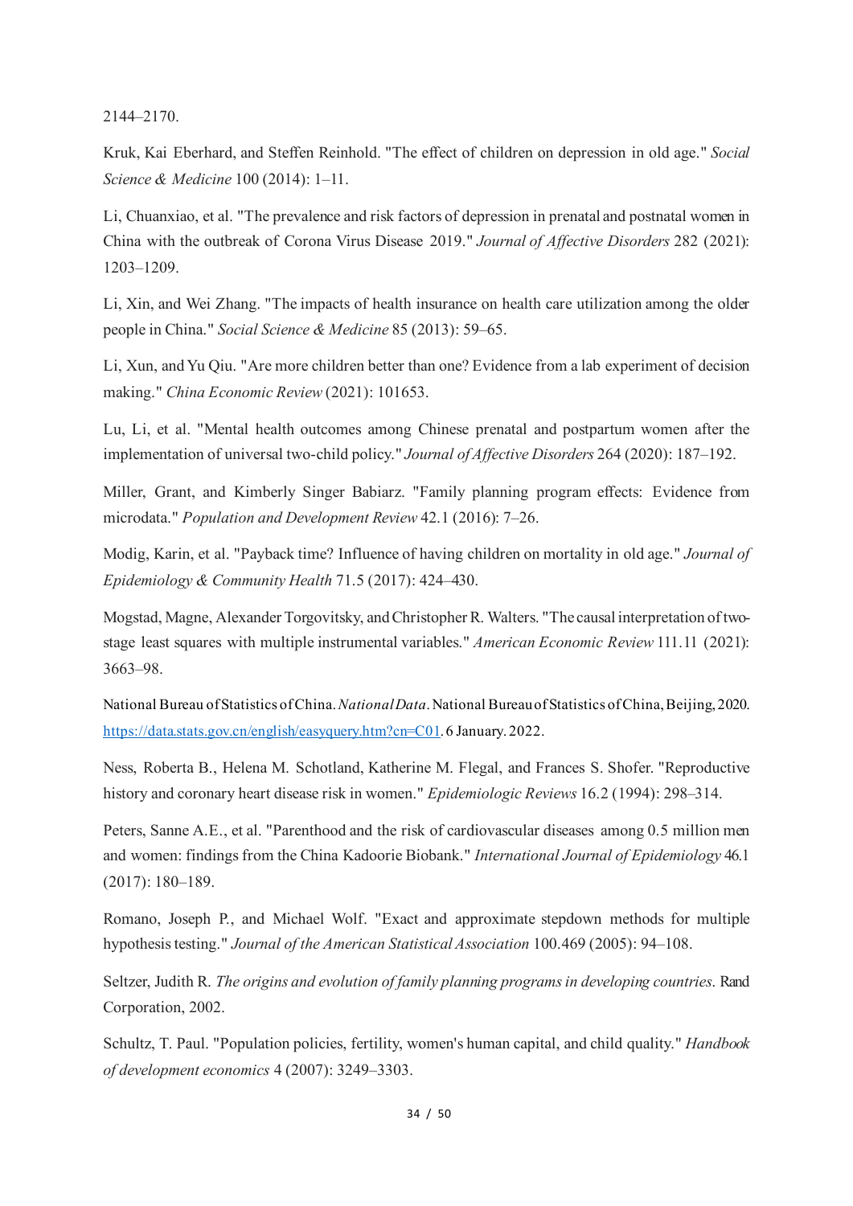2144–2170.

Kruk, Kai Eberhard, and Steffen Reinhold. "The effect of children on depression in old age." *Social Science & Medicine* 100 (2014): 1–11.

Li, Chuanxiao, et al. "The prevalence and risk factors of depression in prenatal and postnatal women in China with the outbreak of Corona Virus Disease 2019." *Journal of Affective Disorders* 282 (2021): 1203–1209.

Li, Xin, and Wei Zhang. "The impacts of health insurance on health care utilization among the older people in China." *Social Science & Medicine* 85 (2013): 59–65.

Li, Xun, and Yu Qiu. "Are more children better than one? Evidence from a lab experiment of decision making." *China Economic Review* (2021): 101653.

Lu, Li, et al. "Mental health outcomes among Chinese prenatal and postpartum women after the implementation of universal two-child policy." *Journal of Affective Disorders* 264 (2020): 187–192.

Miller, Grant, and Kimberly Singer Babiarz. "Family planning program effects: Evidence from microdata." *Population and Development Review* 42.1 (2016): 7–26.

Modig, Karin, et al. "Payback time? Influence of having children on mortality in old age." *Journal of Epidemiology & Community Health* 71.5 (2017): 424–430.

Mogstad, Magne, Alexander Torgovitsky, and Christopher R. Walters. "The causal interpretation of two-stage least squares with multiple instrumental variables." *American Economic Review* 111.11 (2021): 3663–98.

National Bureau of Statistics of China. *National Data*. National Bureau of Statistics of China, Beijing, 2020. https://data.stats.gov.cn/english/easyquery.htm?cn=C01. 6 January. 2022.

Ness, Roberta B., Helena M. Schotland, Katherine M. Flegal, and Frances S. Shofer. "Reproductive history and coronary heart disease risk in women." *Epidemiologic Reviews* 16.2 (1994): 298–314.

Peters, Sanne A.E., et al. "Parenthood and the risk of cardiovascular diseases among 0.5 million men and women: findings from the China Kadoorie Biobank." *International Journal of Epidemiology* 46.1 (2017): 180–189.

Romano, Joseph P., and Michael Wolf. "Exact and approximate stepdown methods for multiple hypothesis testing." *Journal of the American Statistical Association* 100.469 (2005): 94–108.

Seltzer, Judith R. *The origins and evolution of family planning programs in developing countries*. Rand Corporation, 2002.

Schultz, T. Paul. "Population policies, fertility, women's human capital, and child quality." *Handbook of development economics* 4 (2007): 3249–3303.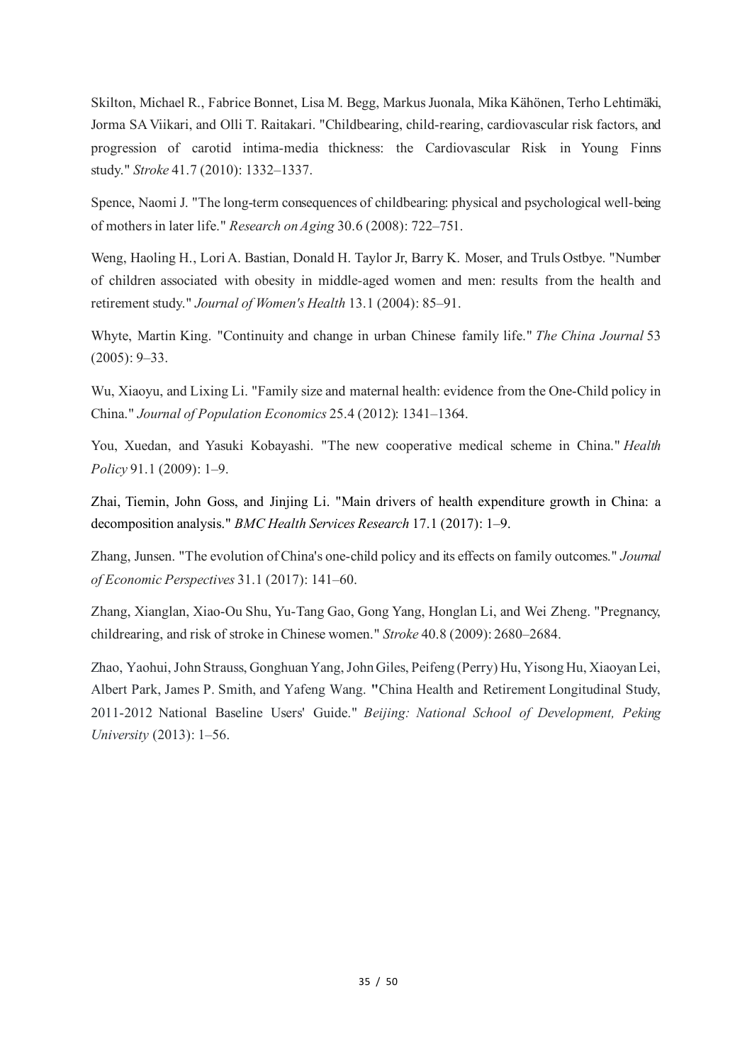Skilton, Michael R., Fabrice Bonnet, Lisa M. Begg, Markus Juonala, Mika Kähönen, Terho Lehtimäki, Jorma SA Viikari, and Olli T. Raitakari. "Childbearing, child-rearing, cardiovascular risk factors, and progression of carotid intima-media thickness: the Cardiovascular Risk in Young Finns study." *Stroke* 41.7 (2010): 1332–1337.

Spence, Naomi J. "The long-term consequences of childbearing: physical and psychological well-being of mothers in later life." *Research on Aging* 30.6 (2008): 722–751.

Weng, Haoling H., Lori A. Bastian, Donald H. Taylor Jr, Barry K. Moser, and Truls Ostbye. "Number of children associated with obesity in middle-aged women and men: results from the health and retirement study." *Journal of Women's Health* 13.1 (2004): 85–91.

Whyte, Martin King. "Continuity and change in urban Chinese family life." *The China Journal* 53 (2005): 9–33.

Wu, Xiaoyu, and Lixing Li. "Family size and maternal health: evidence from the One-Child policy in China." *Journal of Population Economics* 25.4 (2012): 1341–1364.

You, Xuedan, and Yasuki Kobayashi. "The new cooperative medical scheme in China." *Health Policy* 91.1 (2009): 1–9.

Zhai, Tiemin, John Goss, and Jinjing Li. "Main drivers of health expenditure growth in China: a decomposition analysis." *BMC Health Services Research* 17.1 (2017): 1–9.

Zhang, Junsen. "The evolution of China's one-child policy and its effects on family outcomes." *Journal of Economic Perspectives* 31.1 (2017): 141–60.

Zhang, Xianglan, Xiao-Ou Shu, Yu-Tang Gao, Gong Yang, Honglan Li, and Wei Zheng. "Pregnancy, childrearing, and risk of stroke in Chinese women." *Stroke* 40.8 (2009): 2680–2684.

Zhao, Yaohui, John Strauss, Gonghuan Yang, John Giles, Peifeng (Perry) Hu, Yisong Hu, Xiaoyan Lei, Albert Park, James P. Smith, and Yafeng Wang. "China Health and Retirement Longitudinal Study, 2011-2012 National Baseline Users' Guide." *Beijing: National School of Development, Peking University* (2013): 1–56.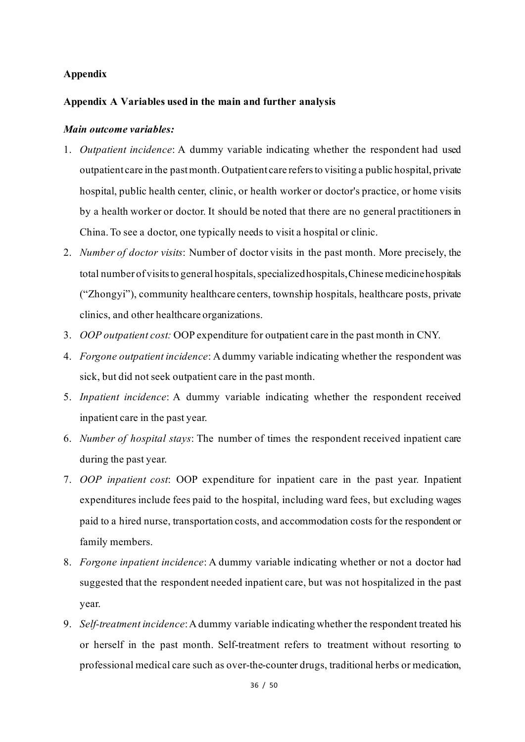## Appendix

### Appendix A Variables used in the main and further analysis

***Main outcome variables:***

1. *Outpatient incidence*: A dummy variable indicating whether the respondent had used outpatient care in the past month. Outpatient care refers to visiting a public hospital, private hospital, public health center, clinic, or health worker or doctor's practice, or home visits by a health worker or doctor. It should be noted that there are no general practitioners in China. To see a doctor, one typically needs to visit a hospital or clinic.
2. *Number of doctor visits*: Number of doctor visits in the past month. More precisely, the total number of visits to general hospitals, specialized hospitals, Chinese medicine hospitals ("Zhongyi"), community healthcare centers, township hospitals, healthcare posts, private clinics, and other healthcare organizations.
3. *OOP outpatient cost:* OOP expenditure for outpatient care in the past month in CNY.
4. *Forgone outpatient incidence*: A dummy variable indicating whether the respondent was sick, but did not seek outpatient care in the past month.
5. *Inpatient incidence*: A dummy variable indicating whether the respondent received inpatient care in the past year.
6. *Number of hospital stays*: The number of times the respondent received inpatient care during the past year.
7. *OOP inpatient cost*: OOP expenditure for inpatient care in the past year. Inpatient expenditures include fees paid to the hospital, including ward fees, but excluding wages paid to a hired nurse, transportation costs, and accommodation costs for the respondent or family members.
8. *Forgone inpatient incidence*: A dummy variable indicating whether or not a doctor had suggested that the respondent needed inpatient care, but was not hospitalized in the past year.
9. *Self-treatment incidence*: A dummy variable indicating whether the respondent treated his or herself in the past month. Self-treatment refers to treatment without resorting to professional medical care such as over-the-counter drugs, traditional herbs or medication,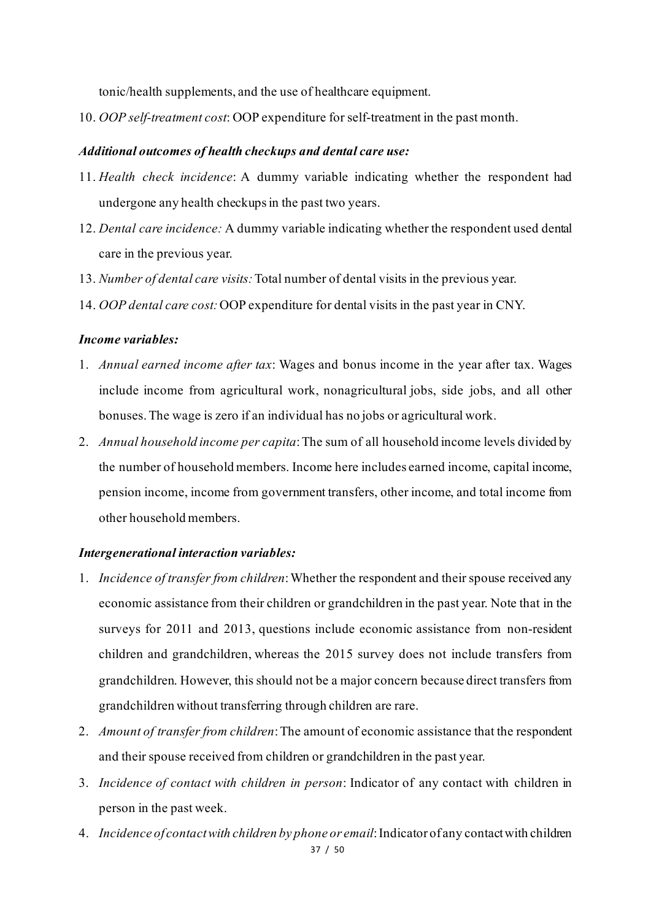tonic/health supplements, and the use of healthcare equipment.

10. *OOP self-treatment cost*: OOP expenditure for self-treatment in the past month.

***Additional outcomes of health checkups and dental care use:***

11. *Health check incidence*: A dummy variable indicating whether the respondent had undergone any health checkups in the past two years.
12. *Dental care incidence:* A dummy variable indicating whether the respondent used dental care in the previous year.
13. *Number of dental care visits:* Total number of dental visits in the previous year.
14. *OOP dental care cost:* OOP expenditure for dental visits in the past year in CNY.

***Income variables:***

1. *Annual earned income after tax*: Wages and bonus income in the year after tax. Wages include income from agricultural work, nonagricultural jobs, side jobs, and all other bonuses. The wage is zero if an individual has no jobs or agricultural work.
2. *Annual household income per capita*: The sum of all household income levels divided by the number of household members. Income here includes earned income, capital income, pension income, income from government transfers, other income, and total income from other household members.

***Intergenerational interaction variables:***

1. *Incidence of transfer from children*: Whether the respondent and their spouse received any economic assistance from their children or grandchildren in the past year. Note that in the surveys for 2011 and 2013, questions include economic assistance from non-resident children and grandchildren, whereas the 2015 survey does not include transfers from grandchildren. However, this should not be a major concern because direct transfers from grandchildren without transferring through children are rare.
2. *Amount of transfer from children*: The amount of economic assistance that the respondent and their spouse received from children or grandchildren in the past year.
3. *Incidence of contact with children in person*: Indicator of any contact with children in person in the past week.
4. *Incidence of contact with children by phone or email*: Indicator of any contact with children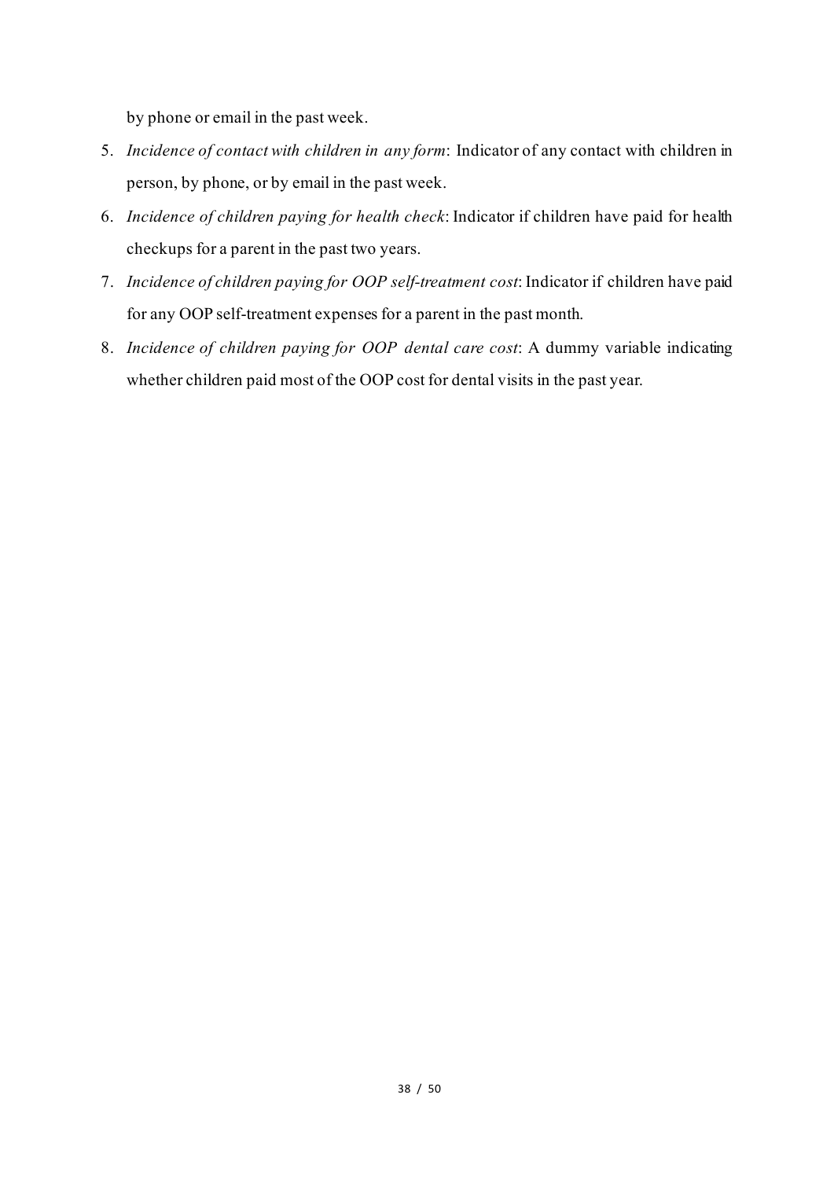by phone or email in the past week.

5. *Incidence of contact with children in any form*: Indicator of any contact with children in person, by phone, or by email in the past week.
6. *Incidence of children paying for health check*: Indicator if children have paid for health checkups for a parent in the past two years.
7. *Incidence of children paying for OOP self-treatment cost*: Indicator if children have paid for any OOP self-treatment expenses for a parent in the past month.
8. *Incidence of children paying for OOP dental care cost*: A dummy variable indicating whether children paid most of the OOP cost for dental visits in the past year.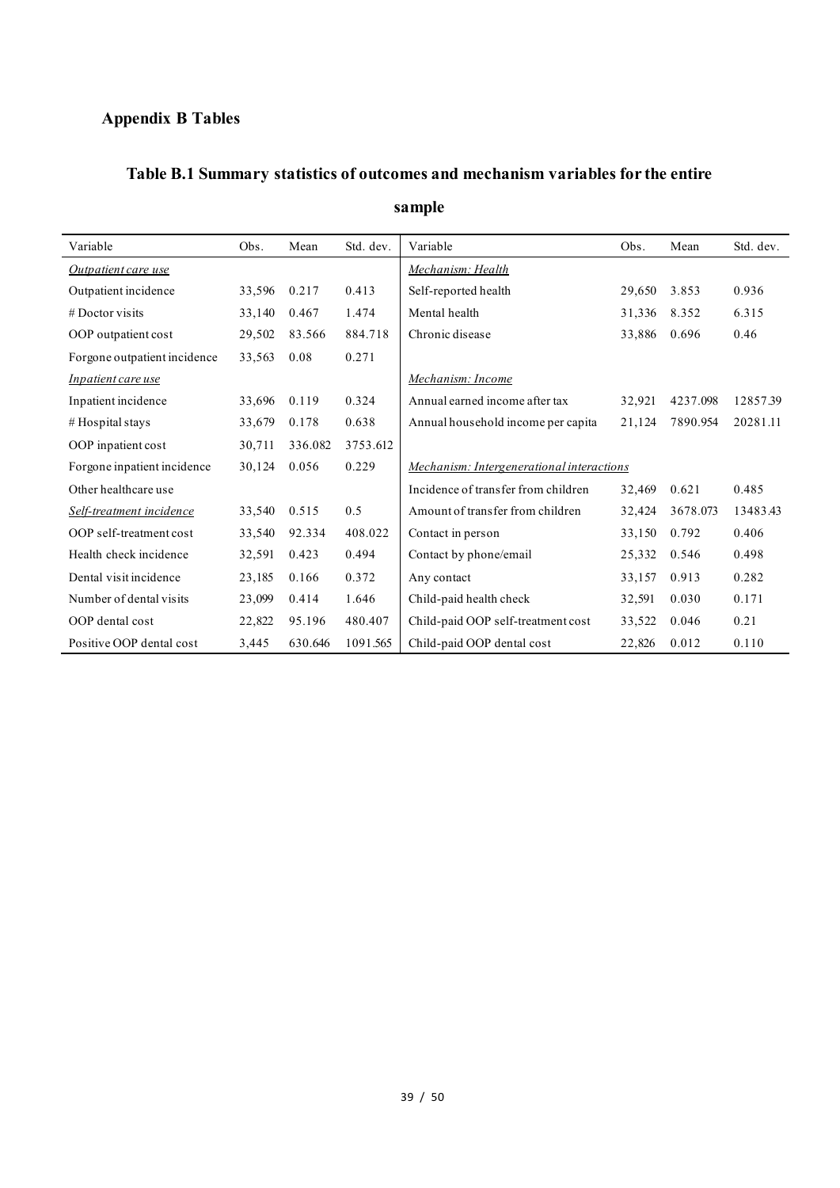## Appendix B Tables

### Table B.1 Summary statistics of outcomes and mechanism variables for the entire sample

| Variable | Obs. | Mean | Std. dev. | Variable | Obs. | Mean | Std. dev. |
|---|---|---|---|---|---|---|---|
| *Outpatient care use* | | | | *Mechanism: Health* | | | |
| Outpatient incidence | 33,596 | 0.217 | 0.413 | Self-reported health | 29,650 | 3.853 | 0.936 |
| # Doctor visits | 33,140 | 0.467 | 1.474 | Mental health | 31,336 | 8.352 | 6.315 |
| OOP outpatient cost | 29,502 | 83.566 | 884.718 | Chronic disease | 33,886 | 0.696 | 0.46 |
| Forgone outpatient incidence | 33,563 | 0.08 | 0.271 | | | | |
| *Inpatient care use* | | | | *Mechanism: Income* | | | |
| Inpatient incidence | 33,696 | 0.119 | 0.324 | Annual earned income after tax | 32,921 | 4237.098 | 12857.39 |
| # Hospital stays | 33,679 | 0.178 | 0.638 | Annual household income per capita | 21,124 | 7890.954 | 20281.11 |
| OOP inpatient cost | 30,711 | 336.082 | 3753.612 | | | | |
| Forgone inpatient incidence | 30,124 | 0.056 | 0.229 | *Mechanism: Intergenerational interactions* | | | |
| Other healthcare use | | | | Incidence of transfer from children | 32,469 | 0.621 | 0.485 |
| *Self-treatment incidence* | 33,540 | 0.515 | 0.5 | Amount of transfer from children | 32,424 | 3678.073 | 13483.43 |
| OOP self-treatment cost | 33,540 | 92.334 | 408.022 | Contact in person | 33,150 | 0.792 | 0.406 |
| Health check incidence | 32,591 | 0.423 | 0.494 | Contact by phone/email | 25,332 | 0.546 | 0.498 |
| Dental visit incidence | 23,185 | 0.166 | 0.372 | Any contact | 33,157 | 0.913 | 0.282 |
| Number of dental visits | 23,099 | 0.414 | 1.646 | Child-paid health check | 32,591 | 0.030 | 0.171 |
| OOP dental cost | 22,822 | 95.196 | 480.407 | Child-paid OOP self-treatment cost | 33,522 | 0.046 | 0.21 |
| Positive OOP dental cost | 3,445 | 630.646 | 1091.565 | Child-paid OOP dental cost | 22,826 | 0.012 | 0.110 |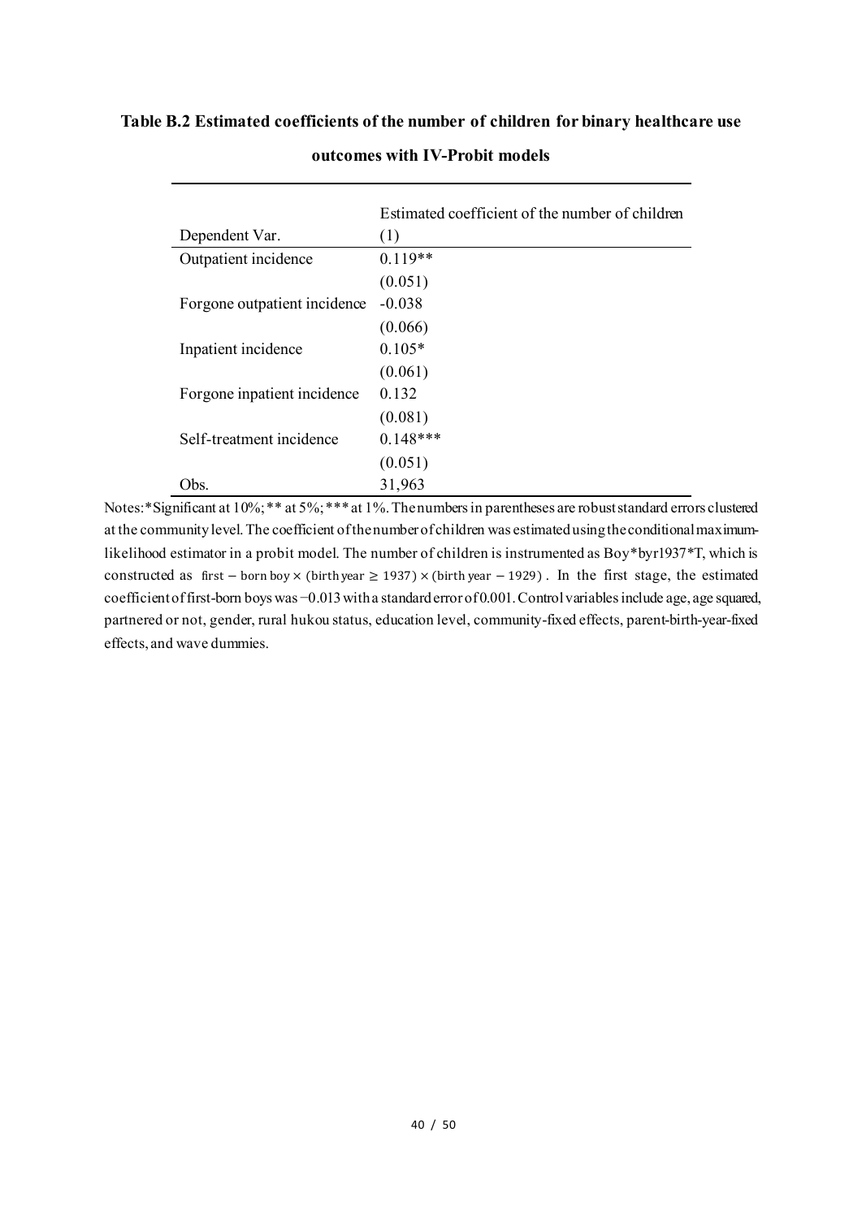**Table B.2 Estimated coefficients of the number of children for binary healthcare use outcomes with IV-Probit models**

| Dependent Var. | Estimated coefficient of the number of children (1) |
|---|---|
| Outpatient incidence | 0.119** |
| | (0.051) |
| Forgone outpatient incidence | -0.038 |
| | (0.066) |
| Inpatient incidence | 0.105* |
| | (0.061) |
| Forgone inpatient incidence | 0.132 |
| | (0.081) |
| Self-treatment incidence | 0.148*** |
| | (0.051) |
| Obs. | 31,963 |

Notes: *Significant at 10%; ** at 5%; *** at 1%. The numbers in parentheses are robust standard errors clustered at the community level. The coefficient of the number of children was estimated using the conditional maximum-likelihood estimator in a probit model. The number of children is instrumented as Boy*byr1937*T, which is constructed as $\text{first} - \text{born boy} \times (\text{birth year} \geq 1937) \times (\text{birth year} - 1929)$. In the first stage, the estimated coefficient of first-born boys was −0.013 with a standard error of 0.001. Control variables include age, age squared, partnered or not, gender, rural hukou status, education level, community-fixed effects, parent-birth-year-fixed effects, and wave dummies.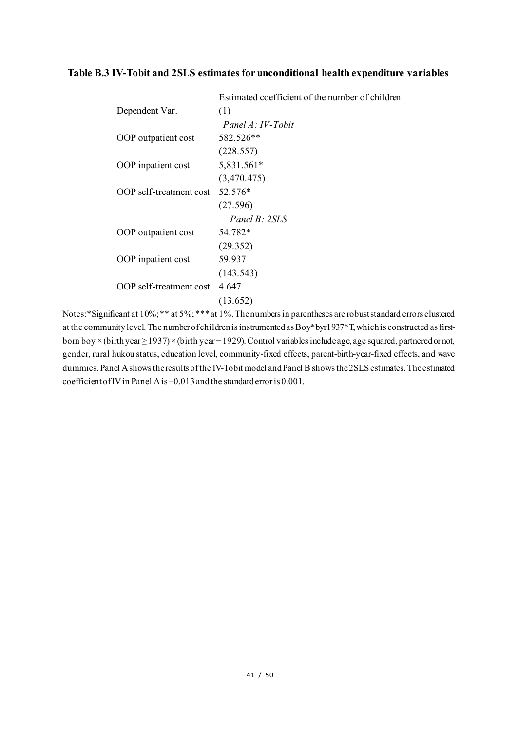**Table B.3 IV-Tobit and 2SLS estimates for unconditional health expenditure variables**

| Dependent Var. | Estimated coefficient of the number of children (1) |
|---|---|
| | *Panel A: IV-Tobit* |
| OOP outpatient cost | 582.526** |
| | (228.557) |
| OOP inpatient cost | 5,831.561* |
| | (3,470.475) |
| OOP self-treatment cost | 52.576* |
| | (27.596) |
| | *Panel B: 2SLS* |
| OOP outpatient cost | 54.782* |
| | (29.352) |
| OOP inpatient cost | 59.937 |
| | (143.543) |
| OOP self-treatment cost | 4.647 |
| | (13.652) |

Notes: *Significant at 10%; ** at 5%; *** at 1%. The numbers in parentheses are robust standard errors clustered at the community level. The number of children is instrumented as Boy*byr1937*T, which is constructed as first-born boy × (birth year ≥ 1937) × (birth year − 1929). Control variables include age, age squared, partnered or not, gender, rural hukou status, education level, community-fixed effects, parent-birth-year-fixed effects, and wave dummies. Panel A shows the results of the IV-Tobit model and Panel B shows the 2SLS estimates. The estimated coefficient of IV in Panel A is −0.013 and the standard error is 0.001.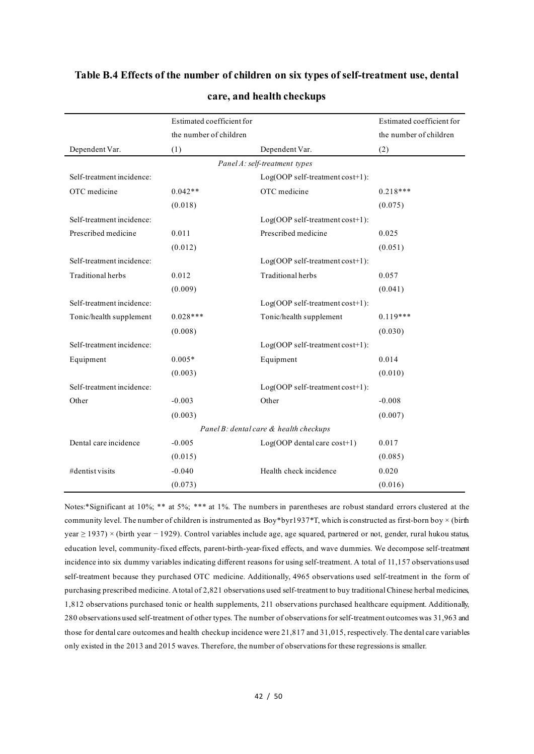## Table B.4 Effects of the number of children on six types of self-treatment use, dental care, and health checkups

| Dependent Var. | Estimated coefficient for the number of children (1) | Dependent Var. | Estimated coefficient for the number of children (2) |
|---|---|---|---|
| | | *Panel A: self-treatment types* | |
| Self-treatment incidence: | | Log(OOP self-treatment cost+1): | |
| OTC medicine | 0.042** | OTC medicine | 0.218*** |
| | (0.018) | | (0.075) |
| Self-treatment incidence: | | Log(OOP self-treatment cost+1): | |
| Prescribed medicine | 0.011 | Prescribed medicine | 0.025 |
| | (0.012) | | (0.051) |
| Self-treatment incidence: | | Log(OOP self-treatment cost+1): | |
| Traditional herbs | 0.012 | Traditional herbs | 0.057 |
| | (0.009) | | (0.041) |
| Self-treatment incidence: | | Log(OOP self-treatment cost+1): | |
| Tonic/health supplement | 0.028*** | Tonic/health supplement | 0.119*** |
| | (0.008) | | (0.030) |
| Self-treatment incidence: | | Log(OOP self-treatment cost+1): | |
| Equipment | 0.005* | Equipment | 0.014 |
| | (0.003) | | (0.010) |
| Self-treatment incidence: | | Log(OOP self-treatment cost+1): | |
| Other | -0.003 | Other | -0.008 |
| | (0.003) | | (0.007) |
| | | *Panel B: dental care & health checkups* | |
| Dental care incidence | -0.005 | Log(OOP dental care cost+1) | 0.017 |
| | (0.015) | | (0.085) |
| #dentist visits | -0.040 | Health check incidence | 0.020 |
| | (0.073) | | (0.016) |

Notes:*Significant at 10%; ** at 5%; *** at 1%. The numbers in parentheses are robust standard errors clustered at the community level. The number of children is instrumented as Boy*byr1937*T, which is constructed as first-born boy × (birth year ≥ 1937) × (birth year − 1929). Control variables include age, age squared, partnered or not, gender, rural hukou status, education level, community-fixed effects, parent-birth-year-fixed effects, and wave dummies. We decompose self-treatment incidence into six dummy variables indicating different reasons for using self-treatment. A total of 11,157 observations used self-treatment because they purchased OTC medicine. Additionally, 4965 observations used self-treatment in the form of purchasing prescribed medicine. A total of 2,821 observations used self-treatment to buy traditional Chinese herbal medicines, 1,812 observations purchased tonic or health supplements, 211 observations purchased healthcare equipment. Additionally, 280 observations used self-treatment of other types. The number of observations for self-treatment outcomes was 31,963 and those for dental care outcomes and health checkup incidence were 21,817 and 31,015, respectively. The dental care variables only existed in the 2013 and 2015 waves. Therefore, the number of observations for these regressions is smaller.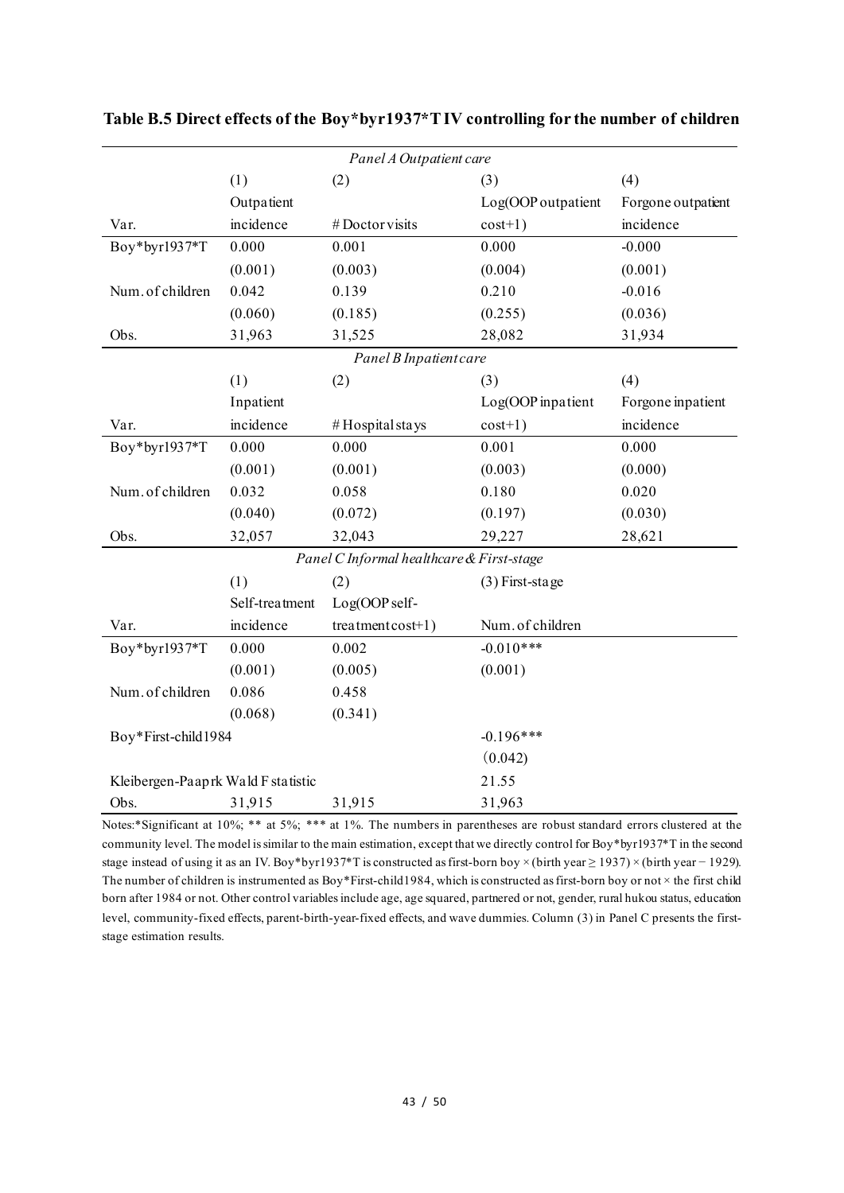**Table B.5 Direct effects of the Boy*byr1937*T IV controlling for the number of children**

| *Panel A Outpatient care* | | | | |
|---|---|---|---|---|
| | (1) | (2) | (3) | (4) |
| Var. | Outpatient incidence | # Doctor visits | Log(OOP outpatient cost+1) | Forgone outpatient incidence |
| Boy*byr1937*T | 0.000 | 0.001 | 0.000 | -0.000 |
| | (0.001) | (0.003) | (0.004) | (0.001) |
| Num. of children | 0.042 | 0.139 | 0.210 | -0.016 |
| | (0.060) | (0.185) | (0.255) | (0.036) |
| Obs. | 31,963 | 31,525 | 28,082 | 31,934 |
| *Panel B Inpatient care* | | | | |
| | (1) | (2) | (3) | (4) |
| Var. | Inpatient incidence | # Hospital stays | Log(OOP inpatient cost+1) | Forgone inpatient incidence |
| Boy*byr1937*T | 0.000 | 0.000 | 0.001 | 0.000 |
| | (0.001) | (0.001) | (0.003) | (0.000) |
| Num. of children | 0.032 | 0.058 | 0.180 | 0.020 |
| | (0.040) | (0.072) | (0.197) | (0.030) |
| Obs. | 32,057 | 32,043 | 29,227 | 28,621 |
| *Panel C Informal healthcare & First-stage* | | | | |
| | (1) | (2) | (3) First-stage | |
| Var. | Self-treatment incidence | Log(OOP self-treatment cost+1) | Num. of children | |
| Boy*byr1937*T | 0.000 | 0.002 | -0.010*** | |
| | (0.001) | (0.005) | (0.001) | |
| Num. of children | 0.086 | 0.458 | | |
| | (0.068) | (0.341) | | |
| Boy*First-child1984 | | | -0.196*** | |
| | | | (0.042) | |
| Kleibergen-Paaprk Wald F statistic | | | 21.55 | |
| Obs. | 31,915 | 31,915 | 31,963 | |

Notes:*Significant at 10%; ** at 5%; *** at 1%. The numbers in parentheses are robust standard errors clustered at the community level. The model is similar to the main estimation, except that we directly control for Boy*byr1937*T in the second stage instead of using it as an IV. Boy*byr1937*T is constructed as first-born boy × (birth year ≥ 1937) × (birth year − 1929). The number of children is instrumented as Boy*First-child1984, which is constructed as first-born boy or not × the first child born after 1984 or not. Other control variables include age, age squared, partnered or not, gender, rural hukou status, education level, community-fixed effects, parent-birth-year-fixed effects, and wave dummies. Column (3) in Panel C presents the first-stage estimation results.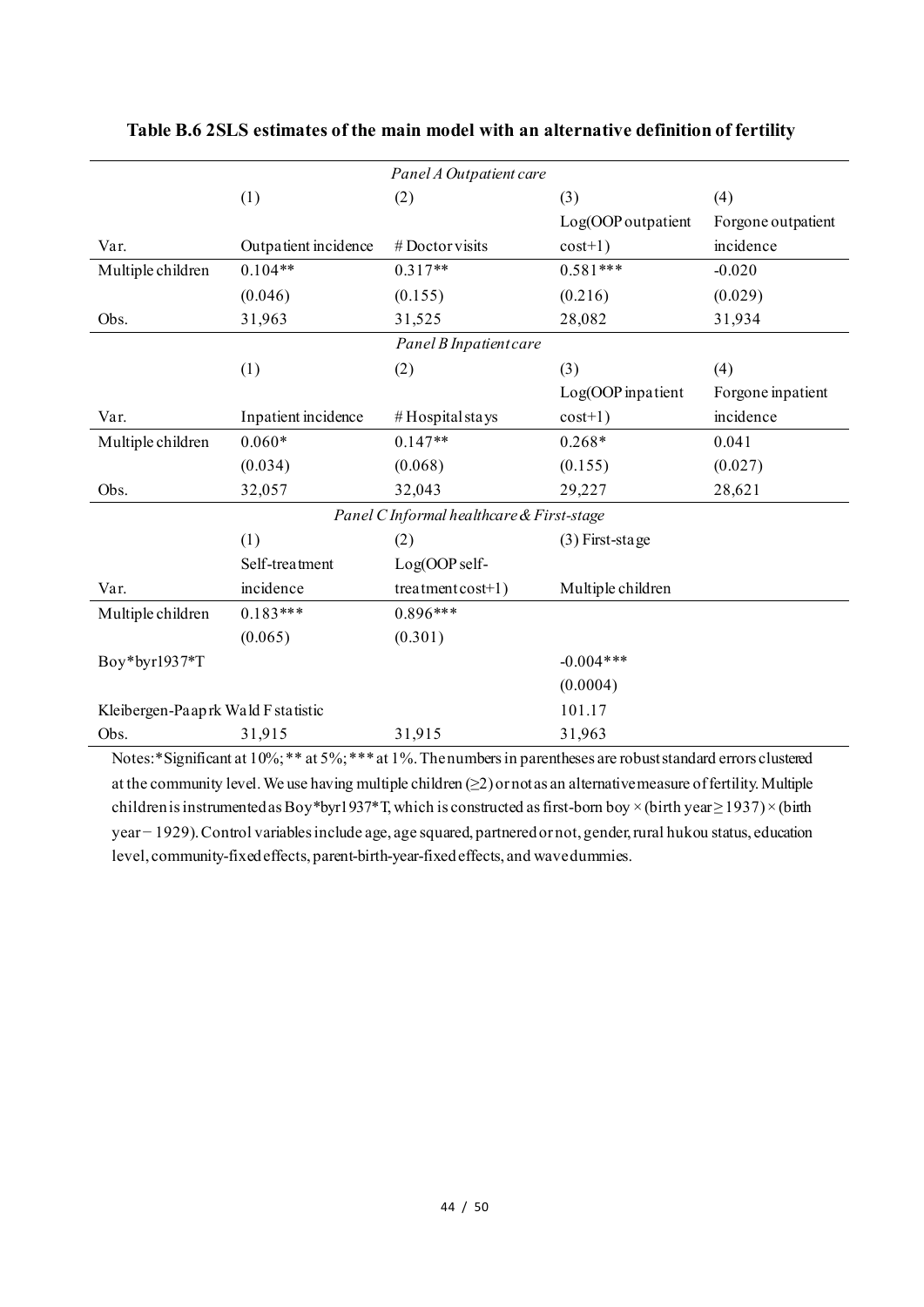**Table B.6 2SLS estimates of the main model with an alternative definition of fertility**

| | | *Panel A Outpatient care* | | |
|---|---|---|---|---|
| | (1) | (2) | (3) | (4) |
| Var. | Outpatient incidence | # Doctor visits | Log(OOP outpatient cost+1) | Forgone outpatient incidence |
| Multiple children | 0.104** | 0.317** | 0.581*** | -0.020 |
| | (0.046) | (0.155) | (0.216) | (0.029) |
| Obs. | 31,963 | 31,525 | 28,082 | 31,934 |
| | | *Panel B Inpatient care* | | |
| | (1) | (2) | (3) | (4) |
| Var. | Inpatient incidence | # Hospital stays | Log(OOP inpatient cost+1) | Forgone inpatient incidence |
| Multiple children | 0.060* | 0.147** | 0.268* | 0.041 |
| | (0.034) | (0.068) | (0.155) | (0.027) |
| Obs. | 32,057 | 32,043 | 29,227 | 28,621 |
| | | *Panel C Informal healthcare & First-stage* | | |
| | (1) | (2) | (3) First-stage | |
| Var. | Self-treatment incidence | Log(OOP self-treatment cost+1) | Multiple children | |
| Multiple children | 0.183*** | 0.896*** | | |
| | (0.065) | (0.301) | | |
| Boy*byr1937*T | | | -0.004*** | |
| | | | (0.0004) | |
| Kleibergen-Paaprk Wald F statistic | | | 101.17 | |
| Obs. | 31,915 | 31,915 | 31,963 | |

Notes: *Significant at 10%; ** at 5%; *** at 1%. The numbers in parentheses are robust standard errors clustered at the community level. We use having multiple children (≥2) or not as an alternative measure of fertility. Multiple children is instrumented as Boy*byr1937*T, which is constructed as first-born boy × (birth year ≥ 1937) × (birth year − 1929). Control variables include age, age squared, partnered or not, gender, rural hukou status, education level, community-fixed effects, parent-birth-year-fixed effects, and wave dummies.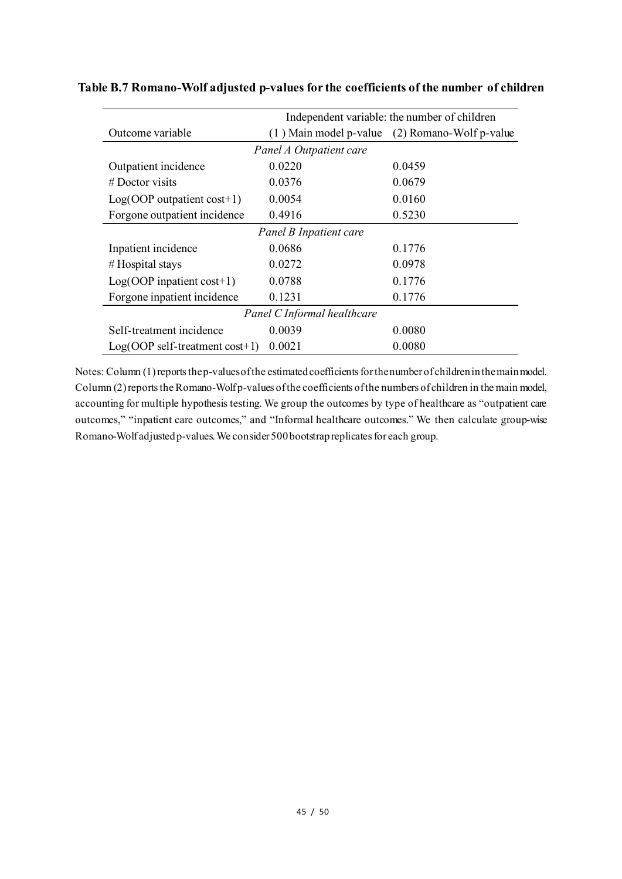**Table B.7 Romano-Wolf adjusted p-values for the coefficients of the number of children**

| Outcome variable | Independent variable: the number of children | |
|---|---|---|
| | (1 ) Main model p-value | (2) Romano-Wolf p-value |
| *Panel A Outpatient care* | | |
| Outpatient incidence | 0.0220 | 0.0459 |
| # Doctor visits | 0.0376 | 0.0679 |
| Log(OOP outpatient cost+1) | 0.0054 | 0.0160 |
| Forgone outpatient incidence | 0.4916 | 0.5230 |
| *Panel B Inpatient care* | | |
| Inpatient incidence | 0.0686 | 0.1776 |
| # Hospital stays | 0.0272 | 0.0978 |
| Log(OOP inpatient cost+1) | 0.0788 | 0.1776 |
| Forgone inpatient incidence | 0.1231 | 0.1776 |
| *Panel C Informal healthcare* | | |
| Self-treatment incidence | 0.0039 | 0.0080 |
| Log(OOP self-treatment cost+1) | 0.0021 | 0.0080 |

Notes: Column (1) reports the p-values of the estimated coefficients for the number of children in the main model. Column (2) reports the Romano-Wolf p-values of the coefficients of the numbers of children in the main model, accounting for multiple hypothesis testing. We group the outcomes by type of healthcare as "outpatient care outcomes," "inpatient care outcomes," and "Informal healthcare outcomes." We then calculate group-wise Romano-Wolf adjusted p-values. We consider 500 bootstrap replicates for each group.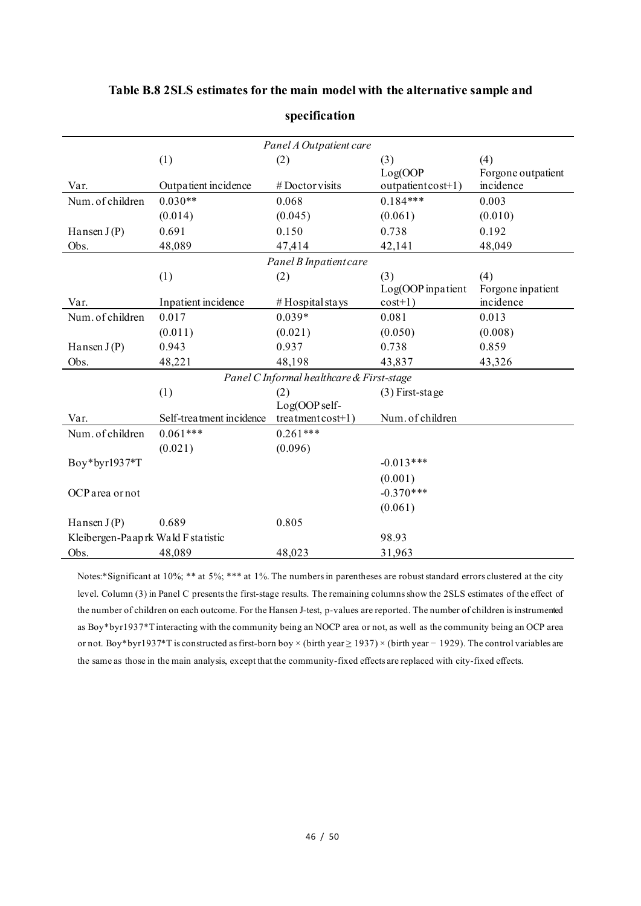**Table B.8 2SLS estimates for the main model with the alternative sample and specification**

| | *Panel A Outpatient care* | | | |
|---|---|---|---|---|
| | (1) | (2) | (3) | (4) |
| Var. | Outpatient incidence | # Doctor visits | Log(OOP outpatient cost+1) | Forgone outpatient incidence |
| Num. of children | 0.030** | 0.068 | 0.184*** | 0.003 |
| | (0.014) | (0.045) | (0.061) | (0.010) |
| Hansen J (P) | 0.691 | 0.150 | 0.738 | 0.192 |
| Obs. | 48,089 | 47,414 | 42,141 | 48,049 |
| | *Panel B Inpatient care* | | | |
| | (1) | (2) | (3) | (4) |
| Var. | Inpatient incidence | # Hospital stays | Log(OOP inpatient cost+1) | Forgone inpatient incidence |
| Num. of children | 0.017 | 0.039* | 0.081 | 0.013 |
| | (0.011) | (0.021) | (0.050) | (0.008) |
| Hansen J (P) | 0.943 | 0.937 | 0.738 | 0.859 |
| Obs. | 48,221 | 48,198 | 43,837 | 43,326 |
| | *Panel C Informal healthcare & First-stage* | | | |
| | (1) | (2) | (3) First-stage | |
| Var. | Self-treatment incidence | Log(OOP self-treatment cost+1) | Num. of children | |
| Num. of children | 0.061*** | 0.261*** | | |
| | (0.021) | (0.096) | | |
| Boy*byr1937*T | | | -0.013*** | |
| | | | (0.001) | |
| OCP area or not | | | -0.370*** | |
| | | | (0.061) | |
| Hansen J (P) | 0.689 | 0.805 | | |
| Kleibergen-Paap rk Wald F statistic | | | 98.93 | |
| Obs. | 48,089 | 48,023 | 31,963 | |

Notes: *Significant at 10%; ** at 5%; *** at 1%. The numbers in parentheses are robust standard errors clustered at the city level. Column (3) in Panel C presents the first-stage results. The remaining columns show the 2SLS estimates of the effect of the number of children on each outcome. For the Hansen J-test, p-values are reported. The number of children is instrumented as Boy*byr1937*T interacting with the community being an NOCP area or not, as well as the community being an OCP area or not. Boy*byr1937*T is constructed as first-born boy × (birth year ≥ 1937) × (birth year − 1929). The control variables are the same as those in the main analysis, except that the community-fixed effects are replaced with city-fixed effects.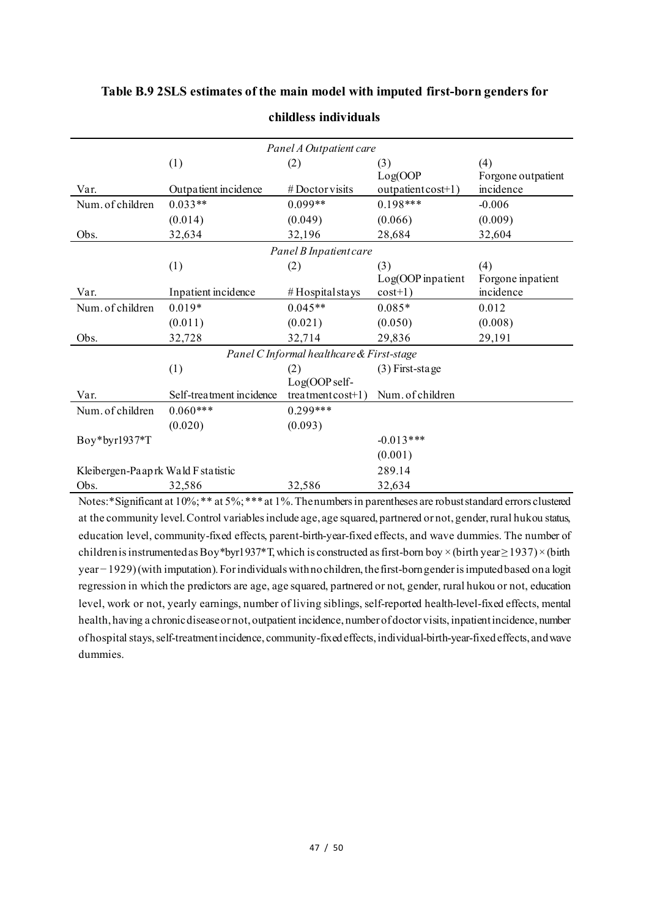**Table B.9 2SLS estimates of the main model with imputed first-born genders for childless individuals**

| | | | | |
|---|---|---|---|---|
| *Panel A Outpatient care* | | | | |
| | (1) | (2) | (3) | (4) |
| Var. | Outpatient incidence | # Doctor visits | Log(OOP outpatient cost+1) | Forgone outpatient incidence |
| Num. of children | 0.033** | 0.099** | 0.198*** | -0.006 |
| | (0.014) | (0.049) | (0.066) | (0.009) |
| Obs. | 32,634 | 32,196 | 28,684 | 32,604 |
| *Panel B Inpatient care* | | | | |
| | (1) | (2) | (3) | (4) |
| Var. | Inpatient incidence | # Hospital stays | Log(OOP inpatient cost+1) | Forgone inpatient incidence |
| Num. of children | 0.019* | 0.045** | 0.085* | 0.012 |
| | (0.011) | (0.021) | (0.050) | (0.008) |
| Obs. | 32,728 | 32,714 | 29,836 | 29,191 |
| *Panel C Informal healthcare & First-stage* | | | | |
| | (1) | (2) | (3) First-stage | |
| Var. | Self-treatment incidence | Log(OOP self-treatment cost+1) | Num. of children | |
| Num. of children | 0.060*** | 0.299*** | | |
| | (0.020) | (0.093) | | |
| Boy*byr1937*T | | | -0.013*** | |
| | | | (0.001) | |
| Kleibergen-Paap rk Wald F statistic | | | 289.14 | |
| Obs. | 32,586 | 32,586 | 32,634 | |

Notes: *Significant at 10%; ** at 5%; *** at 1%. The numbers in parentheses are robust standard errors clustered at the community level. Control variables include age, age squared, partnered or not, gender, rural hukou status, education level, community-fixed effects, parent-birth-year-fixed effects, and wave dummies. The number of children is instrumented as Boy*byr1937*T, which is constructed as first-born boy × (birth year ≥ 1937) × (birth year − 1929) (with imputation). For individuals with no children, the first-born gender is imputed based on a logit regression in which the predictors are age, age squared, partnered or not, gender, rural hukou or not, education level, work or not, yearly earnings, number of living siblings, self-reported health-level-fixed effects, mental health, having a chronic disease or not, outpatient incidence, number of doctor visits, inpatient incidence, number of hospital stays, self-treatment incidence, community-fixed effects, individual-birth-year-fixed effects, and wave dummies.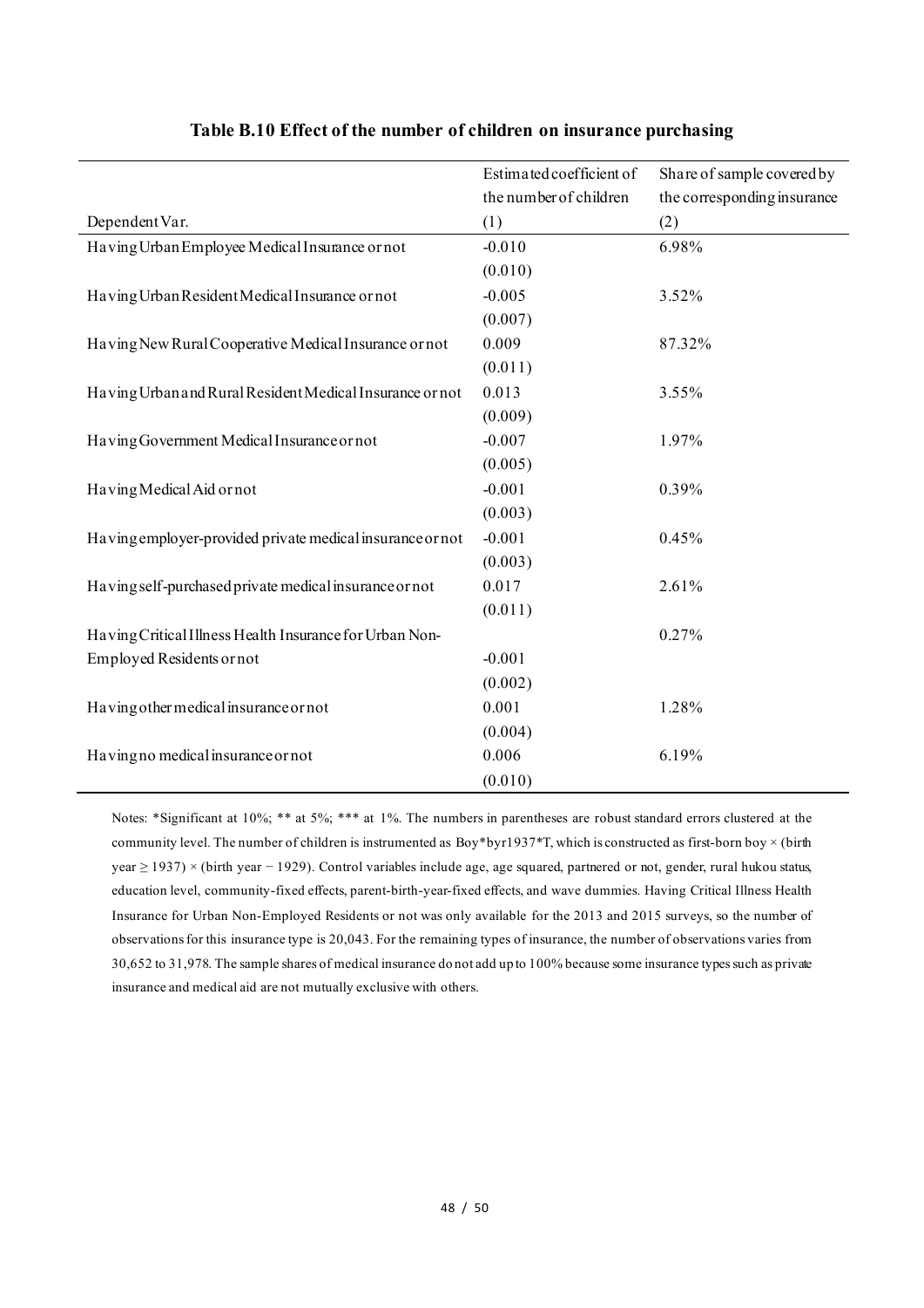**Table B.10 Effect of the number of children on insurance purchasing**

| | Estimated coefficient of the number of children | Share of sample covered by the corresponding insurance |
|---|---|---|
| Dependent Var. | (1) | (2) |
| Having Urban Employee Medical Insurance or not | -0.010 | 6.98% |
| | (0.010) | |
| Having Urban Resident Medical Insurance or not | -0.005 | 3.52% |
| | (0.007) | |
| Having New Rural Cooperative Medical Insurance or not | 0.009 | 87.32% |
| | (0.011) | |
| Having Urban and Rural Resident Medical Insurance or not | 0.013 | 3.55% |
| | (0.009) | |
| Having Government Medical Insurance or not | -0.007 | 1.97% |
| | (0.005) | |
| Having Medical Aid or not | -0.001 | 0.39% |
| | (0.003) | |
| Having employer-provided private medical insurance or not | -0.001 | 0.45% |
| | (0.003) | |
| Having self-purchased private medical insurance or not | 0.017 | 2.61% |
| | (0.011) | |
| Having Critical Illness Health Insurance for Urban Non-Employed Residents or not | -0.001 | 0.27% |
| | (0.002) | |
| Having other medical insurance or not | 0.001 | 1.28% |
| | (0.004) | |
| Having no medical insurance or not | 0.006 | 6.19% |
| | (0.010) | |

Notes: *Significant at 10%; ** at 5%; *** at 1%. The numbers in parentheses are robust standard errors clustered at the community level. The number of children is instrumented as Boy*byr1937*T, which is constructed as first-born boy × (birth year ≥ 1937) × (birth year − 1929). Control variables include age, age squared, partnered or not, gender, rural hukou status, education level, community-fixed effects, parent-birth-year-fixed effects, and wave dummies. Having Critical Illness Health Insurance for Urban Non-Employed Residents or not was only available for the 2013 and 2015 surveys, so the number of observations for this insurance type is 20,043. For the remaining types of insurance, the number of observations varies from 30,652 to 31,978. The sample shares of medical insurance do not add up to 100% because some insurance types such as private insurance and medical aid are not mutually exclusive with others.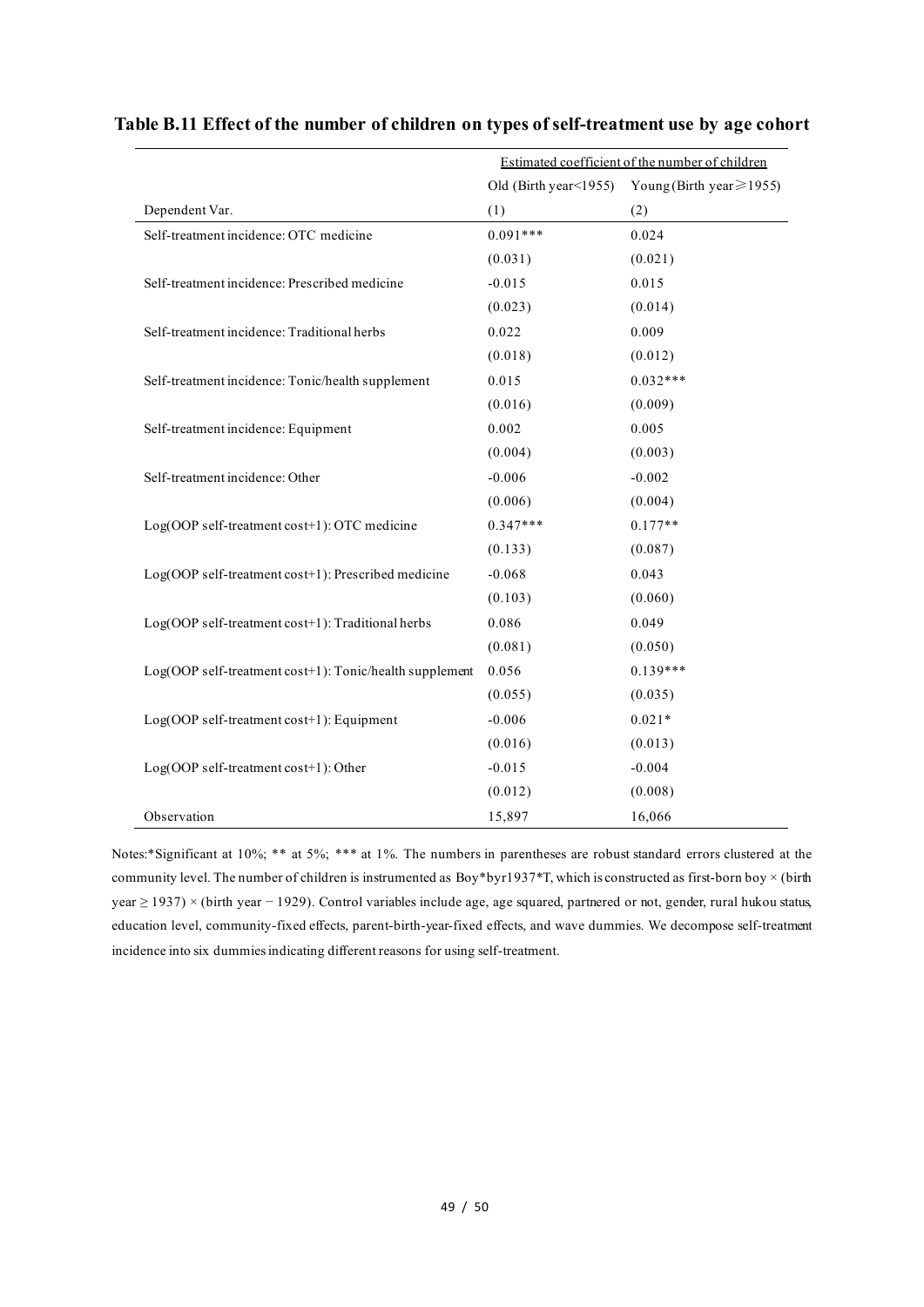## Table B.11 Effect of the number of children on types of self-treatment use by age cohort

| | Estimated coefficient of the number of children | |
|---|---|---|
| | Old (Birth year<1955) | Young (Birth year≥1955) |
| Dependent Var. | (1) | (2) |
| Self-treatment incidence: OTC medicine | 0.091*** | 0.024 |
| | (0.031) | (0.021) |
| Self-treatment incidence: Prescribed medicine | -0.015 | 0.015 |
| | (0.023) | (0.014) |
| Self-treatment incidence: Traditional herbs | 0.022 | 0.009 |
| | (0.018) | (0.012) |
| Self-treatment incidence: Tonic/health supplement | 0.015 | 0.032*** |
| | (0.016) | (0.009) |
| Self-treatment incidence: Equipment | 0.002 | 0.005 |
| | (0.004) | (0.003) |
| Self-treatment incidence: Other | -0.006 | -0.002 |
| | (0.006) | (0.004) |
| Log(OOP self-treatment cost+1): OTC medicine | 0.347*** | 0.177** |
| | (0.133) | (0.087) |
| Log(OOP self-treatment cost+1): Prescribed medicine | -0.068 | 0.043 |
| | (0.103) | (0.060) |
| Log(OOP self-treatment cost+1): Traditional herbs | 0.086 | 0.049 |
| | (0.081) | (0.050) |
| Log(OOP self-treatment cost+1): Tonic/health supplement | 0.056 | 0.139*** |
| | (0.055) | (0.035) |
| Log(OOP self-treatment cost+1): Equipment | -0.006 | 0.021* |
| | (0.016) | (0.013) |
| Log(OOP self-treatment cost+1): Other | -0.015 | -0.004 |
| | (0.012) | (0.008) |
| Observation | 15,897 | 16,066 |

Notes:*Significant at 10%; ** at 5%; *** at 1%. The numbers in parentheses are robust standard errors clustered at the community level. The number of children is instrumented as Boy*byr1937*T, which is constructed as first-born boy × (birth year ≥ 1937) × (birth year − 1929). Control variables include age, age squared, partnered or not, gender, rural hukou status, education level, community-fixed effects, parent-birth-year-fixed effects, and wave dummies. We decompose self-treatment incidence into six dummies indicating different reasons for using self-treatment.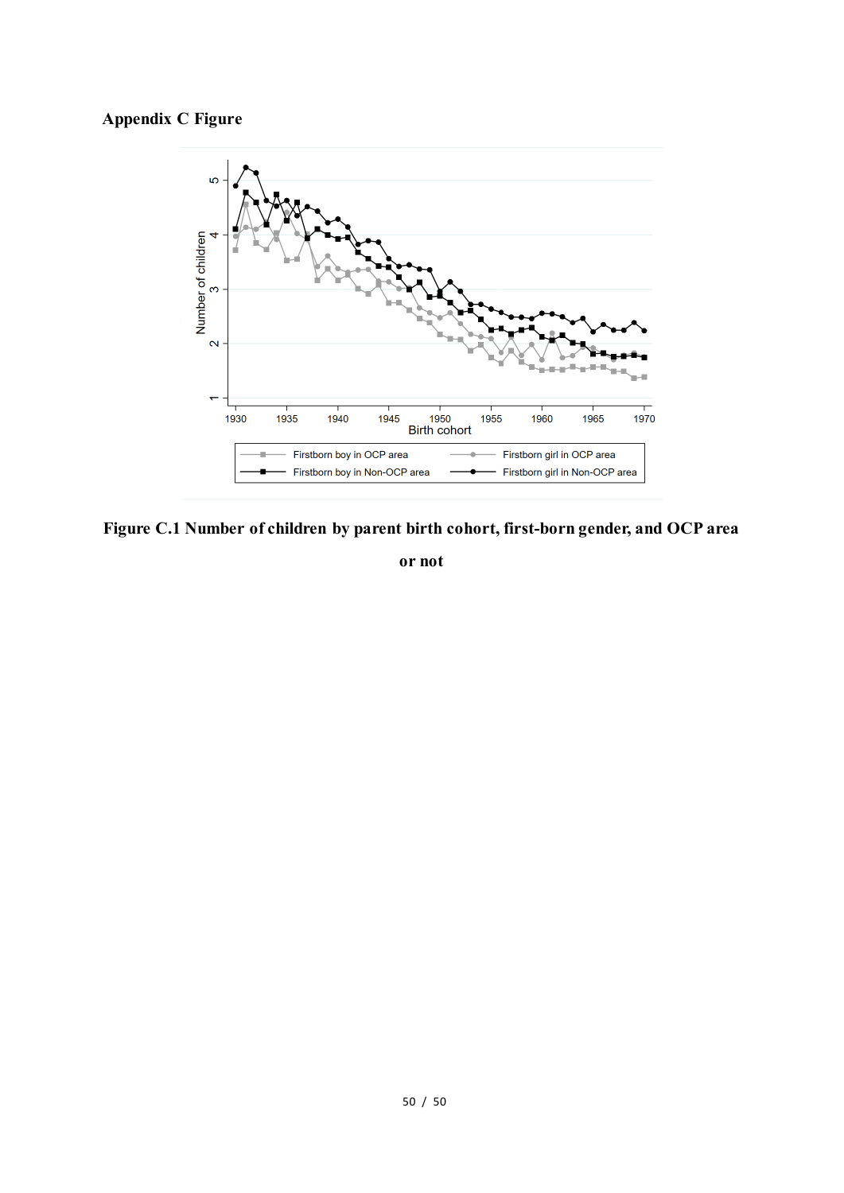## Appendix C Figure

Number of children

5
4
3
2
1

1930
1935
1940
1945
1950
1955
1960
1965
1970

Birth cohort

Firstborn boy in OCP area
Firstborn girl in OCP area
Firstborn boy in Non-OCP area
Firstborn girl in Non-OCP area

**Figure C.1 Number of children by parent birth cohort, first-born gender, and OCP area or not**